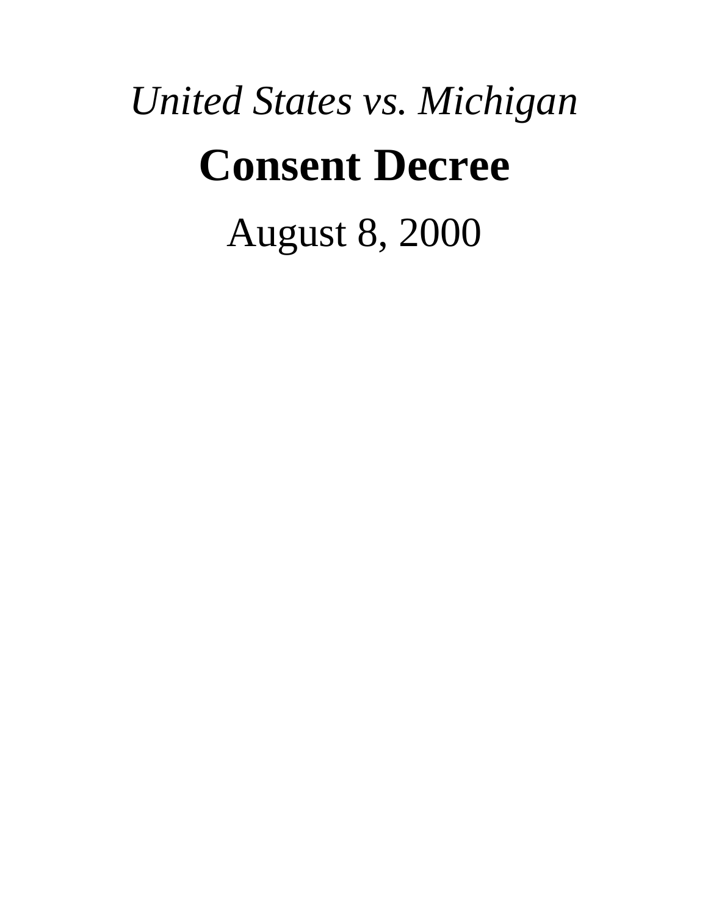*United States vs. Michigan*

# Consent Decree

August 8, 2000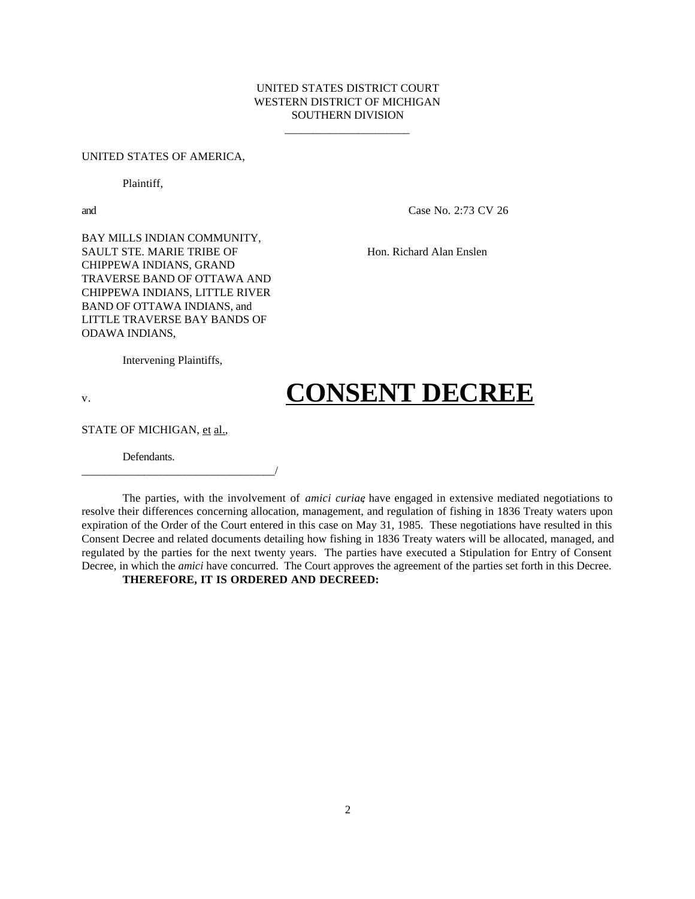UNITED STATES DISTRICT COURT
WESTERN DISTRICT OF MICHIGAN
SOUTHERN DIVISION

UNITED STATES OF AMERICA,

Plaintiff,

and

Case No. 2:73 CV 26

BAY MILLS INDIAN COMMUNITY, SAULT STE. MARIE TRIBE OF CHIPPEWA INDIANS, GRAND TRAVERSE BAND OF OTTAWA AND CHIPPEWA INDIANS, LITTLE RIVER BAND OF OTTAWA INDIANS, and LITTLE TRAVERSE BAY BANDS OF ODAWA INDIANS,

Hon. Richard Alan Enslen

Intervening Plaintiffs,

v.

# CONSENT DECREE

STATE OF MICHIGAN, et al.,

Defendants.

The parties, with the involvement of *amici curiae*, have engaged in extensive mediated negotiations to resolve their differences concerning allocation, management, and regulation of fishing in 1836 Treaty waters upon expiration of the Order of the Court entered in this case on May 31, 1985. These negotiations have resulted in this Consent Decree and related documents detailing how fishing in 1836 Treaty waters will be allocated, managed, and regulated by the parties for the next twenty years. The parties have executed a Stipulation for Entry of Consent Decree, in which the *amici* have concurred. The Court approves the agreement of the parties set forth in this Decree.

**THEREFORE, IT IS ORDERED AND DECREED:**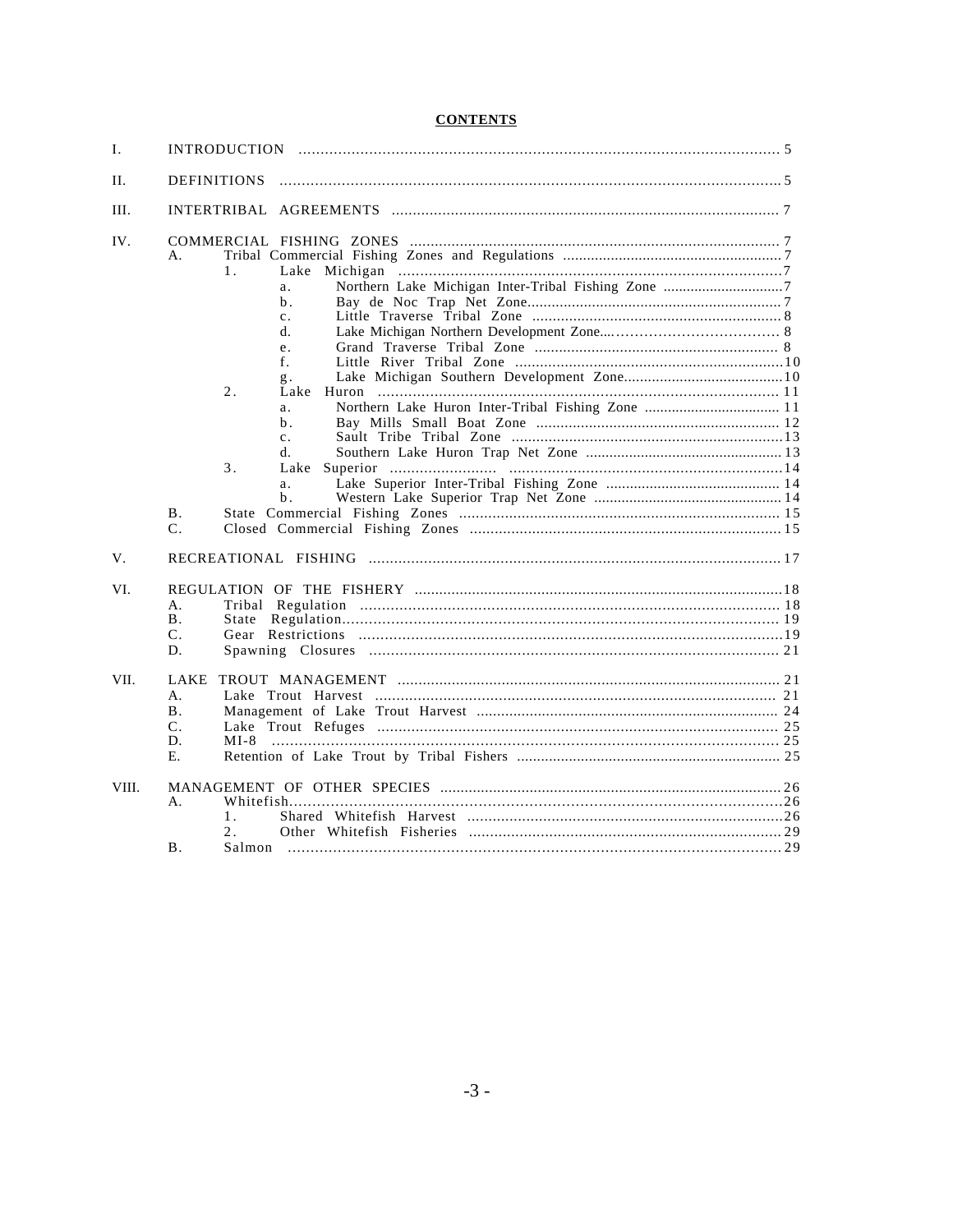**CONTENTS**

I. INTRODUCTION ..... 5

II. DEFINITIONS ..... 5

III. INTERTRIBAL AGREEMENTS ..... 7

IV. COMMERCIAL FISHING ZONES ..... 7
- A. Tribal Commercial Fishing Zones and Regulations ..... 7
  - 1. Lake Michigan ..... 7
    - a. Northern Lake Michigan Inter-Tribal Fishing Zone ..... 7
    - b. Bay de Noc Trap Net Zone ..... 7
    - c. Little Traverse Tribal Zone ..... 8
    - d. Lake Michigan Northern Development Zone ..... 8
    - e. Grand Traverse Tribal Zone ..... 8
    - f. Little River Tribal Zone ..... 10
    - g. Lake Michigan Southern Development Zone ..... 10
  - 2. Lake Huron ..... 11
    - a. Northern Lake Huron Inter-Tribal Fishing Zone ..... 11
    - b. Bay Mills Small Boat Zone ..... 12
    - c. Sault Tribe Tribal Zone ..... 13
    - d. Southern Lake Huron Trap Net Zone ..... 13
  - 3. Lake Superior ..... 14
    - a. Lake Superior Inter-Tribal Fishing Zone ..... 14
    - b. Western Lake Superior Trap Net Zone ..... 14
- B. State Commercial Fishing Zones ..... 15
- C. Closed Commercial Fishing Zones ..... 15

V. RECREATIONAL FISHING ..... 17

VI. REGULATION OF THE FISHERY ..... 18
- A. Tribal Regulation ..... 18
- B. State Regulation ..... 19
- C. Gear Restrictions ..... 19
- D. Spawning Closures ..... 21

VII. LAKE TROUT MANAGEMENT ..... 21
- A. Lake Trout Harvest ..... 21
- B. Management of Lake Trout Harvest ..... 24
- C. Lake Trout Refuges ..... 25
- D. MI-8 ..... 25
- E. Retention of Lake Trout by Tribal Fishers ..... 25

VIII. MANAGEMENT OF OTHER SPECIES ..... 26
- A. Whitefish ..... 26
  - 1. Shared Whitefish Harvest ..... 26
  - 2. Other Whitefish Fisheries ..... 29
- B. Salmon ..... 29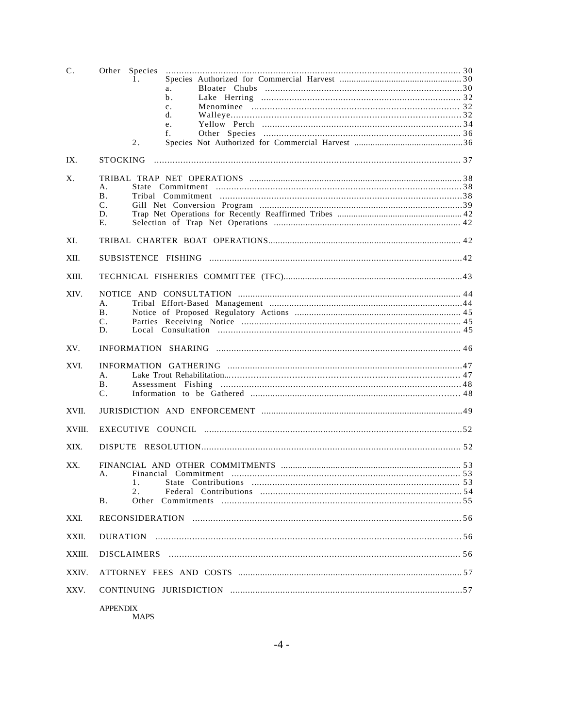C. Other Species ........................................................................................................ 30
  1. Species Authorized for Commercial Harvest ...................................................... 30
    a. Bloater Chubs .............................................................................. 30
    b. Lake Herring ............................................................................... 32
    c. Menominee ................................................................................. 32
    d. Walleye........................................................................................ 32
    e. Yellow Perch ............................................................................... 34
    f. Other Species .............................................................................. 36
  2. Species Not Authorized for Commercial Harvest ................................................ 36

IX. STOCKING ................................................................................................................ 37

X. TRIBAL TRAP NET OPERATIONS ....................................................................................... 38
  A. State Commitment ................................................................................................ 38
  B. Tribal Commitment ............................................................................................... 38
  C. Gill Net Conversion Program ................................................................................. 39
  D. Trap Net Operations for Recently Reaffirmed Tribes ...................................................... 42
  E. Selection of Trap Net Operations ............................................................................ 42

XI. TRIBAL CHARTER BOAT OPERATIONS............................................................................... 42

XII. SUBSISTENCE FISHING .................................................................................................... 42

XIII. TECHNICAL FISHERIES COMMITTEE (TFC)........................................................................... 43

XIV. NOTICE AND CONSULTATION ......................................................................................... 44
  A. Tribal Effort-Based Management ............................................................................. 44
  B. Notice of Proposed Regulatory Actions ..................................................................... 45
  C. Parties Receiving Notice ....................................................................................... 45
  D. Local Consultation ............................................................................................... 45

XV. INFORMATION SHARING ................................................................................................. 46

XVI. INFORMATION GATHERING ............................................................................................. 47
  A. Lake Trout Rehabilitation....................................................................................... 47
  B. Assessment Fishing ............................................................................................... 48
  C. Information to be Gathered .................................................................................... 48

XVII. JURISDICTION AND ENFORCEMENT .................................................................................. 49

XVIII. EXECUTIVE COUNCIL ...................................................................................................... 52

XIX. DISPUTE RESOLUTION...................................................................................................... 52

XX. FINANCIAL AND OTHER COMMITMENTS ........................................................................... 53
  A. Financial Commitment ............................................................................................ 53
    1. State Contributions ................................................................................... 53
    2. Federal Contributions ................................................................................ 54
  B. Other Commitments ................................................................................................ 55

XXI. RECONSIDERATION .......................................................................................................... 56

XXII. DURATION ....................................................................................................................... 56

XXIII. DISCLAIMERS .................................................................................................................. 56

XXIV. ATTORNEY FEES AND COSTS ........................................................................................... 57

XXV. CONTINUING JURISDICTION ............................................................................................. 57

APPENDIX
  MAPS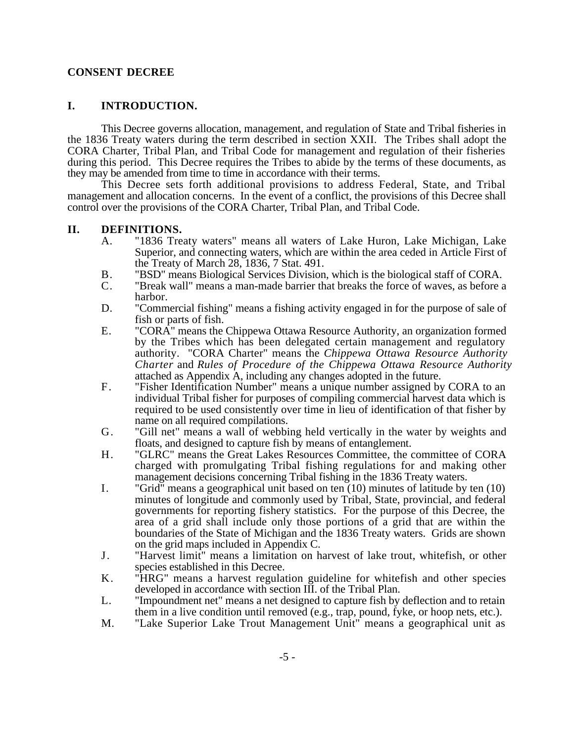**CONSENT DECREE**

## I. INTRODUCTION.

This Decree governs allocation, management, and regulation of State and Tribal fisheries in the 1836 Treaty waters during the term described in section XXII. The Tribes shall adopt the CORA Charter, Tribal Plan, and Tribal Code for management and regulation of their fisheries during this period. This Decree requires the Tribes to abide by the terms of these documents, as they may be amended from time to time in accordance with their terms.

This Decree sets forth additional provisions to address Federal, State, and Tribal management and allocation concerns. In the event of a conflict, the provisions of this Decree shall control over the provisions of the CORA Charter, Tribal Plan, and Tribal Code.

## II. DEFINITIONS.

A. "1836 Treaty waters" means all waters of Lake Huron, Lake Michigan, Lake Superior, and connecting waters, which are within the area ceded in Article First of the Treaty of March 28, 1836, 7 Stat. 491.

B. "BSD" means Biological Services Division, which is the biological staff of CORA.

C. "Break wall" means a man-made barrier that breaks the force of waves, as before a harbor.

D. "Commercial fishing" means a fishing activity engaged in for the purpose of sale of fish or parts of fish.

E. "CORA" means the Chippewa Ottawa Resource Authority, an organization formed by the Tribes which has been delegated certain management and regulatory authority. "CORA Charter" means the *Chippewa Ottawa Resource Authority Charter* and *Rules of Procedure of the Chippewa Ottawa Resource Authority* attached as Appendix A, including any changes adopted in the future.

F. "Fisher Identification Number" means a unique number assigned by CORA to an individual Tribal fisher for purposes of compiling commercial harvest data which is required to be used consistently over time in lieu of identification of that fisher by name on all required compilations.

G. "Gill net" means a wall of webbing held vertically in the water by weights and floats, and designed to capture fish by means of entanglement.

H. "GLRC" means the Great Lakes Resources Committee, the committee of CORA charged with promulgating Tribal fishing regulations for and making other management decisions concerning Tribal fishing in the 1836 Treaty waters.

I. "Grid" means a geographical unit based on ten (10) minutes of latitude by ten (10) minutes of longitude and commonly used by Tribal, State, provincial, and federal governments for reporting fishery statistics. For the purpose of this Decree, the area of a grid shall include only those portions of a grid that are within the boundaries of the State of Michigan and the 1836 Treaty waters. Grids are shown on the grid maps included in Appendix C.

J. "Harvest limit" means a limitation on harvest of lake trout, whitefish, or other species established in this Decree.

K. "HRG" means a harvest regulation guideline for whitefish and other species developed in accordance with section III. of the Tribal Plan.

L. "Impoundment net" means a net designed to capture fish by deflection and to retain them in a live condition until removed (e.g., trap, pound, fyke, or hoop nets, etc.).

M. "Lake Superior Lake Trout Management Unit" means a geographical unit as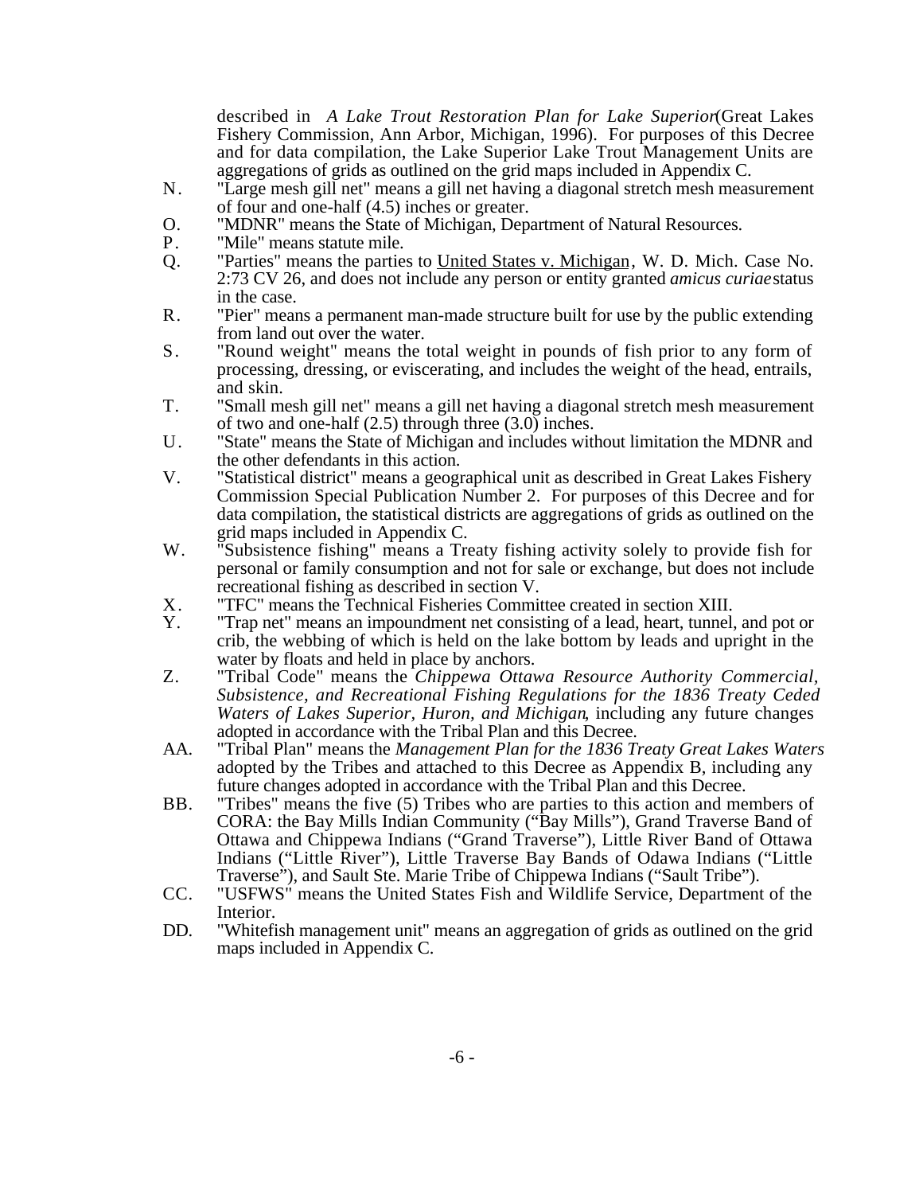described in *A Lake Trout Restoration Plan for Lake Superior* (Great Lakes Fishery Commission, Ann Arbor, Michigan, 1996). For purposes of this Decree and for data compilation, the Lake Superior Lake Trout Management Units are aggregations of grids as outlined on the grid maps included in Appendix C.

N. "Large mesh gill net" means a gill net having a diagonal stretch mesh measurement of four and one-half (4.5) inches or greater.

O. "MDNR" means the State of Michigan, Department of Natural Resources.

P. "Mile" means statute mile.

Q. "Parties" means the parties to United States v. Michigan, W. D. Mich. Case No. 2:73 CV 26, and does not include any person or entity granted *amicus curiae* status in the case.

R. "Pier" means a permanent man-made structure built for use by the public extending from land out over the water.

S. "Round weight" means the total weight in pounds of fish prior to any form of processing, dressing, or eviscerating, and includes the weight of the head, entrails, and skin.

T. "Small mesh gill net" means a gill net having a diagonal stretch mesh measurement of two and one-half (2.5) through three (3.0) inches.

U. "State" means the State of Michigan and includes without limitation the MDNR and the other defendants in this action.

V. "Statistical district" means a geographical unit as described in Great Lakes Fishery Commission Special Publication Number 2. For purposes of this Decree and for data compilation, the statistical districts are aggregations of grids as outlined on the grid maps included in Appendix C.

W. "Subsistence fishing" means a Treaty fishing activity solely to provide fish for personal or family consumption and not for sale or exchange, but does not include recreational fishing as described in section V.

X. "TFC" means the Technical Fisheries Committee created in section XIII.

Y. "Trap net" means an impoundment net consisting of a lead, heart, tunnel, and pot or crib, the webbing of which is held on the lake bottom by leads and upright in the water by floats and held in place by anchors.

Z. "Tribal Code" means the *Chippewa Ottawa Resource Authority Commercial, Subsistence, and Recreational Fishing Regulations for the 1836 Treaty Ceded Waters of Lakes Superior, Huron, and Michigan*, including any future changes adopted in accordance with the Tribal Plan and this Decree.

AA. "Tribal Plan" means the *Management Plan for the 1836 Treaty Great Lakes Waters* adopted by the Tribes and attached to this Decree as Appendix B, including any future changes adopted in accordance with the Tribal Plan and this Decree.

BB. "Tribes" means the five (5) Tribes who are parties to this action and members of CORA: the Bay Mills Indian Community ("Bay Mills"), Grand Traverse Band of Ottawa and Chippewa Indians ("Grand Traverse"), Little River Band of Ottawa Indians ("Little River"), Little Traverse Bay Bands of Odawa Indians ("Little Traverse"), and Sault Ste. Marie Tribe of Chippewa Indians ("Sault Tribe").

CC. "USFWS" means the United States Fish and Wildlife Service, Department of the Interior.

DD. "Whitefish management unit" means an aggregation of grids as outlined on the grid maps included in Appendix C.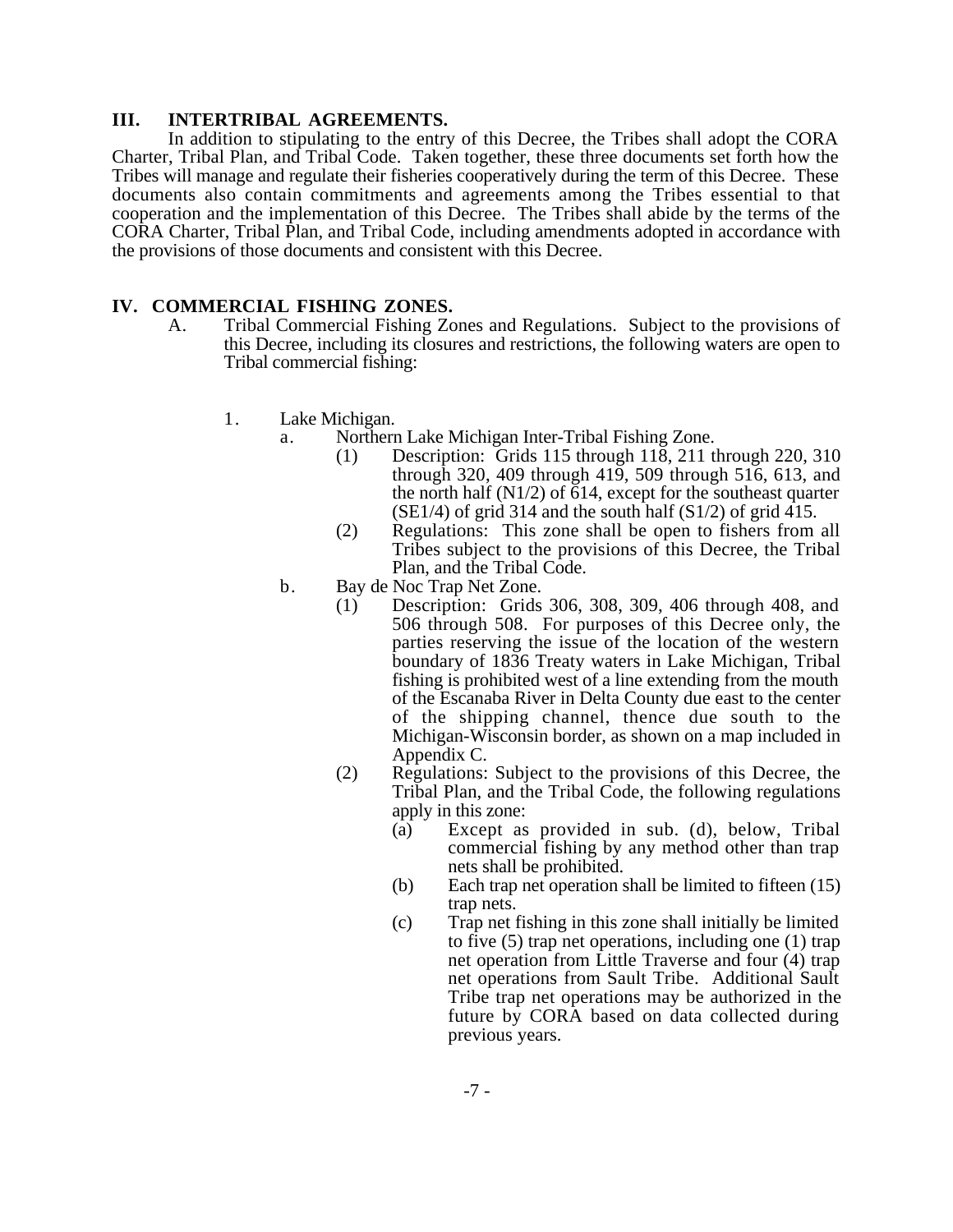## III. INTERTRIBAL AGREEMENTS.

In addition to stipulating to the entry of this Decree, the Tribes shall adopt the CORA Charter, Tribal Plan, and Tribal Code. Taken together, these three documents set forth how the Tribes will manage and regulate their fisheries cooperatively during the term of this Decree. These documents also contain commitments and agreements among the Tribes essential to that cooperation and the implementation of this Decree. The Tribes shall abide by the terms of the CORA Charter, Tribal Plan, and Tribal Code, including amendments adopted in accordance with the provisions of those documents and consistent with this Decree.

## IV. COMMERCIAL FISHING ZONES.

A. Tribal Commercial Fishing Zones and Regulations. Subject to the provisions of this Decree, including its closures and restrictions, the following waters are open to Tribal commercial fishing:

1. Lake Michigan.
   - a. Northern Lake Michigan Inter-Tribal Fishing Zone.
     - (1) Description: Grids 115 through 118, 211 through 220, 310 through 320, 409 through 419, 509 through 516, 613, and the north half (N1/2) of 614, except for the southeast quarter (SE1/4) of grid 314 and the south half (S1/2) of grid 415.
     - (2) Regulations: This zone shall be open to fishers from all Tribes subject to the provisions of this Decree, the Tribal Plan, and the Tribal Code.
   - b. Bay de Noc Trap Net Zone.
     - (1) Description: Grids 306, 308, 309, 406 through 408, and 506 through 508. For purposes of this Decree only, the parties reserving the issue of the location of the western boundary of 1836 Treaty waters in Lake Michigan, Tribal fishing is prohibited west of a line extending from the mouth of the Escanaba River in Delta County due east to the center of the shipping channel, thence due south to the Michigan-Wisconsin border, as shown on a map included in Appendix C.
     - (2) Regulations: Subject to the provisions of this Decree, the Tribal Plan, and the Tribal Code, the following regulations apply in this zone:
       - (a) Except as provided in sub. (d), below, Tribal commercial fishing by any method other than trap nets shall be prohibited.
       - (b) Each trap net operation shall be limited to fifteen (15) trap nets.
       - (c) Trap net fishing in this zone shall initially be limited to five (5) trap net operations, including one (1) trap net operation from Little Traverse and four (4) trap net operations from Sault Tribe. Additional Sault Tribe trap net operations may be authorized in the future by CORA based on data collected during previous years.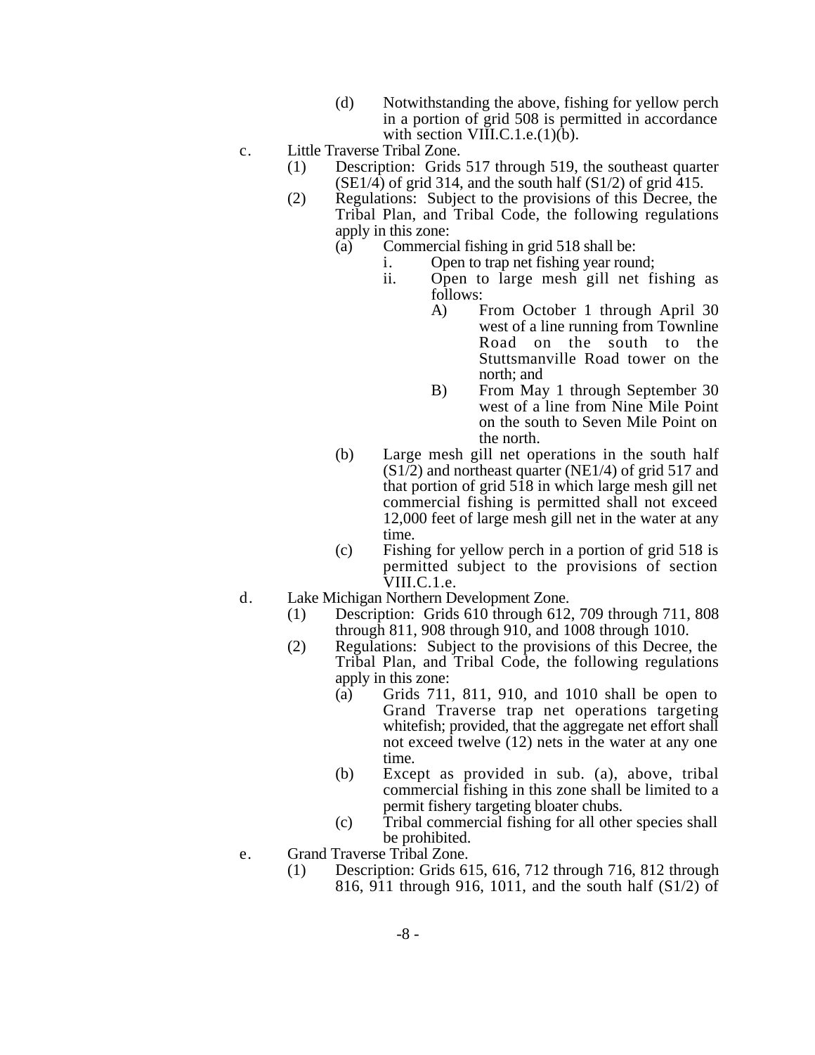(d) Notwithstanding the above, fishing for yellow perch in a portion of grid 508 is permitted in accordance with section VIII.C.1.e.(1)(b).

c. Little Traverse Tribal Zone.

(1) Description: Grids 517 through 519, the southeast quarter (SE1/4) of grid 314, and the south half (S1/2) of grid 415.

(2) Regulations: Subject to the provisions of this Decree, the Tribal Plan, and Tribal Code, the following regulations apply in this zone:

(a) Commercial fishing in grid 518 shall be:

i. Open to trap net fishing year round;

ii. Open to large mesh gill net fishing as follows:

A) From October 1 through April 30 west of a line running from Townline Road on the south to the Stuttsmanville Road tower on the north; and

B) From May 1 through September 30 west of a line from Nine Mile Point on the south to Seven Mile Point on the north.

(b) Large mesh gill net operations in the south half (S1/2) and northeast quarter (NE1/4) of grid 517 and that portion of grid 518 in which large mesh gill net commercial fishing is permitted shall not exceed 12,000 feet of large mesh gill net in the water at any time.

(c) Fishing for yellow perch in a portion of grid 518 is permitted subject to the provisions of section VIII.C.1.e.

d. Lake Michigan Northern Development Zone.

(1) Description: Grids 610 through 612, 709 through 711, 808 through 811, 908 through 910, and 1008 through 1010.

(2) Regulations: Subject to the provisions of this Decree, the Tribal Plan, and Tribal Code, the following regulations apply in this zone:

(a) Grids 711, 811, 910, and 1010 shall be open to Grand Traverse trap net operations targeting whitefish; provided, that the aggregate net effort shall not exceed twelve (12) nets in the water at any one time.

(b) Except as provided in sub. (a), above, tribal commercial fishing in this zone shall be limited to a permit fishery targeting bloater chubs.

(c) Tribal commercial fishing for all other species shall be prohibited.

e. Grand Traverse Tribal Zone.

(1) Description: Grids 615, 616, 712 through 716, 812 through 816, 911 through 916, 1011, and the south half (S1/2) of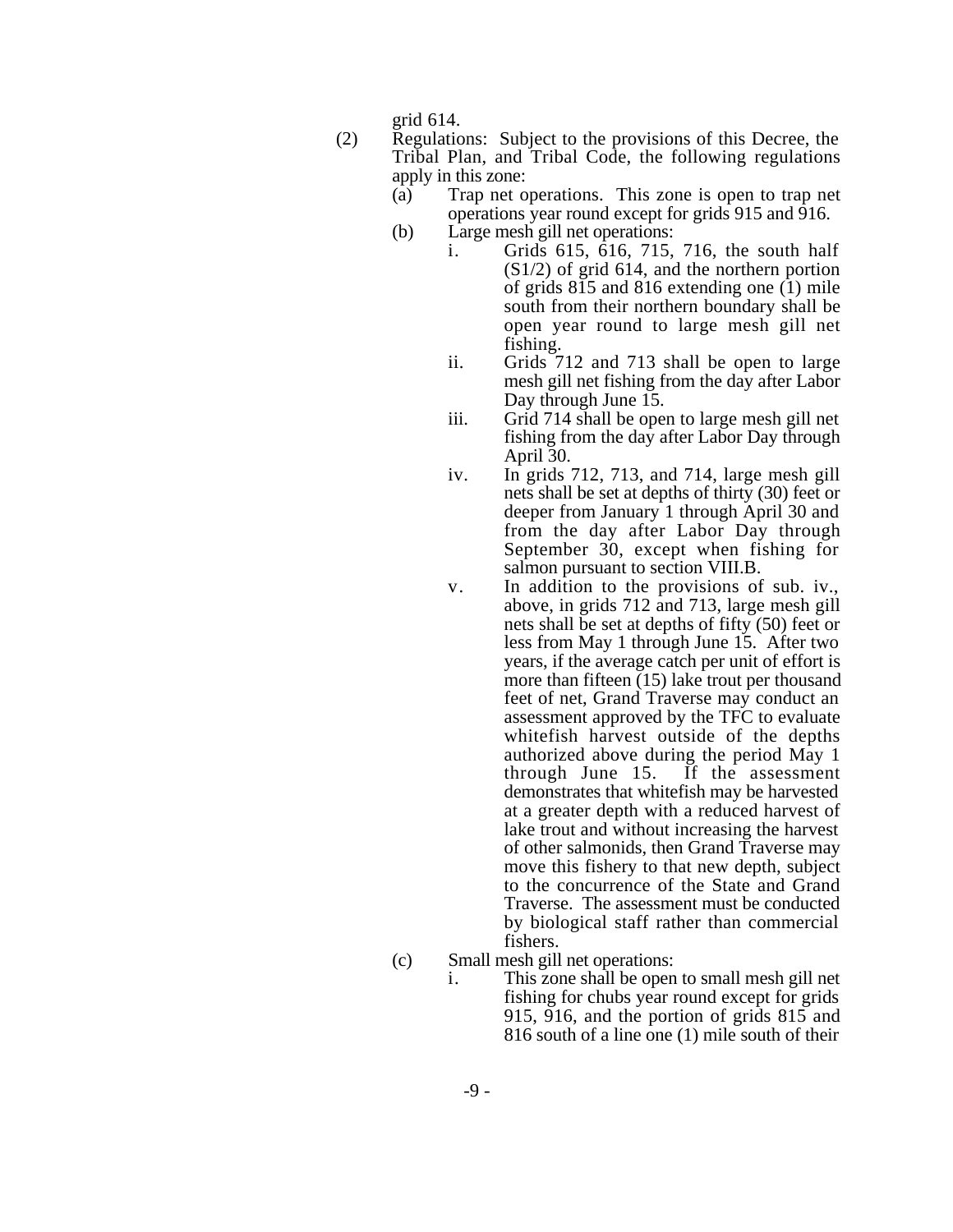grid 614.

(2) Regulations: Subject to the provisions of this Decree, the Tribal Plan, and Tribal Code, the following regulations apply in this zone:

   (a) Trap net operations. This zone is open to trap net operations year round except for grids 915 and 916.

   (b) Large mesh gill net operations:

      i. Grids 615, 616, 715, 716, the south half (S1/2) of grid 614, and the northern portion of grids 815 and 816 extending one (1) mile south from their northern boundary shall be open year round to large mesh gill net fishing.

      ii. Grids 712 and 713 shall be open to large mesh gill net fishing from the day after Labor Day through June 15.

      iii. Grid 714 shall be open to large mesh gill net fishing from the day after Labor Day through April 30.

      iv. In grids 712, 713, and 714, large mesh gill nets shall be set at depths of thirty (30) feet or deeper from January 1 through April 30 and from the day after Labor Day through September 30, except when fishing for salmon pursuant to section VIII.B.

      v. In addition to the provisions of sub. iv., above, in grids 712 and 713, large mesh gill nets shall be set at depths of fifty (50) feet or less from May 1 through June 15. After two years, if the average catch per unit of effort is more than fifteen (15) lake trout per thousand feet of net, Grand Traverse may conduct an assessment approved by the TFC to evaluate whitefish harvest outside of the depths authorized above during the period May 1 through June 15. If the assessment demonstrates that whitefish may be harvested at a greater depth with a reduced harvest of lake trout and without increasing the harvest of other salmonids, then Grand Traverse may move this fishery to that new depth, subject to the concurrence of the State and Grand Traverse. The assessment must be conducted by biological staff rather than commercial fishers.

   (c) Small mesh gill net operations:

      i. This zone shall be open to small mesh gill net fishing for chubs year round except for grids 915, 916, and the portion of grids 815 and 816 south of a line one (1) mile south of their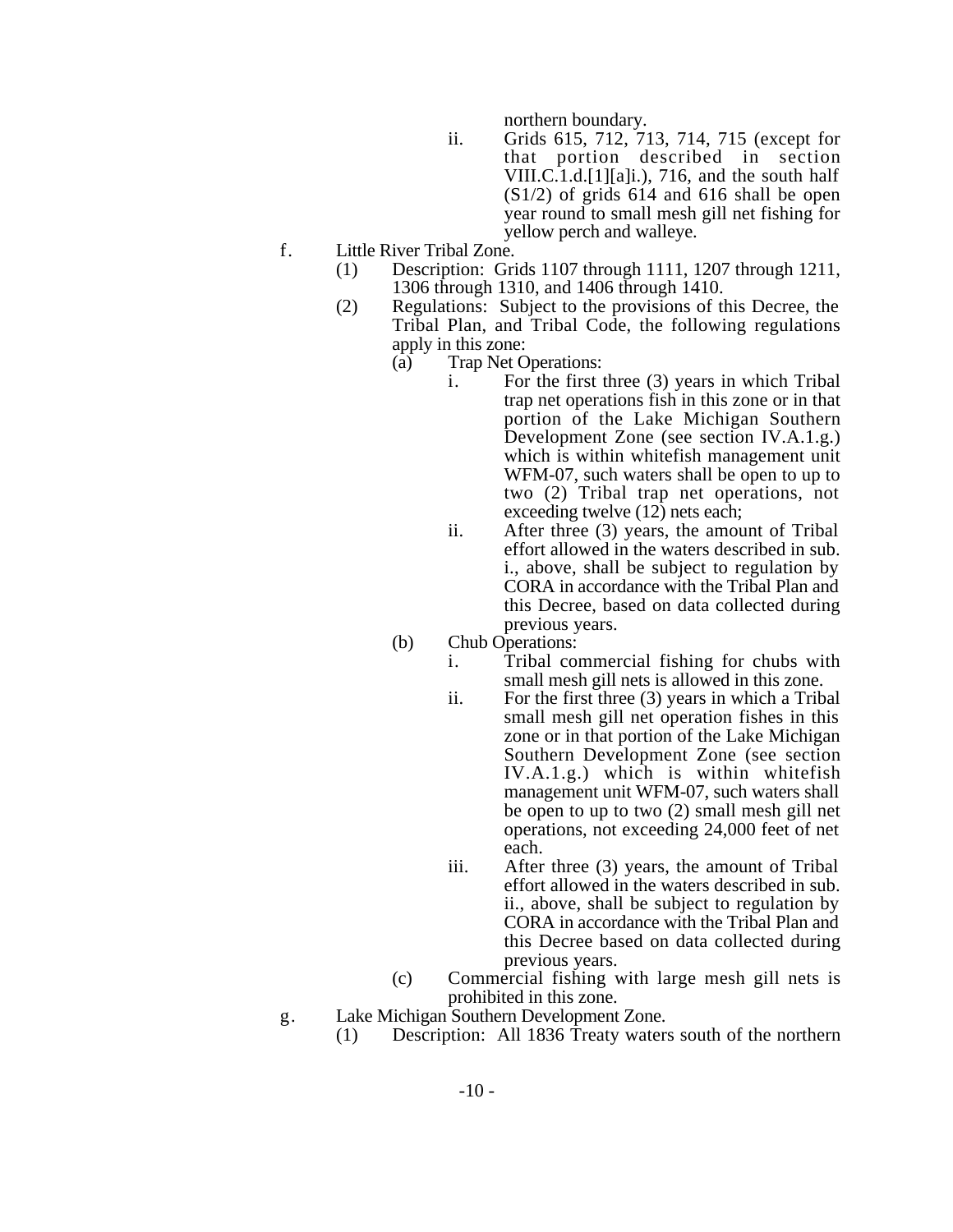northern boundary.

ii. Grids 615, 712, 713, 714, 715 (except for that portion described in section VIII.C.1.d.[1][a]i.), 716, and the south half (S1/2) of grids 614 and 616 shall be open year round to small mesh gill net fishing for yellow perch and walleye.

f. Little River Tribal Zone.

(1) Description: Grids 1107 through 1111, 1207 through 1211, 1306 through 1310, and 1406 through 1410.

(2) Regulations: Subject to the provisions of this Decree, the Tribal Plan, and Tribal Code, the following regulations apply in this zone:

(a) Trap Net Operations:

i. For the first three (3) years in which Tribal trap net operations fish in this zone or in that portion of the Lake Michigan Southern Development Zone (see section IV.A.1.g.) which is within whitefish management unit WFM-07, such waters shall be open to up to two (2) Tribal trap net operations, not exceeding twelve (12) nets each;

ii. After three (3) years, the amount of Tribal effort allowed in the waters described in sub. i., above, shall be subject to regulation by CORA in accordance with the Tribal Plan and this Decree, based on data collected during previous years.

(b) Chub Operations:

i. Tribal commercial fishing for chubs with small mesh gill nets is allowed in this zone.

ii. For the first three (3) years in which a Tribal small mesh gill net operation fishes in this zone or in that portion of the Lake Michigan Southern Development Zone (see section IV.A.1.g.) which is within whitefish management unit WFM-07, such waters shall be open to up to two (2) small mesh gill net operations, not exceeding 24,000 feet of net each.

iii. After three (3) years, the amount of Tribal effort allowed in the waters described in sub. ii., above, shall be subject to regulation by CORA in accordance with the Tribal Plan and this Decree based on data collected during previous years.

(c) Commercial fishing with large mesh gill nets is prohibited in this zone.

g. Lake Michigan Southern Development Zone.

(1) Description: All 1836 Treaty waters south of the northern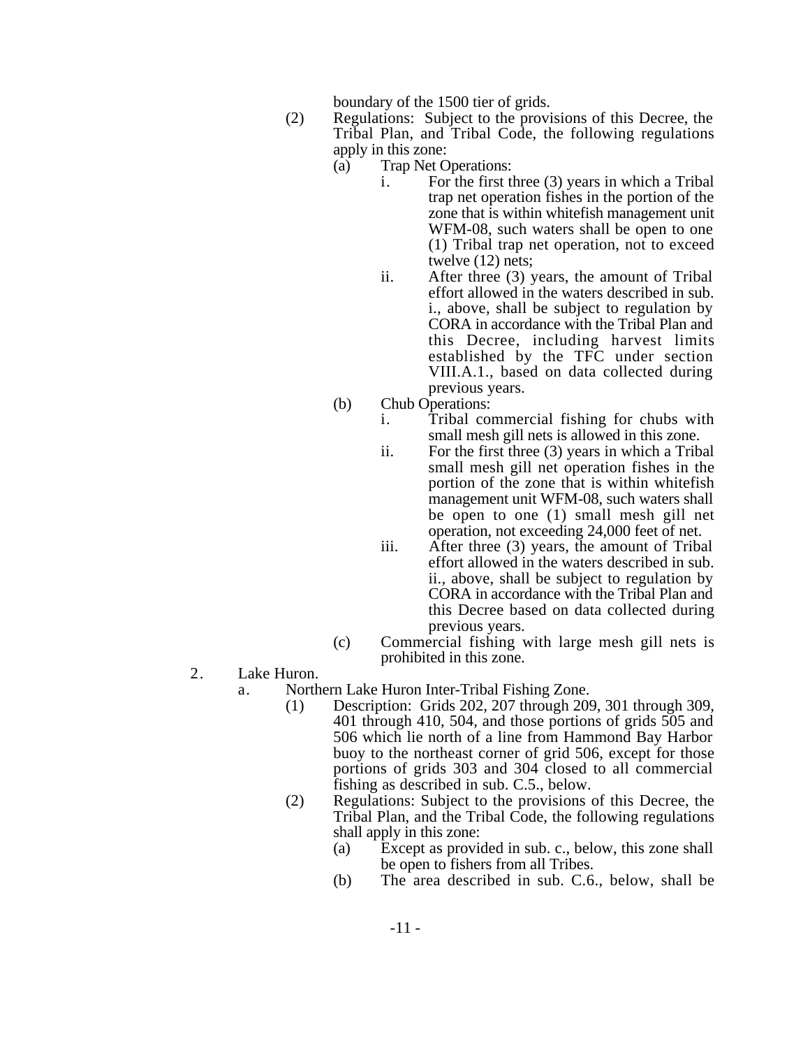boundary of the 1500 tier of grids.

(2) Regulations: Subject to the provisions of this Decree, the Tribal Plan, and Tribal Code, the following regulations apply in this zone:

(a) Trap Net Operations:

i. For the first three (3) years in which a Tribal trap net operation fishes in the portion of the zone that is within whitefish management unit WFM-08, such waters shall be open to one (1) Tribal trap net operation, not to exceed twelve (12) nets;

ii. After three (3) years, the amount of Tribal effort allowed in the waters described in sub. i., above, shall be subject to regulation by CORA in accordance with the Tribal Plan and this Decree, including harvest limits established by the TFC under section VIII.A.1., based on data collected during previous years.

(b) Chub Operations:

i. Tribal commercial fishing for chubs with small mesh gill nets is allowed in this zone.

ii. For the first three (3) years in which a Tribal small mesh gill net operation fishes in the portion of the zone that is within whitefish management unit WFM-08, such waters shall be open to one (1) small mesh gill net operation, not exceeding 24,000 feet of net.

iii. After three (3) years, the amount of Tribal effort allowed in the waters described in sub. ii., above, shall be subject to regulation by CORA in accordance with the Tribal Plan and this Decree based on data collected during previous years.

(c) Commercial fishing with large mesh gill nets is prohibited in this zone.

2. Lake Huron.

a. Northern Lake Huron Inter-Tribal Fishing Zone.

(1) Description: Grids 202, 207 through 209, 301 through 309, 401 through 410, 504, and those portions of grids 505 and 506 which lie north of a line from Hammond Bay Harbor buoy to the northeast corner of grid 506, except for those portions of grids 303 and 304 closed to all commercial fishing as described in sub. C.5., below.

(2) Regulations: Subject to the provisions of this Decree, the Tribal Plan, and the Tribal Code, the following regulations shall apply in this zone:

(a) Except as provided in sub. c., below, this zone shall be open to fishers from all Tribes.

(b) The area described in sub. C.6., below, shall be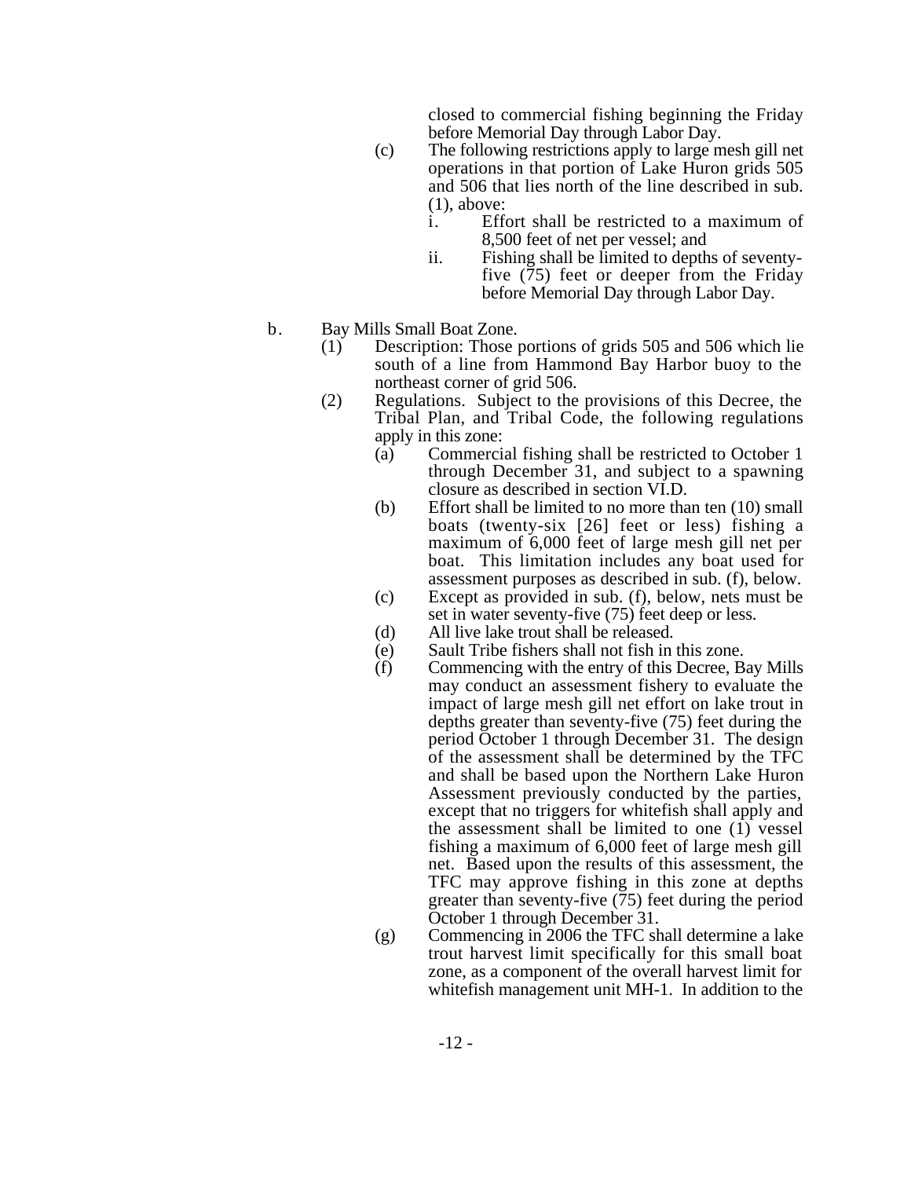closed to commercial fishing beginning the Friday before Memorial Day through Labor Day.

(c) The following restrictions apply to large mesh gill net operations in that portion of Lake Huron grids 505 and 506 that lies north of the line described in sub. (1), above:

i. Effort shall be restricted to a maximum of 8,500 feet of net per vessel; and

ii. Fishing shall be limited to depths of seventy-five (75) feet or deeper from the Friday before Memorial Day through Labor Day.

b. Bay Mills Small Boat Zone.

(1) Description: Those portions of grids 505 and 506 which lie south of a line from Hammond Bay Harbor buoy to the northeast corner of grid 506.

(2) Regulations. Subject to the provisions of this Decree, the Tribal Plan, and Tribal Code, the following regulations apply in this zone:

(a) Commercial fishing shall be restricted to October 1 through December 31, and subject to a spawning closure as described in section VI.D.

(b) Effort shall be limited to no more than ten (10) small boats (twenty-six [26] feet or less) fishing a maximum of 6,000 feet of large mesh gill net per boat. This limitation includes any boat used for assessment purposes as described in sub. (f), below.

(c) Except as provided in sub. (f), below, nets must be set in water seventy-five (75) feet deep or less.

(d) All live lake trout shall be released.

(e) Sault Tribe fishers shall not fish in this zone.

(f) Commencing with the entry of this Decree, Bay Mills may conduct an assessment fishery to evaluate the impact of large mesh gill net effort on lake trout in depths greater than seventy-five (75) feet during the period October 1 through December 31. The design of the assessment shall be determined by the TFC and shall be based upon the Northern Lake Huron Assessment previously conducted by the parties, except that no triggers for whitefish shall apply and the assessment shall be limited to one (1) vessel fishing a maximum of 6,000 feet of large mesh gill net. Based upon the results of this assessment, the TFC may approve fishing in this zone at depths greater than seventy-five (75) feet during the period October 1 through December 31.

(g) Commencing in 2006 the TFC shall determine a lake trout harvest limit specifically for this small boat zone, as a component of the overall harvest limit for whitefish management unit MH-1. In addition to the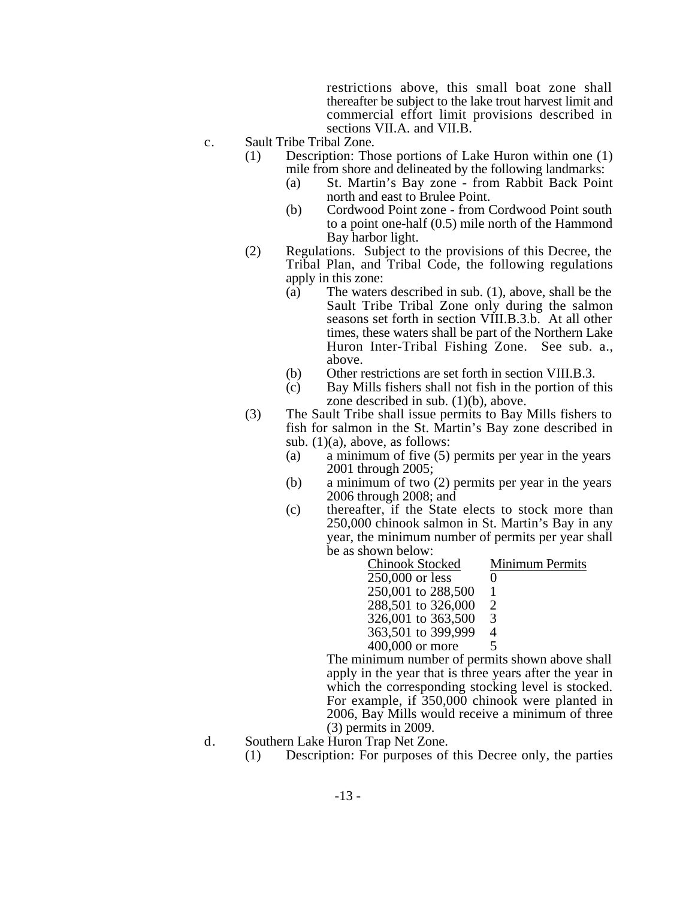restrictions above, this small boat zone shall thereafter be subject to the lake trout harvest limit and commercial effort limit provisions described in sections VII.A. and VII.B.

c. Sault Tribe Tribal Zone.

(1) Description: Those portions of Lake Huron within one (1) mile from shore and delineated by the following landmarks:

(a) St. Martin's Bay zone - from Rabbit Back Point north and east to Brulee Point.

(b) Cordwood Point zone - from Cordwood Point south to a point one-half (0.5) mile north of the Hammond Bay harbor light.

(2) Regulations. Subject to the provisions of this Decree, the Tribal Plan, and Tribal Code, the following regulations apply in this zone:

(a) The waters described in sub. (1), above, shall be the Sault Tribe Tribal Zone only during the salmon seasons set forth in section VIII.B.3.b. At all other times, these waters shall be part of the Northern Lake Huron Inter-Tribal Fishing Zone. See sub. a., above.

(b) Other restrictions are set forth in section VIII.B.3.

(c) Bay Mills fishers shall not fish in the portion of this zone described in sub. (1)(b), above.

(3) The Sault Tribe shall issue permits to Bay Mills fishers to fish for salmon in the St. Martin's Bay zone described in sub. (1)(a), above, as follows:

(a) a minimum of five (5) permits per year in the years 2001 through 2005;

(b) a minimum of two (2) permits per year in the years 2006 through 2008; and

(c) thereafter, if the State elects to stock more than 250,000 chinook salmon in St. Martin's Bay in any year, the minimum number of permits per year shall be as shown below:

| Chinook Stocked | Minimum Permits |
|---|---|
| 250,000 or less | 0 |
| 250,001 to 288,500 | 1 |
| 288,501 to 326,000 | 2 |
| 326,001 to 363,500 | 3 |
| 363,501 to 399,999 | 4 |
| 400,000 or more | 5 |

The minimum number of permits shown above shall apply in the year that is three years after the year in which the corresponding stocking level is stocked. For example, if 350,000 chinook were planted in 2006, Bay Mills would receive a minimum of three (3) permits in 2009.

d. Southern Lake Huron Trap Net Zone.

(1) Description: For purposes of this Decree only, the parties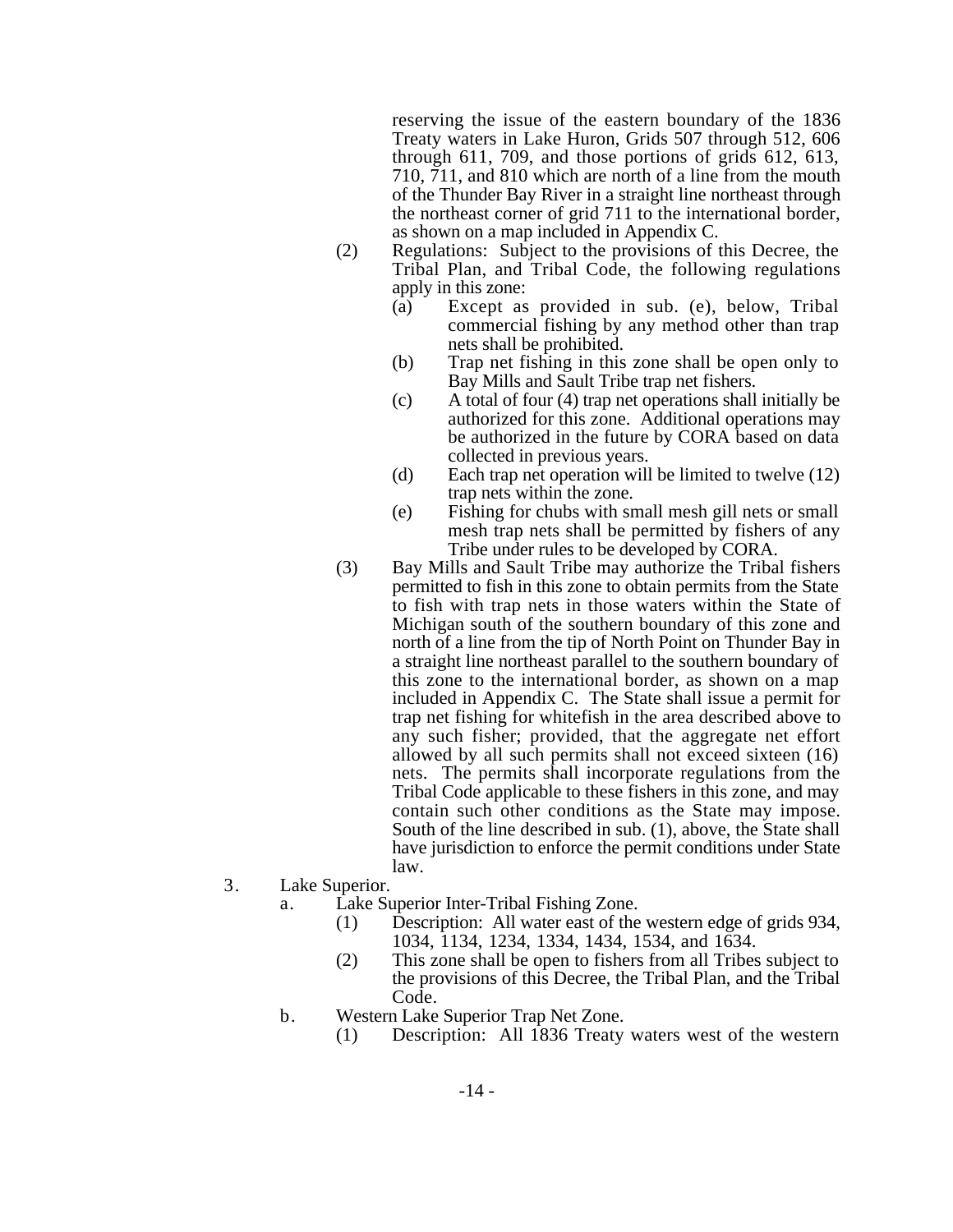reserving the issue of the eastern boundary of the 1836 Treaty waters in Lake Huron, Grids 507 through 512, 606 through 611, 709, and those portions of grids 612, 613, 710, 711, and 810 which are north of a line from the mouth of the Thunder Bay River in a straight line northeast through the northeast corner of grid 711 to the international border, as shown on a map included in Appendix C.

(2) Regulations: Subject to the provisions of this Decree, the Tribal Plan, and Tribal Code, the following regulations apply in this zone:

(a) Except as provided in sub. (e), below, Tribal commercial fishing by any method other than trap nets shall be prohibited.

(b) Trap net fishing in this zone shall be open only to Bay Mills and Sault Tribe trap net fishers.

(c) A total of four (4) trap net operations shall initially be authorized for this zone. Additional operations may be authorized in the future by CORA based on data collected in previous years.

(d) Each trap net operation will be limited to twelve (12) trap nets within the zone.

(e) Fishing for chubs with small mesh gill nets or small mesh trap nets shall be permitted by fishers of any Tribe under rules to be developed by CORA.

(3) Bay Mills and Sault Tribe may authorize the Tribal fishers permitted to fish in this zone to obtain permits from the State to fish with trap nets in those waters within the State of Michigan south of the southern boundary of this zone and north of a line from the tip of North Point on Thunder Bay in a straight line northeast parallel to the southern boundary of this zone to the international border, as shown on a map included in Appendix C. The State shall issue a permit for trap net fishing for whitefish in the area described above to any such fisher; provided, that the aggregate net effort allowed by all such permits shall not exceed sixteen (16) nets. The permits shall incorporate regulations from the Tribal Code applicable to these fishers in this zone, and may contain such other conditions as the State may impose. South of the line described in sub. (1), above, the State shall have jurisdiction to enforce the permit conditions under State law.

3. Lake Superior.

a. Lake Superior Inter-Tribal Fishing Zone.

(1) Description: All water east of the western edge of grids 934, 1034, 1134, 1234, 1334, 1434, 1534, and 1634.

(2) This zone shall be open to fishers from all Tribes subject to the provisions of this Decree, the Tribal Plan, and the Tribal Code.

b. Western Lake Superior Trap Net Zone.

(1) Description: All 1836 Treaty waters west of the western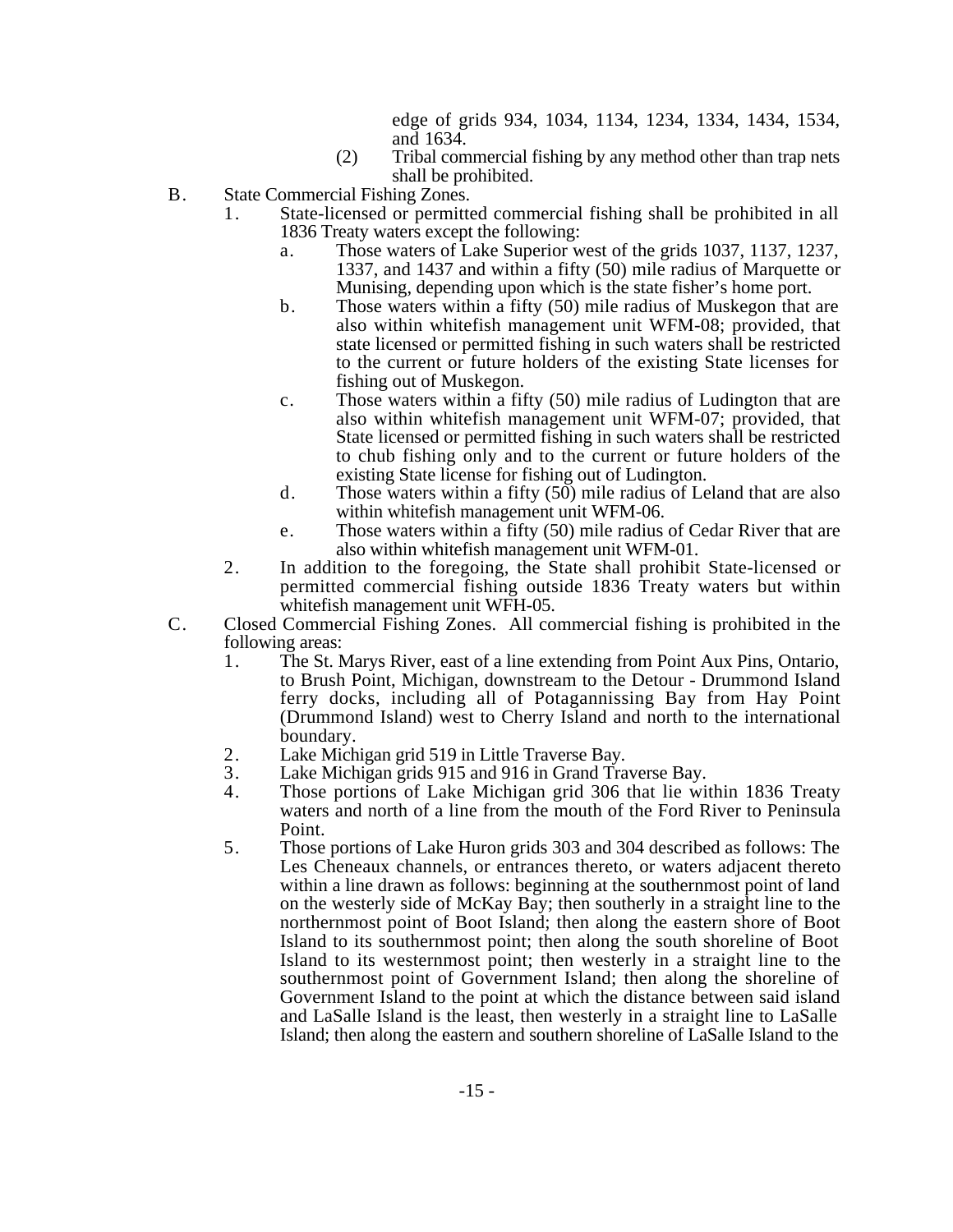edge of grids 934, 1034, 1134, 1234, 1334, 1434, 1534, and 1634.

(2) Tribal commercial fishing by any method other than trap nets shall be prohibited.

B. State Commercial Fishing Zones.

1. State-licensed or permitted commercial fishing shall be prohibited in all 1836 Treaty waters except the following:

   a. Those waters of Lake Superior west of the grids 1037, 1137, 1237, 1337, and 1437 and within a fifty (50) mile radius of Marquette or Munising, depending upon which is the state fisher's home port.

   b. Those waters within a fifty (50) mile radius of Muskegon that are also within whitefish management unit WFM-08; provided, that state licensed or permitted fishing in such waters shall be restricted to the current or future holders of the existing State licenses for fishing out of Muskegon.

   c. Those waters within a fifty (50) mile radius of Ludington that are also within whitefish management unit WFM-07; provided, that State licensed or permitted fishing in such waters shall be restricted to chub fishing only and to the current or future holders of the existing State license for fishing out of Ludington.

   d. Those waters within a fifty (50) mile radius of Leland that are also within whitefish management unit WFM-06.

   e. Those waters within a fifty (50) mile radius of Cedar River that are also within whitefish management unit WFM-01.

2. In addition to the foregoing, the State shall prohibit State-licensed or permitted commercial fishing outside 1836 Treaty waters but within whitefish management unit WFH-05.

C. Closed Commercial Fishing Zones. All commercial fishing is prohibited in the following areas:

1. The St. Marys River, east of a line extending from Point Aux Pins, Ontario, to Brush Point, Michigan, downstream to the Detour - Drummond Island ferry docks, including all of Potagannissing Bay from Hay Point (Drummond Island) west to Cherry Island and north to the international boundary.

2. Lake Michigan grid 519 in Little Traverse Bay.

3. Lake Michigan grids 915 and 916 in Grand Traverse Bay.

4. Those portions of Lake Michigan grid 306 that lie within 1836 Treaty waters and north of a line from the mouth of the Ford River to Peninsula Point.

5. Those portions of Lake Huron grids 303 and 304 described as follows: The Les Cheneaux channels, or entrances thereto, or waters adjacent thereto within a line drawn as follows: beginning at the southernmost point of land on the westerly side of McKay Bay; then southerly in a straight line to the northernmost point of Boot Island; then along the eastern shore of Boot Island to its southernmost point; then along the south shoreline of Boot Island to its westernmost point; then westerly in a straight line to the southernmost point of Government Island; then along the shoreline of Government Island to the point at which the distance between said island and LaSalle Island is the least, then westerly in a straight line to LaSalle Island; then along the eastern and southern shoreline of LaSalle Island to the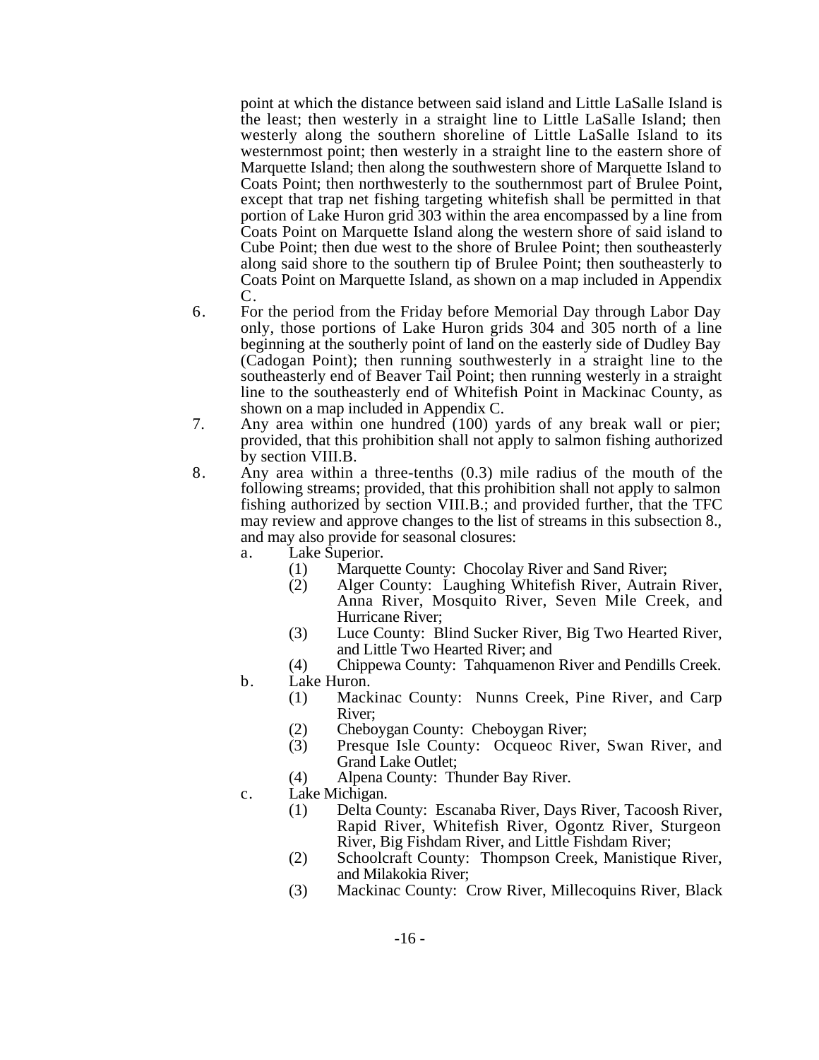point at which the distance between said island and Little LaSalle Island is the least; then westerly in a straight line to Little LaSalle Island; then westerly along the southern shoreline of Little LaSalle Island to its westernmost point; then westerly in a straight line to the eastern shore of Marquette Island; then along the southwestern shore of Marquette Island to Coats Point; then northwesterly to the southernmost part of Brulee Point, except that trap net fishing targeting whitefish shall be permitted in that portion of Lake Huron grid 303 within the area encompassed by a line from Coats Point on Marquette Island along the western shore of said island to Cube Point; then due west to the shore of Brulee Point; then southeasterly along said shore to the southern tip of Brulee Point; then southeasterly to Coats Point on Marquette Island, as shown on a map included in Appendix C.

6. For the period from the Friday before Memorial Day through Labor Day only, those portions of Lake Huron grids 304 and 305 north of a line beginning at the southerly point of land on the easterly side of Dudley Bay (Cadogan Point); then running southwesterly in a straight line to the southeasterly end of Beaver Tail Point; then running westerly in a straight line to the southeasterly end of Whitefish Point in Mackinac County, as shown on a map included in Appendix C.
7. Any area within one hundred (100) yards of any break wall or pier; provided, that this prohibition shall not apply to salmon fishing authorized by section VIII.B.
8. Any area within a three-tenths (0.3) mile radius of the mouth of the following streams; provided, that this prohibition shall not apply to salmon fishing authorized by section VIII.B.; and provided further, that the TFC may review and approve changes to the list of streams in this subsection 8., and may also provide for seasonal closures:
   a. Lake Superior.
      (1) Marquette County: Chocolay River and Sand River;
      (2) Alger County: Laughing Whitefish River, Autrain River, Anna River, Mosquito River, Seven Mile Creek, and Hurricane River;
      (3) Luce County: Blind Sucker River, Big Two Hearted River, and Little Two Hearted River; and
      (4) Chippewa County: Tahquamenon River and Pendills Creek.
   b. Lake Huron.
      (1) Mackinac County: Nunns Creek, Pine River, and Carp River;
      (2) Cheboygan County: Cheboygan River;
      (3) Presque Isle County: Ocqueoc River, Swan River, and Grand Lake Outlet;
      (4) Alpena County: Thunder Bay River.
   c. Lake Michigan.
      (1) Delta County: Escanaba River, Days River, Tacoosh River, Rapid River, Whitefish River, Ogontz River, Sturgeon River, Big Fishdam River, and Little Fishdam River;
      (2) Schoolcraft County: Thompson Creek, Manistique River, and Milakokia River;
      (3) Mackinac County: Crow River, Millecoquins River, Black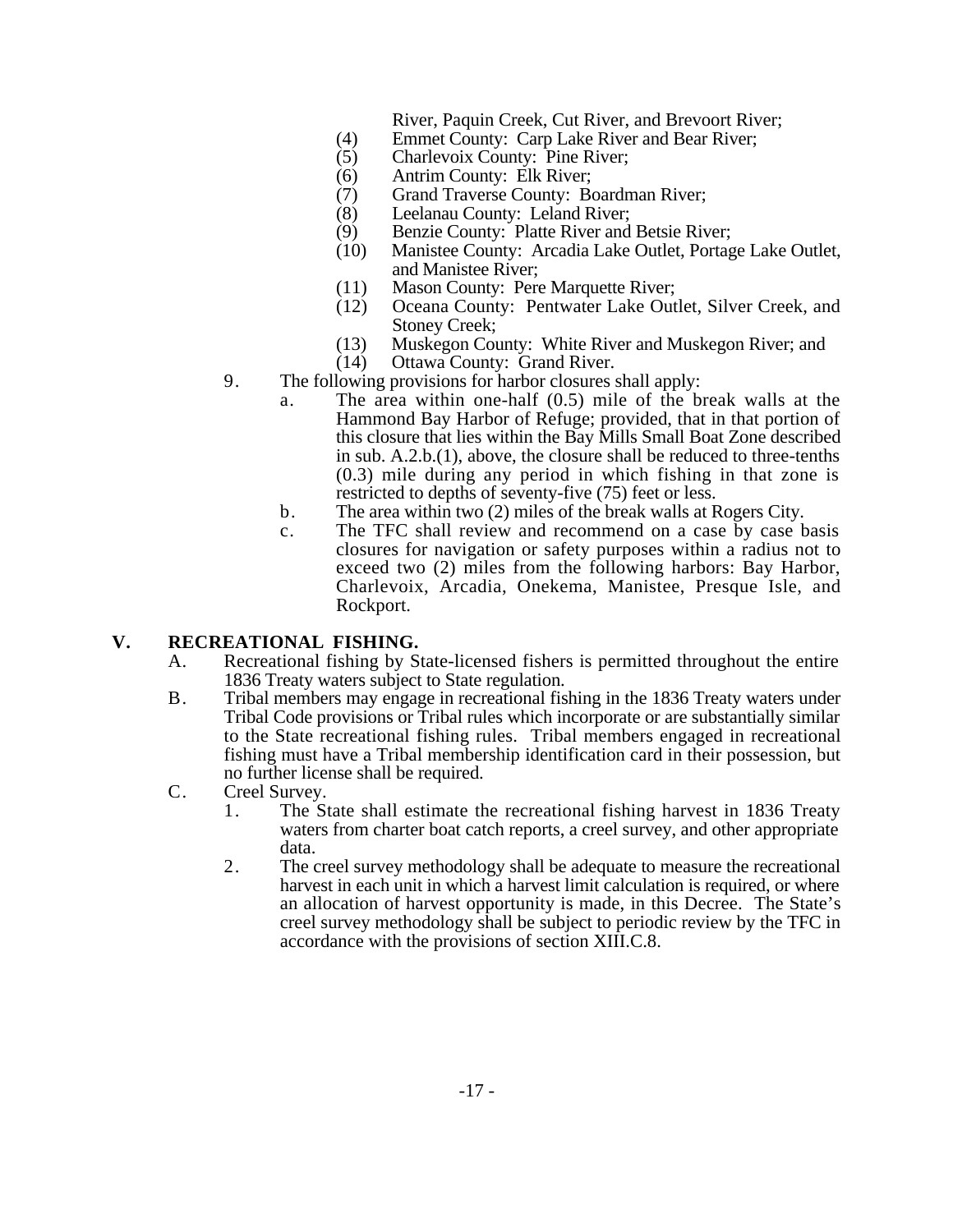River, Paquin Creek, Cut River, and Brevoort River;

(4) Emmet County: Carp Lake River and Bear River;

(5) Charlevoix County: Pine River;

(6) Antrim County: Elk River;

(7) Grand Traverse County: Boardman River;

(8) Leelanau County: Leland River;

(9) Benzie County: Platte River and Betsie River;

(10) Manistee County: Arcadia Lake Outlet, Portage Lake Outlet, and Manistee River;

(11) Mason County: Pere Marquette River;

(12) Oceana County: Pentwater Lake Outlet, Silver Creek, and Stoney Creek;

(13) Muskegon County: White River and Muskegon River; and

(14) Ottawa County: Grand River.

9. The following provisions for harbor closures shall apply:

   a. The area within one-half (0.5) mile of the break walls at the Hammond Bay Harbor of Refuge; provided, that in that portion of this closure that lies within the Bay Mills Small Boat Zone described in sub. A.2.b.(1), above, the closure shall be reduced to three-tenths (0.3) mile during any period in which fishing in that zone is restricted to depths of seventy-five (75) feet or less.

   b. The area within two (2) miles of the break walls at Rogers City.

   c. The TFC shall review and recommend on a case by case basis closures for navigation or safety purposes within a radius not to exceed two (2) miles from the following harbors: Bay Harbor, Charlevoix, Arcadia, Onekema, Manistee, Presque Isle, and Rockport.

## V. RECREATIONAL FISHING.

A. Recreational fishing by State-licensed fishers is permitted throughout the entire 1836 Treaty waters subject to State regulation.

B. Tribal members may engage in recreational fishing in the 1836 Treaty waters under Tribal Code provisions or Tribal rules which incorporate or are substantially similar to the State recreational fishing rules. Tribal members engaged in recreational fishing must have a Tribal membership identification card in their possession, but no further license shall be required.

C. Creel Survey.

   1. The State shall estimate the recreational fishing harvest in 1836 Treaty waters from charter boat catch reports, a creel survey, and other appropriate data.

   2. The creel survey methodology shall be adequate to measure the recreational harvest in each unit in which a harvest limit calculation is required, or where an allocation of harvest opportunity is made, in this Decree. The State's creel survey methodology shall be subject to periodic review by the TFC in accordance with the provisions of section XIII.C.8.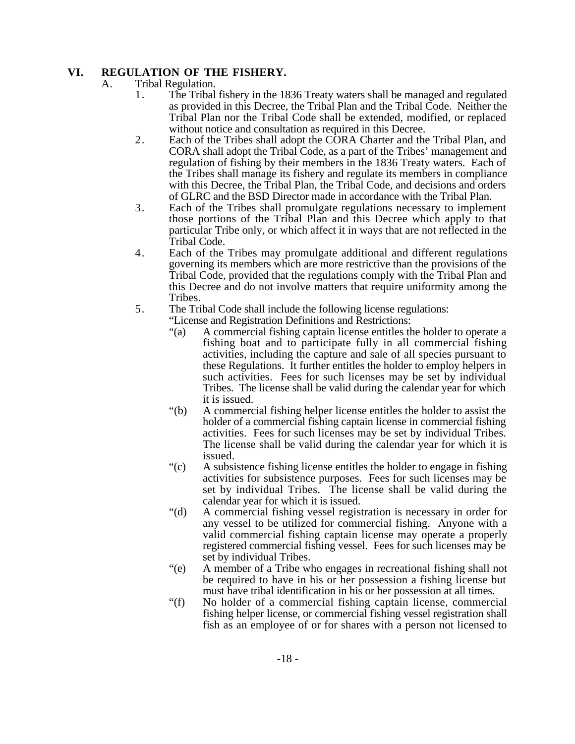## VI. REGULATION OF THE FISHERY.

A. Tribal Regulation.

1. The Tribal fishery in the 1836 Treaty waters shall be managed and regulated as provided in this Decree, the Tribal Plan and the Tribal Code. Neither the Tribal Plan nor the Tribal Code shall be extended, modified, or replaced without notice and consultation as required in this Decree.

2. Each of the Tribes shall adopt the CORA Charter and the Tribal Plan, and CORA shall adopt the Tribal Code, as a part of the Tribes' management and regulation of fishing by their members in the 1836 Treaty waters. Each of the Tribes shall manage its fishery and regulate its members in compliance with this Decree, the Tribal Plan, the Tribal Code, and decisions and orders of GLRC and the BSD Director made in accordance with the Tribal Plan.

3. Each of the Tribes shall promulgate regulations necessary to implement those portions of the Tribal Plan and this Decree which apply to that particular Tribe only, or which affect it in ways that are not reflected in the Tribal Code.

4. Each of the Tribes may promulgate additional and different regulations governing its members which are more restrictive than the provisions of the Tribal Code, provided that the regulations comply with the Tribal Plan and this Decree and do not involve matters that require uniformity among the Tribes.

5. The Tribal Code shall include the following license regulations:

   "License and Registration Definitions and Restrictions:

   "(a) A commercial fishing captain license entitles the holder to operate a fishing boat and to participate fully in all commercial fishing activities, including the capture and sale of all species pursuant to these Regulations. It further entitles the holder to employ helpers in such activities. Fees for such licenses may be set by individual Tribes. The license shall be valid during the calendar year for which it is issued.

   "(b) A commercial fishing helper license entitles the holder to assist the holder of a commercial fishing captain license in commercial fishing activities. Fees for such licenses may be set by individual Tribes. The license shall be valid during the calendar year for which it is issued.

   "(c) A subsistence fishing license entitles the holder to engage in fishing activities for subsistence purposes. Fees for such licenses may be set by individual Tribes. The license shall be valid during the calendar year for which it is issued.

   "(d) A commercial fishing vessel registration is necessary in order for any vessel to be utilized for commercial fishing. Anyone with a valid commercial fishing captain license may operate a properly registered commercial fishing vessel. Fees for such licenses may be set by individual Tribes.

   "(e) A member of a Tribe who engages in recreational fishing shall not be required to have in his or her possession a fishing license but must have tribal identification in his or her possession at all times.

   "(f) No holder of a commercial fishing captain license, commercial fishing helper license, or commercial fishing vessel registration shall fish as an employee of or for shares with a person not licensed to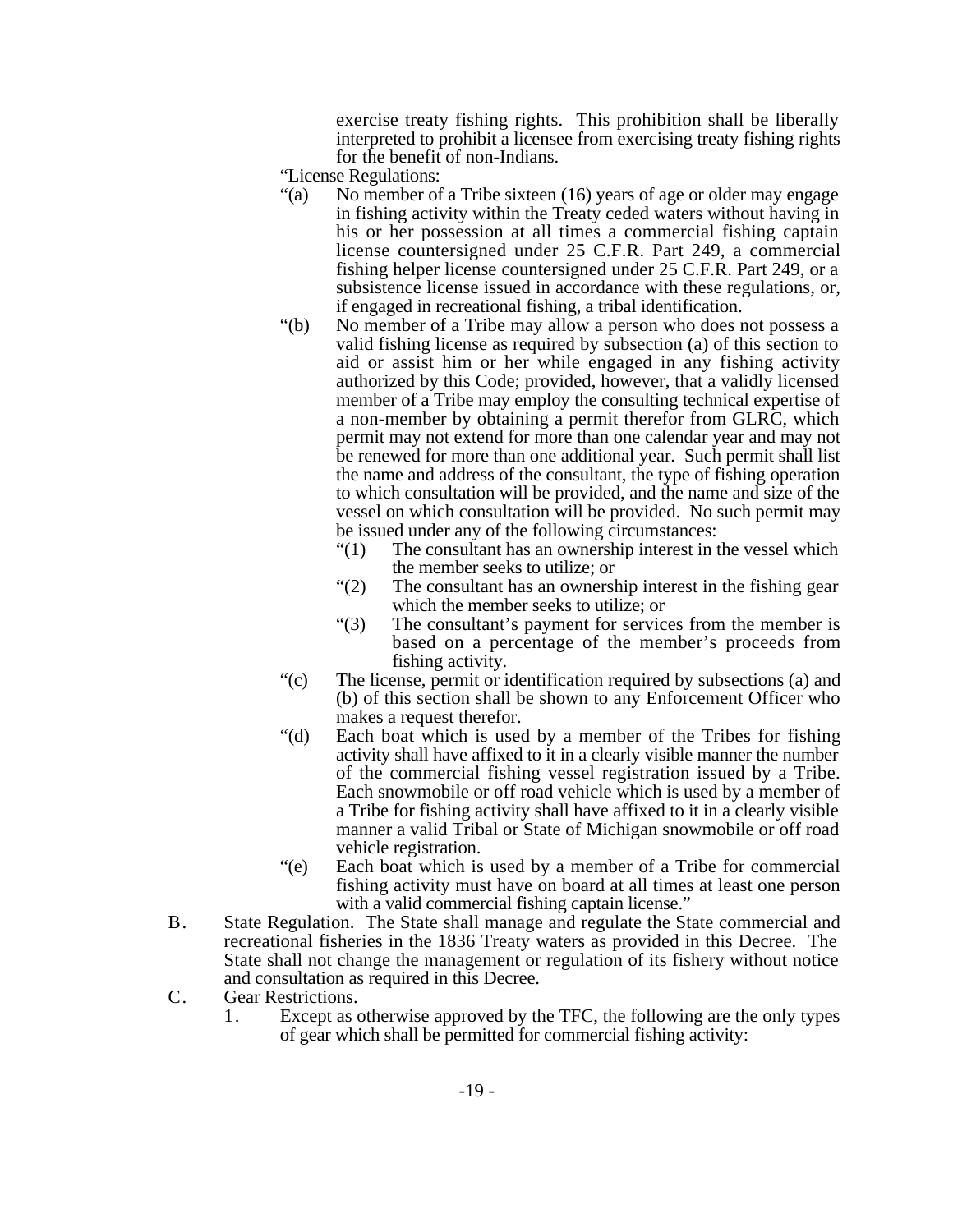exercise treaty fishing rights. This prohibition shall be liberally interpreted to prohibit a licensee from exercising treaty fishing rights for the benefit of non-Indians.

"License Regulations:

"(a) No member of a Tribe sixteen (16) years of age or older may engage in fishing activity within the Treaty ceded waters without having in his or her possession at all times a commercial fishing captain license countersigned under 25 C.F.R. Part 249, a commercial fishing helper license countersigned under 25 C.F.R. Part 249, or a subsistence license issued in accordance with these regulations, or, if engaged in recreational fishing, a tribal identification.

"(b) No member of a Tribe may allow a person who does not possess a valid fishing license as required by subsection (a) of this section to aid or assist him or her while engaged in any fishing activity authorized by this Code; provided, however, that a validly licensed member of a Tribe may employ the consulting technical expertise of a non-member by obtaining a permit therefor from GLRC, which permit may not extend for more than one calendar year and may not be renewed for more than one additional year. Such permit shall list the name and address of the consultant, the type of fishing operation to which consultation will be provided, and the name and size of the vessel on which consultation will be provided. No such permit may be issued under any of the following circumstances:

"(1) The consultant has an ownership interest in the vessel which the member seeks to utilize; or

"(2) The consultant has an ownership interest in the fishing gear which the member seeks to utilize; or

"(3) The consultant's payment for services from the member is based on a percentage of the member's proceeds from fishing activity.

"(c) The license, permit or identification required by subsections (a) and (b) of this section shall be shown to any Enforcement Officer who makes a request therefor.

"(d) Each boat which is used by a member of the Tribes for fishing activity shall have affixed to it in a clearly visible manner the number of the commercial fishing vessel registration issued by a Tribe. Each snowmobile or off road vehicle which is used by a member of a Tribe for fishing activity shall have affixed to it in a clearly visible manner a valid Tribal or State of Michigan snowmobile or off road vehicle registration.

"(e) Each boat which is used by a member of a Tribe for commercial fishing activity must have on board at all times at least one person with a valid commercial fishing captain license."

B. State Regulation. The State shall manage and regulate the State commercial and recreational fisheries in the 1836 Treaty waters as provided in this Decree. The State shall not change the management or regulation of its fishery without notice and consultation as required in this Decree.

C. Gear Restrictions.

1. Except as otherwise approved by the TFC, the following are the only types of gear which shall be permitted for commercial fishing activity: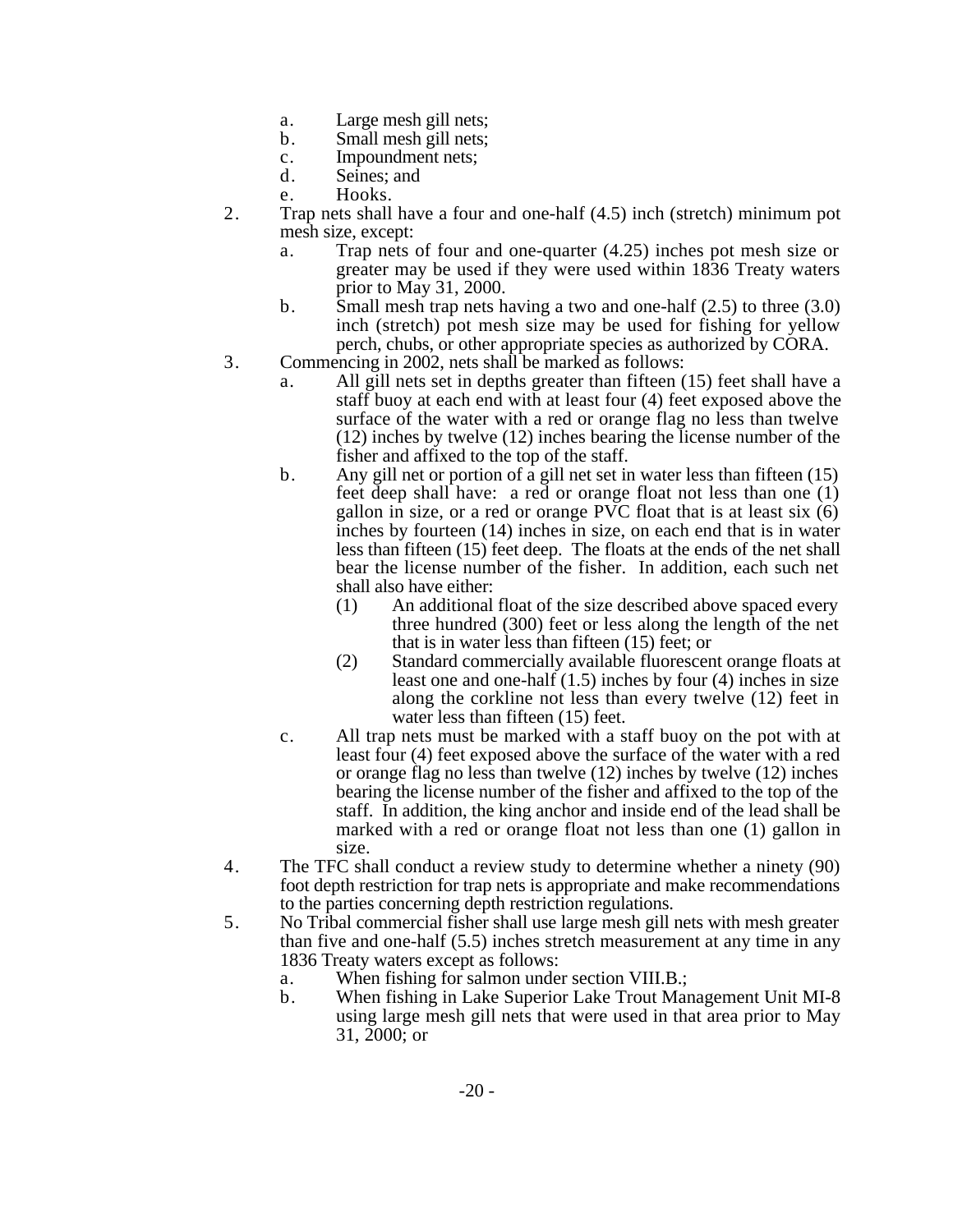a. Large mesh gill nets;
   b. Small mesh gill nets;
   c. Impoundment nets;
   d. Seines; and
   e. Hooks.

2. Trap nets shall have a four and one-half (4.5) inch (stretch) minimum pot mesh size, except:
   a. Trap nets of four and one-quarter (4.25) inches pot mesh size or greater may be used if they were used within 1836 Treaty waters prior to May 31, 2000.
   b. Small mesh trap nets having a two and one-half (2.5) to three (3.0) inch (stretch) pot mesh size may be used for fishing for yellow perch, chubs, or other appropriate species as authorized by CORA.

3. Commencing in 2002, nets shall be marked as follows:
   a. All gill nets set in depths greater than fifteen (15) feet shall have a staff buoy at each end with at least four (4) feet exposed above the surface of the water with a red or orange flag no less than twelve (12) inches by twelve (12) inches bearing the license number of the fisher and affixed to the top of the staff.
   b. Any gill net or portion of a gill net set in water less than fifteen (15) feet deep shall have: a red or orange float not less than one (1) gallon in size, or a red or orange PVC float that is at least six (6) inches by fourteen (14) inches in size, on each end that is in water less than fifteen (15) feet deep. The floats at the ends of the net shall bear the license number of the fisher. In addition, each such net shall also have either:
      (1) An additional float of the size described above spaced every three hundred (300) feet or less along the length of the net that is in water less than fifteen (15) feet; or
      (2) Standard commercially available fluorescent orange floats at least one and one-half (1.5) inches by four (4) inches in size along the corkline not less than every twelve (12) feet in water less than fifteen (15) feet.
   c. All trap nets must be marked with a staff buoy on the pot with at least four (4) feet exposed above the surface of the water with a red or orange flag no less than twelve (12) inches by twelve (12) inches bearing the license number of the fisher and affixed to the top of the staff. In addition, the king anchor and inside end of the lead shall be marked with a red or orange float not less than one (1) gallon in size.

4. The TFC shall conduct a review study to determine whether a ninety (90) foot depth restriction for trap nets is appropriate and make recommendations to the parties concerning depth restriction regulations.

5. No Tribal commercial fisher shall use large mesh gill nets with mesh greater than five and one-half (5.5) inches stretch measurement at any time in any 1836 Treaty waters except as follows:
   a. When fishing for salmon under section VIII.B.;
   b. When fishing in Lake Superior Lake Trout Management Unit MI-8 using large mesh gill nets that were used in that area prior to May 31, 2000; or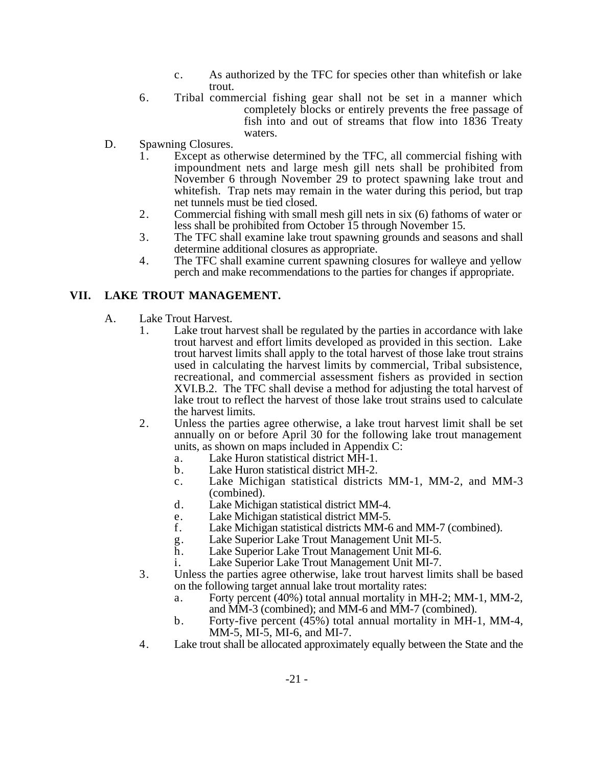c. As authorized by the TFC for species other than whitefish or lake trout.

6. Tribal commercial fishing gear shall not be set in a manner which completely blocks or entirely prevents the free passage of fish into and out of streams that flow into 1836 Treaty waters.

D. Spawning Closures.

1. Except as otherwise determined by the TFC, all commercial fishing with impoundment nets and large mesh gill nets shall be prohibited from November 6 through November 29 to protect spawning lake trout and whitefish. Trap nets may remain in the water during this period, but trap net tunnels must be tied closed.
2. Commercial fishing with small mesh gill nets in six (6) fathoms of water or less shall be prohibited from October 15 through November 15.
3. The TFC shall examine lake trout spawning grounds and seasons and shall determine additional closures as appropriate.
4. The TFC shall examine current spawning closures for walleye and yellow perch and make recommendations to the parties for changes if appropriate.

## VII. LAKE TROUT MANAGEMENT.

A. Lake Trout Harvest.

1. Lake trout harvest shall be regulated by the parties in accordance with lake trout harvest and effort limits developed as provided in this section. Lake trout harvest limits shall apply to the total harvest of those lake trout strains used in calculating the harvest limits by commercial, Tribal subsistence, recreational, and commercial assessment fishers as provided in section XVI.B.2. The TFC shall devise a method for adjusting the total harvest of lake trout to reflect the harvest of those lake trout strains used to calculate the harvest limits.
2. Unless the parties agree otherwise, a lake trout harvest limit shall be set annually on or before April 30 for the following lake trout management units, as shown on maps included in Appendix C:
   a. Lake Huron statistical district MH-1.
   b. Lake Huron statistical district MH-2.
   c. Lake Michigan statistical districts MM-1, MM-2, and MM-3 (combined).
   d. Lake Michigan statistical district MM-4.
   e. Lake Michigan statistical district MM-5.
   f. Lake Michigan statistical districts MM-6 and MM-7 (combined).
   g. Lake Superior Lake Trout Management Unit MI-5.
   h. Lake Superior Lake Trout Management Unit MI-6.
   i. Lake Superior Lake Trout Management Unit MI-7.
3. Unless the parties agree otherwise, lake trout harvest limits shall be based on the following target annual lake trout mortality rates:
   a. Forty percent (40%) total annual mortality in MH-2; MM-1, MM-2, and MM-3 (combined); and MM-6 and MM-7 (combined).
   b. Forty-five percent (45%) total annual mortality in MH-1, MM-4, MM-5, MI-5, MI-6, and MI-7.
4. Lake trout shall be allocated approximately equally between the State and the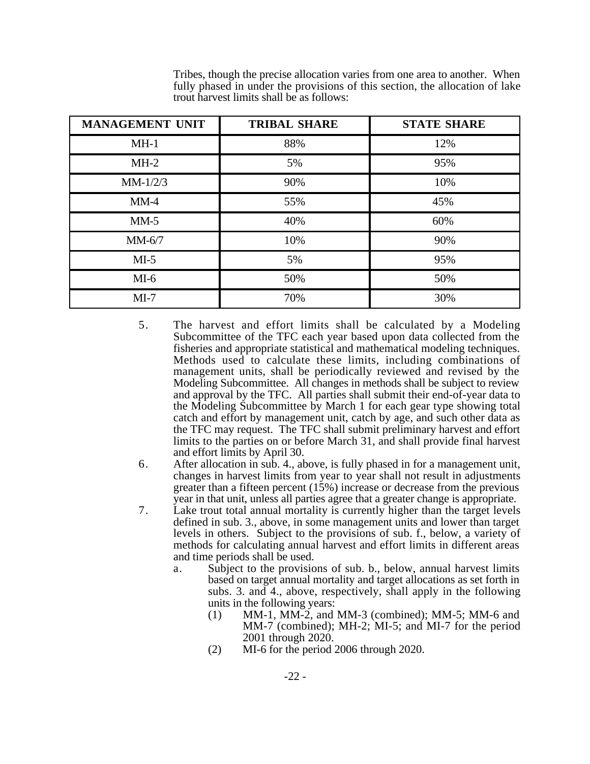Tribes, though the precise allocation varies from one area to another. When fully phased in under the provisions of this section, the allocation of lake trout harvest limits shall be as follows:

| MANAGEMENT UNIT | TRIBAL SHARE | STATE SHARE |
|---|---|---|
| MH-1 | 88% | 12% |
| MH-2 | 5% | 95% |
| MM-1/2/3 | 90% | 10% |
| MM-4 | 55% | 45% |
| MM-5 | 40% | 60% |
| MM-6/7 | 10% | 90% |
| MI-5 | 5% | 95% |
| MI-6 | 50% | 50% |
| MI-7 | 70% | 30% |

5. The harvest and effort limits shall be calculated by a Modeling Subcommittee of the TFC each year based upon data collected from the fisheries and appropriate statistical and mathematical modeling techniques. Methods used to calculate these limits, including combinations of management units, shall be periodically reviewed and revised by the Modeling Subcommittee. All changes in methods shall be subject to review and approval by the TFC. All parties shall submit their end-of-year data to the Modeling Subcommittee by March 1 for each gear type showing total catch and effort by management unit, catch by age, and such other data as the TFC may request. The TFC shall submit preliminary harvest and effort limits to the parties on or before March 31, and shall provide final harvest and effort limits by April 30.
6. After allocation in sub. 4., above, is fully phased in for a management unit, changes in harvest limits from year to year shall not result in adjustments greater than a fifteen percent (15%) increase or decrease from the previous year in that unit, unless all parties agree that a greater change is appropriate.
7. Lake trout total annual mortality is currently higher than the target levels defined in sub. 3., above, in some management units and lower than target levels in others. Subject to the provisions of sub. f., below, a variety of methods for calculating annual harvest and effort limits in different areas and time periods shall be used.
    a. Subject to the provisions of sub. b., below, annual harvest limits based on target annual mortality and target allocations as set forth in subs. 3. and 4., above, respectively, shall apply in the following units in the following years:
        (1) MM-1, MM-2, and MM-3 (combined); MM-5; MM-6 and MM-7 (combined); MH-2; MI-5; and MI-7 for the period 2001 through 2020.
        (2) MI-6 for the period 2006 through 2020.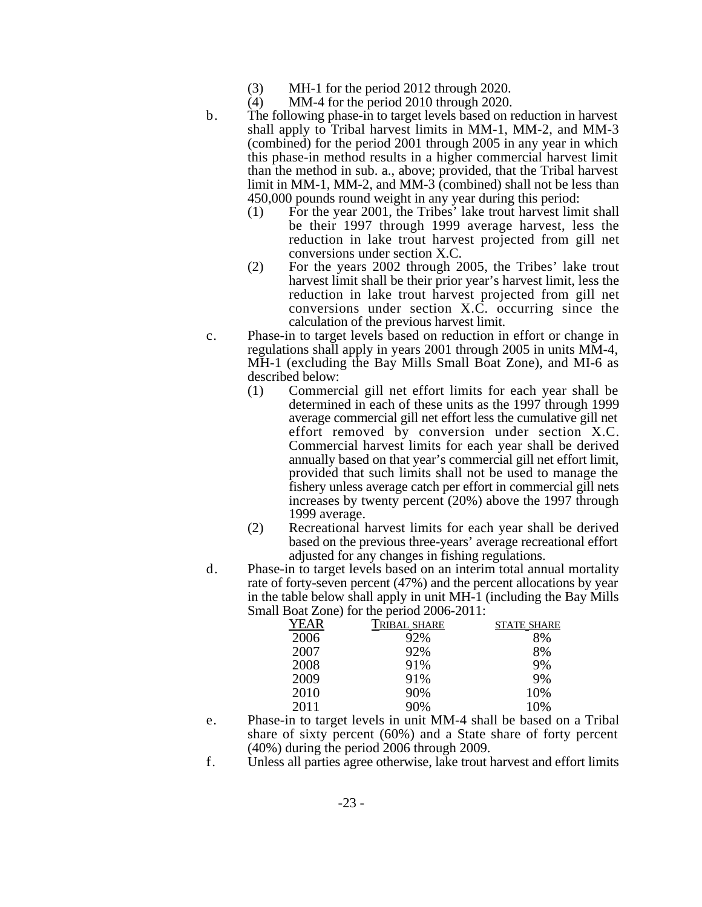(3) MH-1 for the period 2012 through 2020.

(4) MM-4 for the period 2010 through 2020.

b. The following phase-in to target levels based on reduction in harvest shall apply to Tribal harvest limits in MM-1, MM-2, and MM-3 (combined) for the period 2001 through 2005 in any year in which this phase-in method results in a higher commercial harvest limit than the method in sub. a., above; provided, that the Tribal harvest limit in MM-1, MM-2, and MM-3 (combined) shall not be less than 450,000 pounds round weight in any year during this period:

(1) For the year 2001, the Tribes' lake trout harvest limit shall be their 1997 through 1999 average harvest, less the reduction in lake trout harvest projected from gill net conversions under section X.C.

(2) For the years 2002 through 2005, the Tribes' lake trout harvest limit shall be their prior year's harvest limit, less the reduction in lake trout harvest projected from gill net conversions under section X.C. occurring since the calculation of the previous harvest limit.

c. Phase-in to target levels based on reduction in effort or change in regulations shall apply in years 2001 through 2005 in units MM-4, MH-1 (excluding the Bay Mills Small Boat Zone), and MI-6 as described below:

(1) Commercial gill net effort limits for each year shall be determined in each of these units as the 1997 through 1999 average commercial gill net effort less the cumulative gill net effort removed by conversion under section X.C. Commercial harvest limits for each year shall be derived annually based on that year's commercial gill net effort limit, provided that such limits shall not be used to manage the fishery unless average catch per effort in commercial gill nets increases by twenty percent (20%) above the 1997 through 1999 average.

(2) Recreational harvest limits for each year shall be derived based on the previous three-years' average recreational effort adjusted for any changes in fishing regulations.

d. Phase-in to target levels based on an interim total annual mortality rate of forty-seven percent (47%) and the percent allocations by year in the table below shall apply in unit MH-1 (including the Bay Mills Small Boat Zone) for the period 2006-2011:

| YEAR | TRIBAL SHARE | STATE SHARE |
|---|---|---|
| 2006 | 92% | 8% |
| 2007 | 92% | 8% |
| 2008 | 91% | 9% |
| 2009 | 91% | 9% |
| 2010 | 90% | 10% |
| 2011 | 90% | 10% |

e. Phase-in to target levels in unit MM-4 shall be based on a Tribal share of sixty percent (60%) and a State share of forty percent (40%) during the period 2006 through 2009.

f. Unless all parties agree otherwise, lake trout harvest and effort limits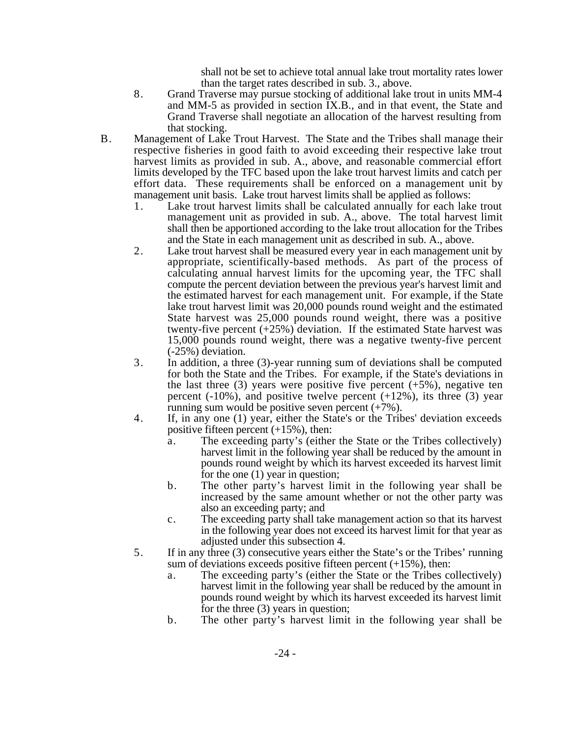shall not be set to achieve total annual lake trout mortality rates lower than the target rates described in sub. 3., above.

8. Grand Traverse may pursue stocking of additional lake trout in units MM-4 and MM-5 as provided in section IX.B., and in that event, the State and Grand Traverse shall negotiate an allocation of the harvest resulting from that stocking.

B. Management of Lake Trout Harvest. The State and the Tribes shall manage their respective fisheries in good faith to avoid exceeding their respective lake trout harvest limits as provided in sub. A., above, and reasonable commercial effort limits developed by the TFC based upon the lake trout harvest limits and catch per effort data. These requirements shall be enforced on a management unit by management unit basis. Lake trout harvest limits shall be applied as follows:

1. Lake trout harvest limits shall be calculated annually for each lake trout management unit as provided in sub. A., above. The total harvest limit shall then be apportioned according to the lake trout allocation for the Tribes and the State in each management unit as described in sub. A., above.
2. Lake trout harvest shall be measured every year in each management unit by appropriate, scientifically-based methods. As part of the process of calculating annual harvest limits for the upcoming year, the TFC shall compute the percent deviation between the previous year's harvest limit and the estimated harvest for each management unit. For example, if the State lake trout harvest limit was 20,000 pounds round weight and the estimated State harvest was 25,000 pounds round weight, there was a positive twenty-five percent (+25%) deviation. If the estimated State harvest was 15,000 pounds round weight, there was a negative twenty-five percent (-25%) deviation.
3. In addition, a three (3)-year running sum of deviations shall be computed for both the State and the Tribes. For example, if the State's deviations in the last three (3) years were positive five percent (+5%), negative ten percent (-10%), and positive twelve percent (+12%), its three (3) year running sum would be positive seven percent (+7%).
4. If, in any one (1) year, either the State's or the Tribes' deviation exceeds positive fifteen percent (+15%), then:
   a. The exceeding party's (either the State or the Tribes collectively) harvest limit in the following year shall be reduced by the amount in pounds round weight by which its harvest exceeded its harvest limit for the one (1) year in question;
   b. The other party's harvest limit in the following year shall be increased by the same amount whether or not the other party was also an exceeding party; and
   c. The exceeding party shall take management action so that its harvest in the following year does not exceed its harvest limit for that year as adjusted under this subsection 4.
5. If in any three (3) consecutive years either the State's or the Tribes' running sum of deviations exceeds positive fifteen percent (+15%), then:
   a. The exceeding party's (either the State or the Tribes collectively) harvest limit in the following year shall be reduced by the amount in pounds round weight by which its harvest exceeded its harvest limit for the three (3) years in question;
   b. The other party's harvest limit in the following year shall be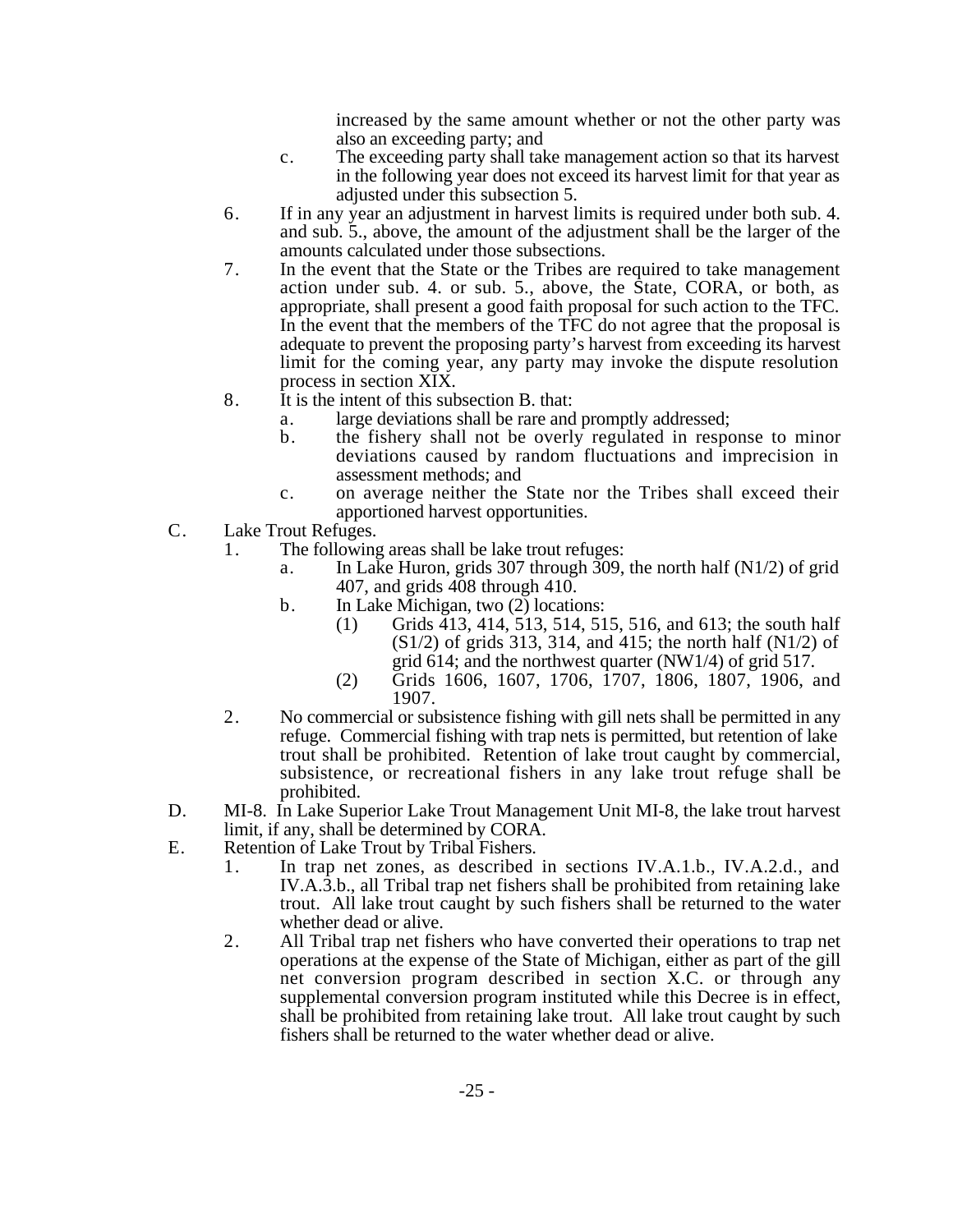increased by the same amount whether or not the other party was also an exceeding party; and

c. The exceeding party shall take management action so that its harvest in the following year does not exceed its harvest limit for that year as adjusted under this subsection 5.

6. If in any year an adjustment in harvest limits is required under both sub. 4. and sub. 5., above, the amount of the adjustment shall be the larger of the amounts calculated under those subsections.

7. In the event that the State or the Tribes are required to take management action under sub. 4. or sub. 5., above, the State, CORA, or both, as appropriate, shall present a good faith proposal for such action to the TFC. In the event that the members of the TFC do not agree that the proposal is adequate to prevent the proposing party's harvest from exceeding its harvest limit for the coming year, any party may invoke the dispute resolution process in section XIX.

8. It is the intent of this subsection B. that:
   a. large deviations shall be rare and promptly addressed;
   b. the fishery shall not be overly regulated in response to minor deviations caused by random fluctuations and imprecision in assessment methods; and
   c. on average neither the State nor the Tribes shall exceed their apportioned harvest opportunities.

C. Lake Trout Refuges.
   1. The following areas shall be lake trout refuges:
      a. In Lake Huron, grids 307 through 309, the north half (N1/2) of grid 407, and grids 408 through 410.
      b. In Lake Michigan, two (2) locations:
         (1) Grids 413, 414, 513, 514, 515, 516, and 613; the south half (S1/2) of grids 313, 314, and 415; the north half (N1/2) of grid 614; and the northwest quarter (NW1/4) of grid 517.
         (2) Grids 1606, 1607, 1706, 1707, 1806, 1807, 1906, and 1907.
   2. No commercial or subsistence fishing with gill nets shall be permitted in any refuge. Commercial fishing with trap nets is permitted, but retention of lake trout shall be prohibited. Retention of lake trout caught by commercial, subsistence, or recreational fishers in any lake trout refuge shall be prohibited.

D. MI-8. In Lake Superior Lake Trout Management Unit MI-8, the lake trout harvest limit, if any, shall be determined by CORA.

E. Retention of Lake Trout by Tribal Fishers.
   1. In trap net zones, as described in sections IV.A.1.b., IV.A.2.d., and IV.A.3.b., all Tribal trap net fishers shall be prohibited from retaining lake trout. All lake trout caught by such fishers shall be returned to the water whether dead or alive.
   2. All Tribal trap net fishers who have converted their operations to trap net operations at the expense of the State of Michigan, either as part of the gill net conversion program described in section X.C. or through any supplemental conversion program instituted while this Decree is in effect, shall be prohibited from retaining lake trout. All lake trout caught by such fishers shall be returned to the water whether dead or alive.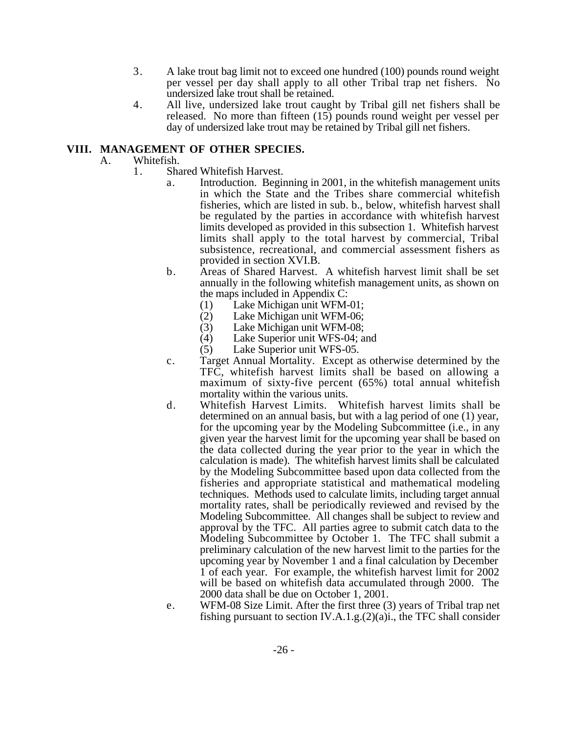3. A lake trout bag limit not to exceed one hundred (100) pounds round weight per vessel per day shall apply to all other Tribal trap net fishers. No undersized lake trout shall be retained.
4. All live, undersized lake trout caught by Tribal gill net fishers shall be released. No more than fifteen (15) pounds round weight per vessel per day of undersized lake trout may be retained by Tribal gill net fishers.

## VIII. MANAGEMENT OF OTHER SPECIES.

A. Whitefish.

1. Shared Whitefish Harvest.
   a. Introduction. Beginning in 2001, in the whitefish management units in which the State and the Tribes share commercial whitefish fisheries, which are listed in sub. b., below, whitefish harvest shall be regulated by the parties in accordance with whitefish harvest limits developed as provided in this subsection 1. Whitefish harvest limits shall apply to the total harvest by commercial, Tribal subsistence, recreational, and commercial assessment fishers as provided in section XVI.B.
   b. Areas of Shared Harvest. A whitefish harvest limit shall be set annually in the following whitefish management units, as shown on the maps included in Appendix C:
      (1) Lake Michigan unit WFM-01;
      (2) Lake Michigan unit WFM-06;
      (3) Lake Michigan unit WFM-08;
      (4) Lake Superior unit WFS-04; and
      (5) Lake Superior unit WFS-05.
   c. Target Annual Mortality. Except as otherwise determined by the TFC, whitefish harvest limits shall be based on allowing a maximum of sixty-five percent (65%) total annual whitefish mortality within the various units.
   d. Whitefish Harvest Limits. Whitefish harvest limits shall be determined on an annual basis, but with a lag period of one (1) year, for the upcoming year by the Modeling Subcommittee (i.e., in any given year the harvest limit for the upcoming year shall be based on the data collected during the year prior to the year in which the calculation is made). The whitefish harvest limits shall be calculated by the Modeling Subcommittee based upon data collected from the fisheries and appropriate statistical and mathematical modeling techniques. Methods used to calculate limits, including target annual mortality rates, shall be periodically reviewed and revised by the Modeling Subcommittee. All changes shall be subject to review and approval by the TFC. All parties agree to submit catch data to the Modeling Subcommittee by October 1. The TFC shall submit a preliminary calculation of the new harvest limit to the parties for the upcoming year by November 1 and a final calculation by December 1 of each year. For example, the whitefish harvest limit for 2002 will be based on whitefish data accumulated through 2000. The 2000 data shall be due on October 1, 2001.
   e. WFM-08 Size Limit. After the first three (3) years of Tribal trap net fishing pursuant to section IV.A.1.g.(2)(a)i., the TFC shall consider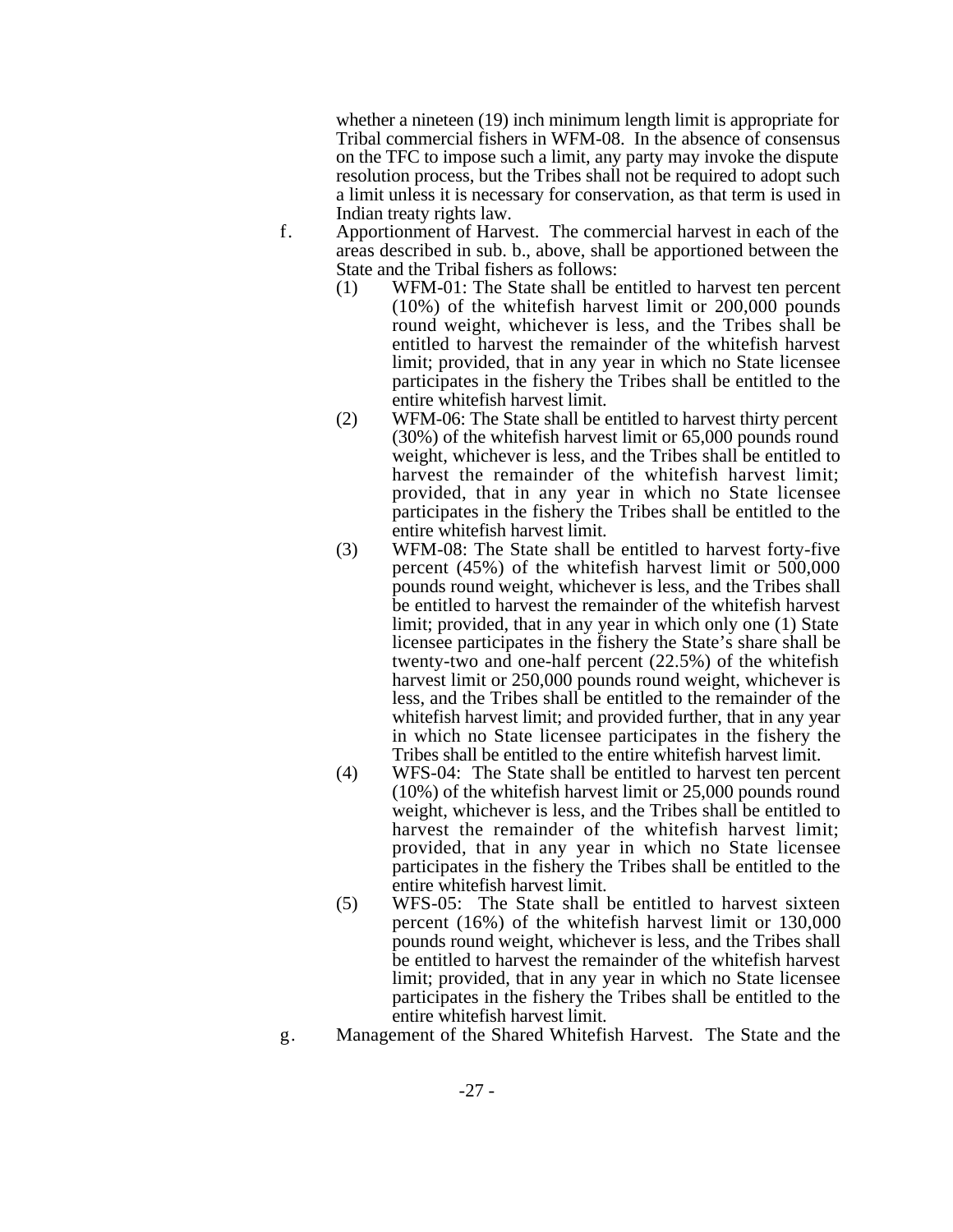whether a nineteen (19) inch minimum length limit is appropriate for Tribal commercial fishers in WFM-08. In the absence of consensus on the TFC to impose such a limit, any party may invoke the dispute resolution process, but the Tribes shall not be required to adopt such a limit unless it is necessary for conservation, as that term is used in Indian treaty rights law.

f. Apportionment of Harvest. The commercial harvest in each of the areas described in sub. b., above, shall be apportioned between the State and the Tribal fishers as follows:

   (1) WFM-01: The State shall be entitled to harvest ten percent (10%) of the whitefish harvest limit or 200,000 pounds round weight, whichever is less, and the Tribes shall be entitled to harvest the remainder of the whitefish harvest limit; provided, that in any year in which no State licensee participates in the fishery the Tribes shall be entitled to the entire whitefish harvest limit.

   (2) WFM-06: The State shall be entitled to harvest thirty percent (30%) of the whitefish harvest limit or 65,000 pounds round weight, whichever is less, and the Tribes shall be entitled to harvest the remainder of the whitefish harvest limit; provided, that in any year in which no State licensee participates in the fishery the Tribes shall be entitled to the entire whitefish harvest limit.

   (3) WFM-08: The State shall be entitled to harvest forty-five percent (45%) of the whitefish harvest limit or 500,000 pounds round weight, whichever is less, and the Tribes shall be entitled to harvest the remainder of the whitefish harvest limit; provided, that in any year in which only one (1) State licensee participates in the fishery the State's share shall be twenty-two and one-half percent (22.5%) of the whitefish harvest limit or 250,000 pounds round weight, whichever is less, and the Tribes shall be entitled to the remainder of the whitefish harvest limit; and provided further, that in any year in which no State licensee participates in the fishery the Tribes shall be entitled to the entire whitefish harvest limit.

   (4) WFS-04: The State shall be entitled to harvest ten percent (10%) of the whitefish harvest limit or 25,000 pounds round weight, whichever is less, and the Tribes shall be entitled to harvest the remainder of the whitefish harvest limit; provided, that in any year in which no State licensee participates in the fishery the Tribes shall be entitled to the entire whitefish harvest limit.

   (5) WFS-05: The State shall be entitled to harvest sixteen percent (16%) of the whitefish harvest limit or 130,000 pounds round weight, whichever is less, and the Tribes shall be entitled to harvest the remainder of the whitefish harvest limit; provided, that in any year in which no State licensee participates in the fishery the Tribes shall be entitled to the entire whitefish harvest limit.

g. Management of the Shared Whitefish Harvest. The State and the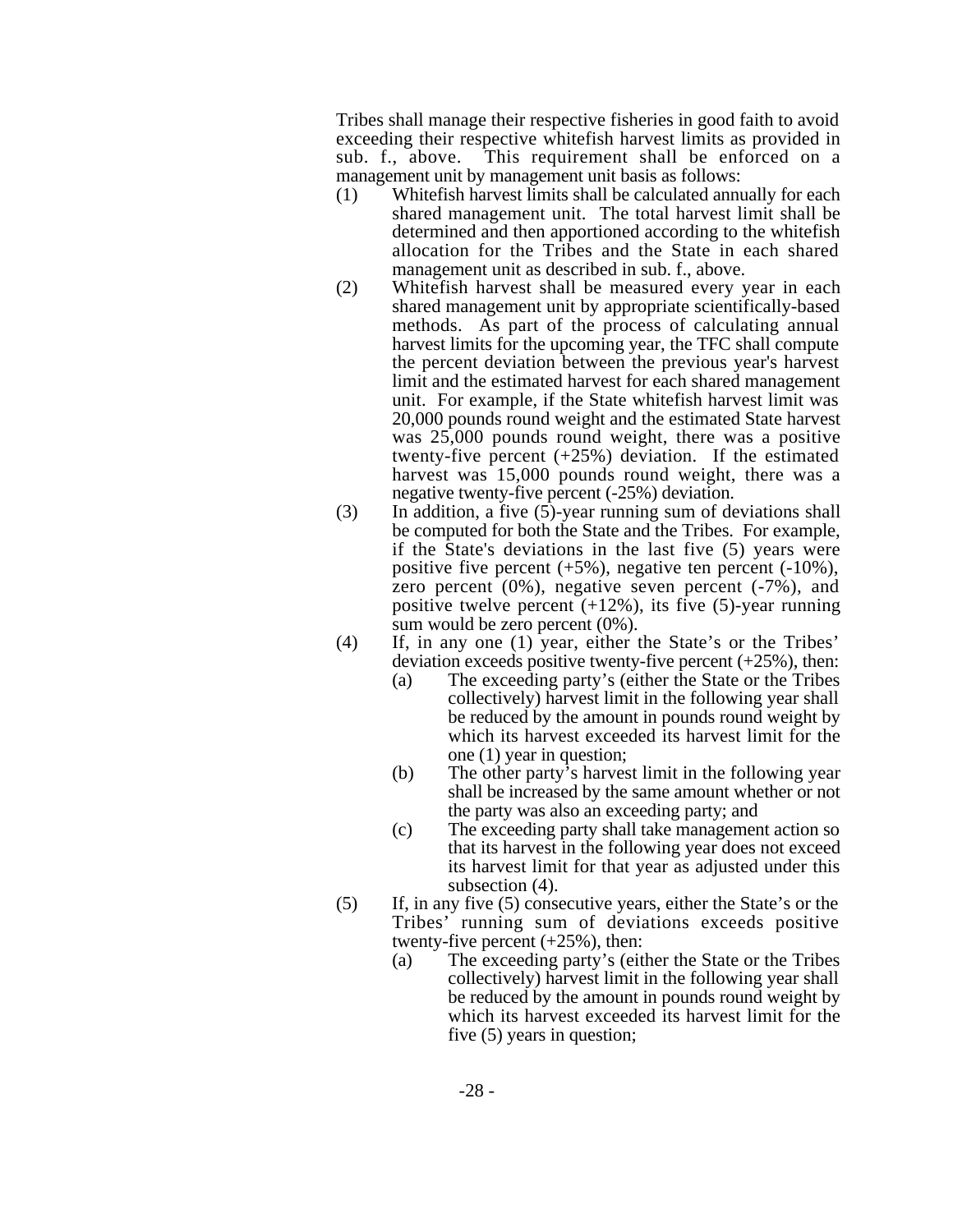Tribes shall manage their respective fisheries in good faith to avoid exceeding their respective whitefish harvest limits as provided in sub. f., above. This requirement shall be enforced on a management unit by management unit basis as follows:

(1) Whitefish harvest limits shall be calculated annually for each shared management unit. The total harvest limit shall be determined and then apportioned according to the whitefish allocation for the Tribes and the State in each shared management unit as described in sub. f., above.

(2) Whitefish harvest shall be measured every year in each shared management unit by appropriate scientifically-based methods. As part of the process of calculating annual harvest limits for the upcoming year, the TFC shall compute the percent deviation between the previous year's harvest limit and the estimated harvest for each shared management unit. For example, if the State whitefish harvest limit was 20,000 pounds round weight and the estimated State harvest was 25,000 pounds round weight, there was a positive twenty-five percent (+25%) deviation. If the estimated harvest was 15,000 pounds round weight, there was a negative twenty-five percent (-25%) deviation.

(3) In addition, a five (5)-year running sum of deviations shall be computed for both the State and the Tribes. For example, if the State's deviations in the last five (5) years were positive five percent (+5%), negative ten percent (-10%), zero percent (0%), negative seven percent (-7%), and positive twelve percent (+12%), its five (5)-year running sum would be zero percent (0%).

(4) If, in any one (1) year, either the State's or the Tribes' deviation exceeds positive twenty-five percent (+25%), then:

    (a) The exceeding party's (either the State or the Tribes collectively) harvest limit in the following year shall be reduced by the amount in pounds round weight by which its harvest exceeded its harvest limit for the one (1) year in question;

    (b) The other party's harvest limit in the following year shall be increased by the same amount whether or not the party was also an exceeding party; and

    (c) The exceeding party shall take management action so that its harvest in the following year does not exceed its harvest limit for that year as adjusted under this subsection (4).

(5) If, in any five (5) consecutive years, either the State's or the Tribes' running sum of deviations exceeds positive twenty-five percent (+25%), then:

    (a) The exceeding party's (either the State or the Tribes collectively) harvest limit in the following year shall be reduced by the amount in pounds round weight by which its harvest exceeded its harvest limit for the five (5) years in question;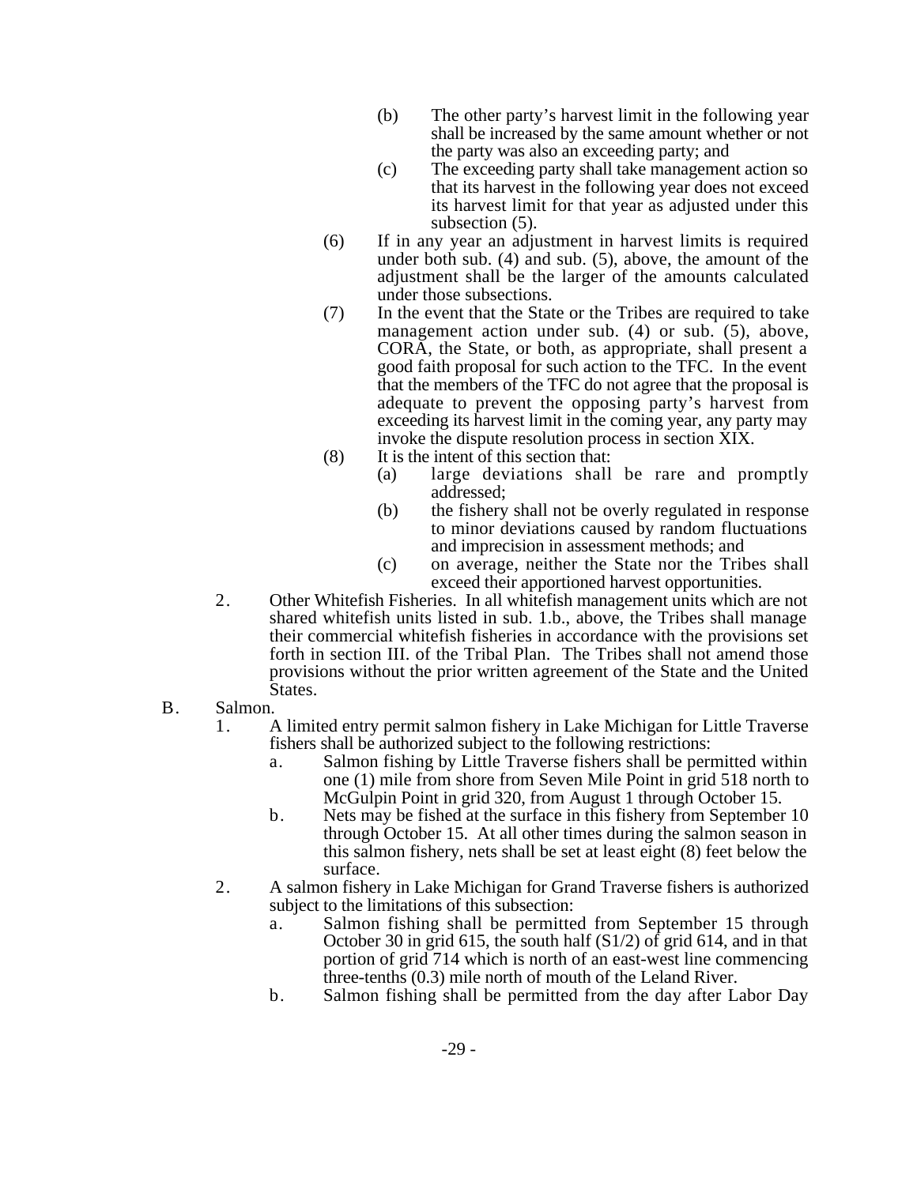(b) The other party's harvest limit in the following year shall be increased by the same amount whether or not the party was also an exceeding party; and

(c) The exceeding party shall take management action so that its harvest in the following year does not exceed its harvest limit for that year as adjusted under this subsection (5).

(6) If in any year an adjustment in harvest limits is required under both sub. (4) and sub. (5), above, the amount of the adjustment shall be the larger of the amounts calculated under those subsections.

(7) In the event that the State or the Tribes are required to take management action under sub. (4) or sub. (5), above, CORA, the State, or both, as appropriate, shall present a good faith proposal for such action to the TFC. In the event that the members of the TFC do not agree that the proposal is adequate to prevent the opposing party's harvest from exceeding its harvest limit in the coming year, any party may invoke the dispute resolution process in section XIX.

(8) It is the intent of this section that:

(a) large deviations shall be rare and promptly addressed;

(b) the fishery shall not be overly regulated in response to minor deviations caused by random fluctuations and imprecision in assessment methods; and

(c) on average, neither the State nor the Tribes shall exceed their apportioned harvest opportunities.

2. Other Whitefish Fisheries. In all whitefish management units which are not shared whitefish units listed in sub. 1.b., above, the Tribes shall manage their commercial whitefish fisheries in accordance with the provisions set forth in section III. of the Tribal Plan. The Tribes shall not amend those provisions without the prior written agreement of the State and the United States.

B. Salmon.

1. A limited entry permit salmon fishery in Lake Michigan for Little Traverse fishers shall be authorized subject to the following restrictions:

a. Salmon fishing by Little Traverse fishers shall be permitted within one (1) mile from shore from Seven Mile Point in grid 518 north to McGulpin Point in grid 320, from August 1 through October 15.

b. Nets may be fished at the surface in this fishery from September 10 through October 15. At all other times during the salmon season in this salmon fishery, nets shall be set at least eight (8) feet below the surface.

2. A salmon fishery in Lake Michigan for Grand Traverse fishers is authorized subject to the limitations of this subsection:

a. Salmon fishing shall be permitted from September 15 through October 30 in grid 615, the south half (S1/2) of grid 614, and in that portion of grid 714 which is north of an east-west line commencing three-tenths (0.3) mile north of mouth of the Leland River.

b. Salmon fishing shall be permitted from the day after Labor Day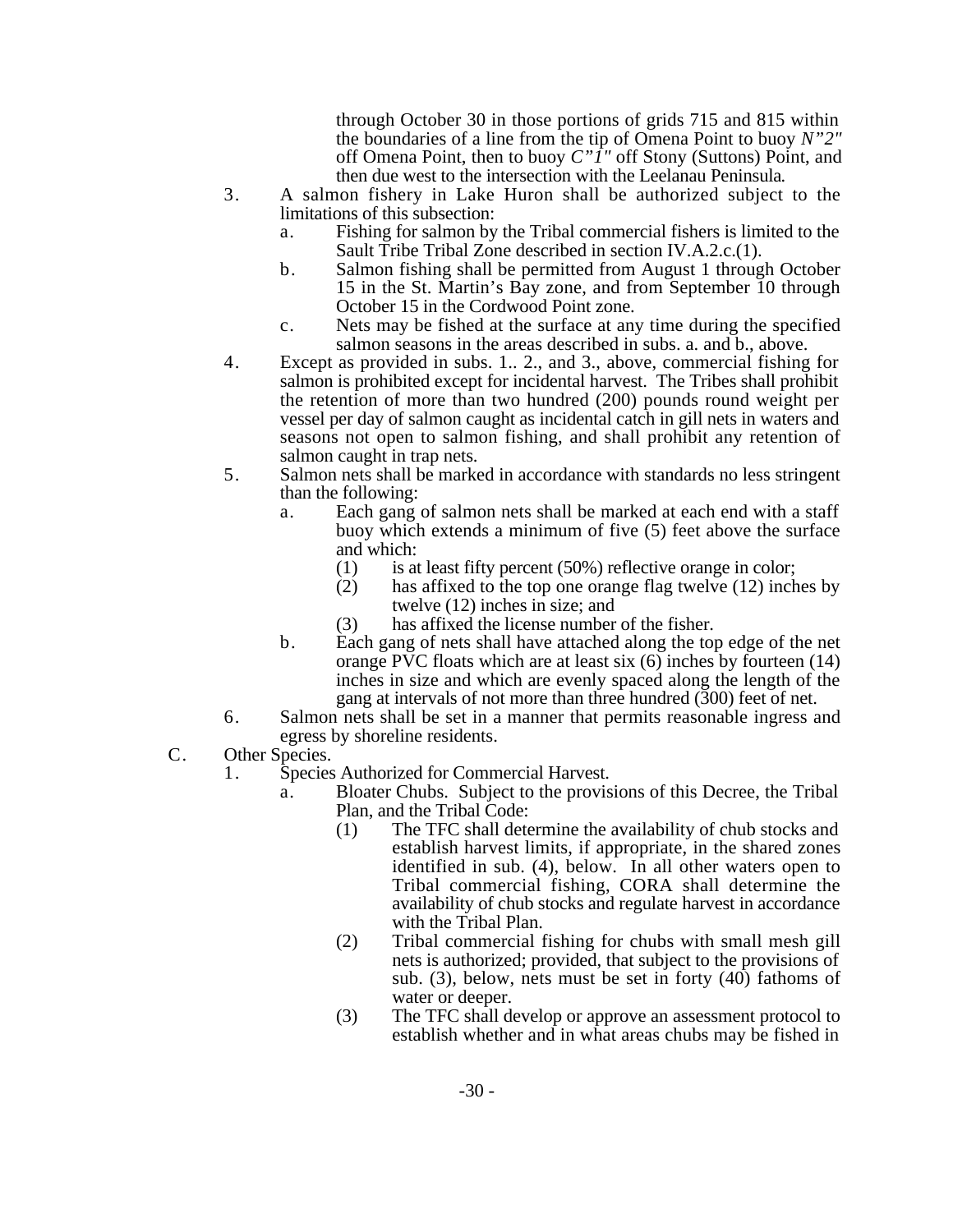through October 30 in those portions of grids 715 and 815 within the boundaries of a line from the tip of Omena Point to buoy *N"2"* off Omena Point, then to buoy *C"1"* off Stony (Suttons) Point, and then due west to the intersection with the Leelanau Peninsula.

3. A salmon fishery in Lake Huron shall be authorized subject to the limitations of this subsection:
   a. Fishing for salmon by the Tribal commercial fishers is limited to the Sault Tribe Tribal Zone described in section IV.A.2.c.(1).
   b. Salmon fishing shall be permitted from August 1 through October 15 in the St. Martin's Bay zone, and from September 10 through October 15 in the Cordwood Point zone.
   c. Nets may be fished at the surface at any time during the specified salmon seasons in the areas described in subs. a. and b., above.
4. Except as provided in subs. 1.. 2., and 3., above, commercial fishing for salmon is prohibited except for incidental harvest. The Tribes shall prohibit the retention of more than two hundred (200) pounds round weight per vessel per day of salmon caught as incidental catch in gill nets in waters and seasons not open to salmon fishing, and shall prohibit any retention of salmon caught in trap nets.
5. Salmon nets shall be marked in accordance with standards no less stringent than the following:
   a. Each gang of salmon nets shall be marked at each end with a staff buoy which extends a minimum of five (5) feet above the surface and which:
      (1) is at least fifty percent (50%) reflective orange in color;
      (2) has affixed to the top one orange flag twelve (12) inches by twelve (12) inches in size; and
      (3) has affixed the license number of the fisher.
   b. Each gang of nets shall have attached along the top edge of the net orange PVC floats which are at least six (6) inches by fourteen (14) inches in size and which are evenly spaced along the length of the gang at intervals of not more than three hundred (300) feet of net.
6. Salmon nets shall be set in a manner that permits reasonable ingress and egress by shoreline residents.

C. Other Species.

1. Species Authorized for Commercial Harvest.
   a. Bloater Chubs. Subject to the provisions of this Decree, the Tribal Plan, and the Tribal Code:
      (1) The TFC shall determine the availability of chub stocks and establish harvest limits, if appropriate, in the shared zones identified in sub. (4), below. In all other waters open to Tribal commercial fishing, CORA shall determine the availability of chub stocks and regulate harvest in accordance with the Tribal Plan.
      (2) Tribal commercial fishing for chubs with small mesh gill nets is authorized; provided, that subject to the provisions of sub. (3), below, nets must be set in forty (40) fathoms of water or deeper.
      (3) The TFC shall develop or approve an assessment protocol to establish whether and in what areas chubs may be fished in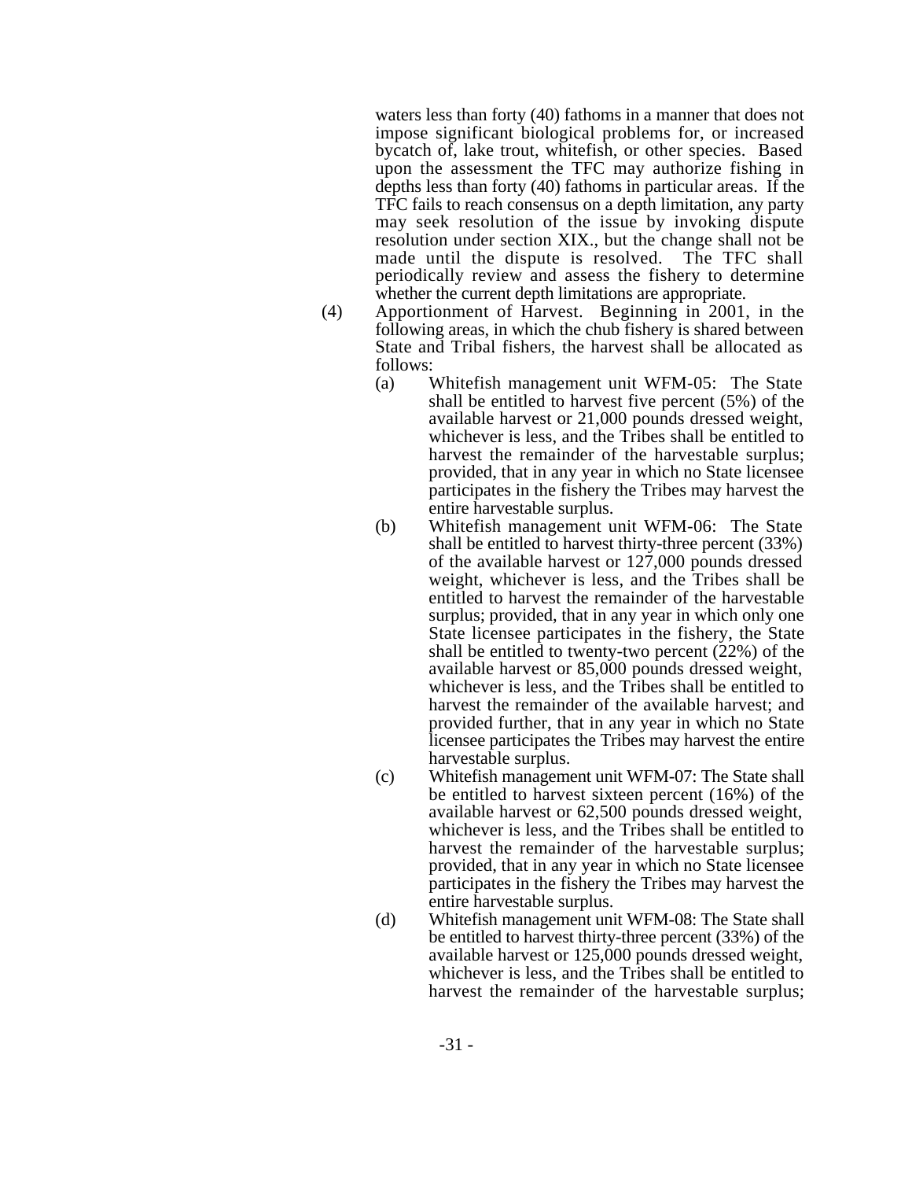waters less than forty (40) fathoms in a manner that does not impose significant biological problems for, or increased bycatch of, lake trout, whitefish, or other species. Based upon the assessment the TFC may authorize fishing in depths less than forty (40) fathoms in particular areas. If the TFC fails to reach consensus on a depth limitation, any party may seek resolution of the issue by invoking dispute resolution under section XIX., but the change shall not be made until the dispute is resolved. The TFC shall periodically review and assess the fishery to determine whether the current depth limitations are appropriate.

(4) Apportionment of Harvest. Beginning in 2001, in the following areas, in which the chub fishery is shared between State and Tribal fishers, the harvest shall be allocated as follows:

(a) Whitefish management unit WFM-05: The State shall be entitled to harvest five percent (5%) of the available harvest or 21,000 pounds dressed weight, whichever is less, and the Tribes shall be entitled to harvest the remainder of the harvestable surplus; provided, that in any year in which no State licensee participates in the fishery the Tribes may harvest the entire harvestable surplus.

(b) Whitefish management unit WFM-06: The State shall be entitled to harvest thirty-three percent (33%) of the available harvest or 127,000 pounds dressed weight, whichever is less, and the Tribes shall be entitled to harvest the remainder of the harvestable surplus; provided, that in any year in which only one State licensee participates in the fishery, the State shall be entitled to twenty-two percent (22%) of the available harvest or 85,000 pounds dressed weight, whichever is less, and the Tribes shall be entitled to harvest the remainder of the available harvest; and provided further, that in any year in which no State licensee participates the Tribes may harvest the entire harvestable surplus.

(c) Whitefish management unit WFM-07: The State shall be entitled to harvest sixteen percent (16%) of the available harvest or 62,500 pounds dressed weight, whichever is less, and the Tribes shall be entitled to harvest the remainder of the harvestable surplus; provided, that in any year in which no State licensee participates in the fishery the Tribes may harvest the entire harvestable surplus.

(d) Whitefish management unit WFM-08: The State shall be entitled to harvest thirty-three percent (33%) of the available harvest or 125,000 pounds dressed weight, whichever is less, and the Tribes shall be entitled to harvest the remainder of the harvestable surplus;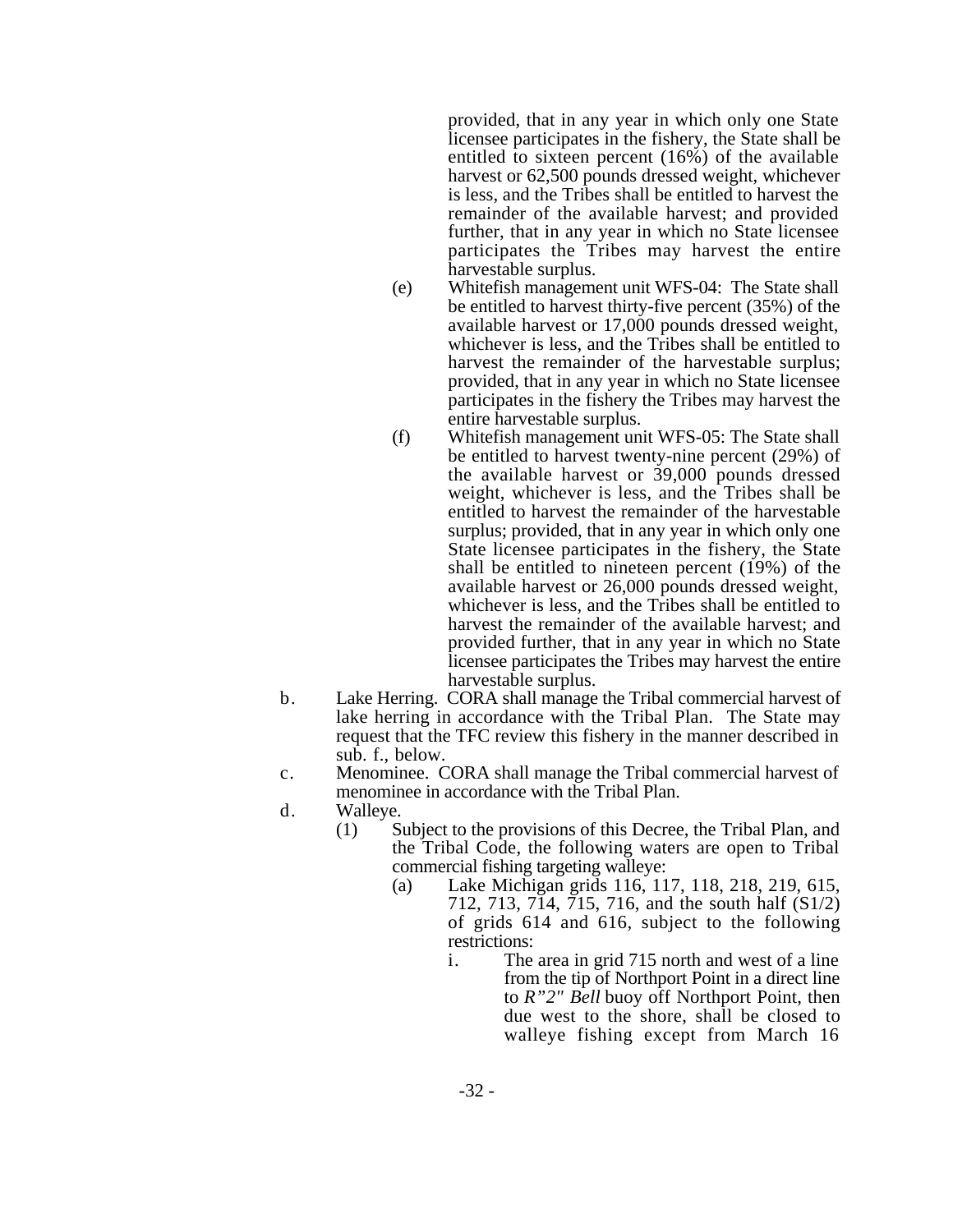provided, that in any year in which only one State licensee participates in the fishery, the State shall be entitled to sixteen percent (16%) of the available harvest or 62,500 pounds dressed weight, whichever is less, and the Tribes shall be entitled to harvest the remainder of the available harvest; and provided further, that in any year in which no State licensee participates the Tribes may harvest the entire harvestable surplus.

(e) Whitefish management unit WFS-04: The State shall be entitled to harvest thirty-five percent (35%) of the available harvest or 17,000 pounds dressed weight, whichever is less, and the Tribes shall be entitled to harvest the remainder of the harvestable surplus; provided, that in any year in which no State licensee participates in the fishery the Tribes may harvest the entire harvestable surplus.

(f) Whitefish management unit WFS-05: The State shall be entitled to harvest twenty-nine percent (29%) of the available harvest or 39,000 pounds dressed weight, whichever is less, and the Tribes shall be entitled to harvest the remainder of the harvestable surplus; provided, that in any year in which only one State licensee participates in the fishery, the State shall be entitled to nineteen percent (19%) of the available harvest or 26,000 pounds dressed weight, whichever is less, and the Tribes shall be entitled to harvest the remainder of the available harvest; and provided further, that in any year in which no State licensee participates the Tribes may harvest the entire harvestable surplus.

b. Lake Herring. CORA shall manage the Tribal commercial harvest of lake herring in accordance with the Tribal Plan. The State may request that the TFC review this fishery in the manner described in sub. f., below.

c. Menominee. CORA shall manage the Tribal commercial harvest of menominee in accordance with the Tribal Plan.

d. Walleye.

(1) Subject to the provisions of this Decree, the Tribal Plan, and the Tribal Code, the following waters are open to Tribal commercial fishing targeting walleye:

(a) Lake Michigan grids 116, 117, 118, 218, 219, 615, 712, 713, 714, 715, 716, and the south half (S1/2) of grids 614 and 616, subject to the following restrictions:

i. The area in grid 715 north and west of a line from the tip of Northport Point in a direct line to *R"2" Bell* buoy off Northport Point, then due west to the shore, shall be closed to walleye fishing except from March 16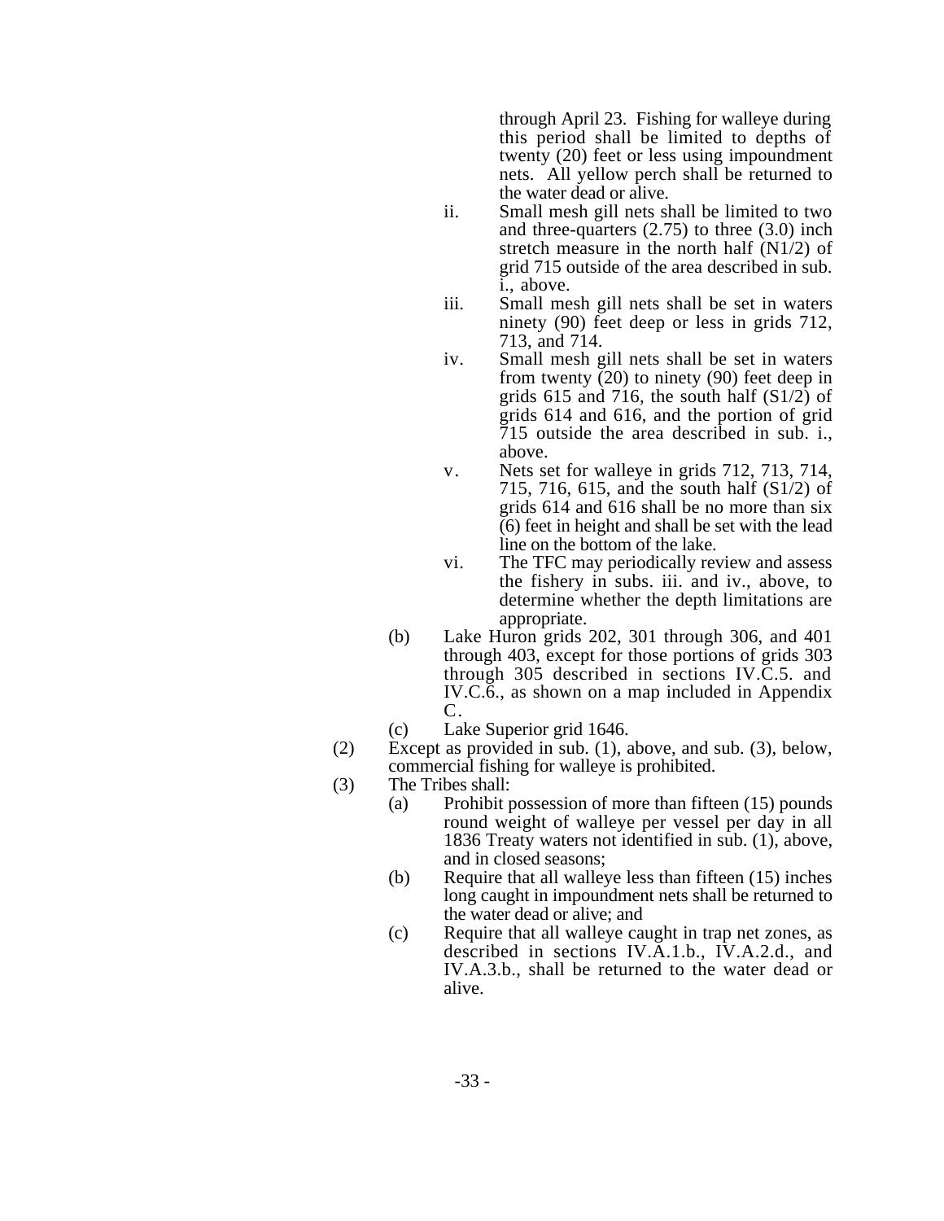through April 23. Fishing for walleye during this period shall be limited to depths of twenty (20) feet or less using impoundment nets. All yellow perch shall be returned to the water dead or alive.

- ii. Small mesh gill nets shall be limited to two and three-quarters (2.75) to three (3.0) inch stretch measure in the north half (N1/2) of grid 715 outside of the area described in sub. i., above.
- iii. Small mesh gill nets shall be set in waters ninety (90) feet deep or less in grids 712, 713, and 714.
- iv. Small mesh gill nets shall be set in waters from twenty (20) to ninety (90) feet deep in grids 615 and 716, the south half (S1/2) of grids 614 and 616, and the portion of grid 715 outside the area described in sub. i., above.
- v. Nets set for walleye in grids 712, 713, 714, 715, 716, 615, and the south half (S1/2) of grids 614 and 616 shall be no more than six (6) feet in height and shall be set with the lead line on the bottom of the lake.
- vi. The TFC may periodically review and assess the fishery in subs. iii. and iv., above, to determine whether the depth limitations are appropriate.

(b) Lake Huron grids 202, 301 through 306, and 401 through 403, except for those portions of grids 303 through 305 described in sections IV.C.5. and IV.C.6., as shown on a map included in Appendix C.

(c) Lake Superior grid 1646.

(2) Except as provided in sub. (1), above, and sub. (3), below, commercial fishing for walleye is prohibited.

(3) The Tribes shall:

- (a) Prohibit possession of more than fifteen (15) pounds round weight of walleye per vessel per day in all 1836 Treaty waters not identified in sub. (1), above, and in closed seasons;
- (b) Require that all walleye less than fifteen (15) inches long caught in impoundment nets shall be returned to the water dead or alive; and
- (c) Require that all walleye caught in trap net zones, as described in sections IV.A.1.b., IV.A.2.d., and IV.A.3.b., shall be returned to the water dead or alive.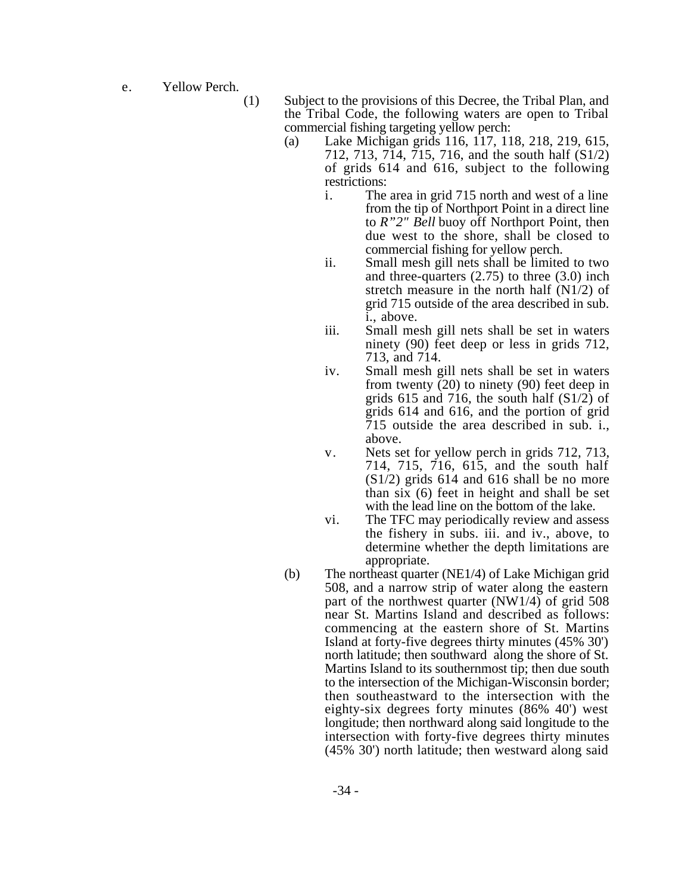e. Yellow Perch.

(1) Subject to the provisions of this Decree, the Tribal Plan, and the Tribal Code, the following waters are open to Tribal commercial fishing targeting yellow perch:

(a) Lake Michigan grids 116, 117, 118, 218, 219, 615, 712, 713, 714, 715, 716, and the south half (S1/2) of grids 614 and 616, subject to the following restrictions:

i. The area in grid 715 north and west of a line from the tip of Northport Point in a direct line to *R"2" Bell* buoy off Northport Point, then due west to the shore, shall be closed to commercial fishing for yellow perch.

ii. Small mesh gill nets shall be limited to two and three-quarters (2.75) to three (3.0) inch stretch measure in the north half (N1/2) of grid 715 outside of the area described in sub. i., above.

iii. Small mesh gill nets shall be set in waters ninety (90) feet deep or less in grids 712, 713, and 714.

iv. Small mesh gill nets shall be set in waters from twenty (20) to ninety (90) feet deep in grids 615 and 716, the south half (S1/2) of grids 614 and 616, and the portion of grid 715 outside the area described in sub. i., above.

v. Nets set for yellow perch in grids 712, 713, 714, 715, 716, 615, and the south half (S1/2) grids 614 and 616 shall be no more than six (6) feet in height and shall be set with the lead line on the bottom of the lake.

vi. The TFC may periodically review and assess the fishery in subs. iii. and iv., above, to determine whether the depth limitations are appropriate.

(b) The northeast quarter (NE1/4) of Lake Michigan grid 508, and a narrow strip of water along the eastern part of the northwest quarter (NW1/4) of grid 508 near St. Martins Island and described as follows: commencing at the eastern shore of St. Martins Island at forty-five degrees thirty minutes (45% 30') north latitude; then southward along the shore of St. Martins Island to its southernmost tip; then due south to the intersection of the Michigan-Wisconsin border; then southeastward to the intersection with the eighty-six degrees forty minutes (86% 40') west longitude; then northward along said longitude to the intersection with forty-five degrees thirty minutes (45% 30') north latitude; then westward along said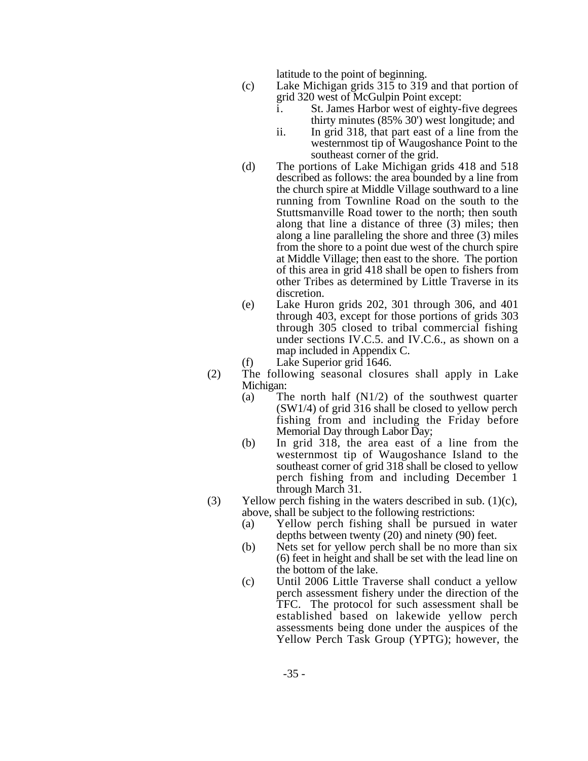latitude to the point of beginning.

- (c) Lake Michigan grids 315 to 319 and that portion of grid 320 west of McGulpin Point except:
  - i. St. James Harbor west of eighty-five degrees thirty minutes (85% 30') west longitude; and
  - ii. In grid 318, that part east of a line from the westernmost tip of Waugoshance Point to the southeast corner of the grid.
- (d) The portions of Lake Michigan grids 418 and 518 described as follows: the area bounded by a line from the church spire at Middle Village southward to a line running from Townline Road on the south to the Stuttsmanville Road tower to the north; then south along that line a distance of three (3) miles; then along a line paralleling the shore and three (3) miles from the shore to a point due west of the church spire at Middle Village; then east to the shore. The portion of this area in grid 418 shall be open to fishers from other Tribes as determined by Little Traverse in its discretion.
- (e) Lake Huron grids 202, 301 through 306, and 401 through 403, except for those portions of grids 303 through 305 closed to tribal commercial fishing under sections IV.C.5. and IV.C.6., as shown on a map included in Appendix C.
- (f) Lake Superior grid 1646.

(2) The following seasonal closures shall apply in Lake Michigan:

- (a) The north half (N1/2) of the southwest quarter (SW1/4) of grid 316 shall be closed to yellow perch fishing from and including the Friday before Memorial Day through Labor Day;
- (b) In grid 318, the area east of a line from the westernmost tip of Waugoshance Island to the southeast corner of grid 318 shall be closed to yellow perch fishing from and including December 1 through March 31.

(3) Yellow perch fishing in the waters described in sub. (1)(c), above, shall be subject to the following restrictions:

- (a) Yellow perch fishing shall be pursued in water depths between twenty (20) and ninety (90) feet.
- (b) Nets set for yellow perch shall be no more than six (6) feet in height and shall be set with the lead line on the bottom of the lake.
- (c) Until 2006 Little Traverse shall conduct a yellow perch assessment fishery under the direction of the TFC. The protocol for such assessment shall be established based on lakewide yellow perch assessments being done under the auspices of the Yellow Perch Task Group (YPTG); however, the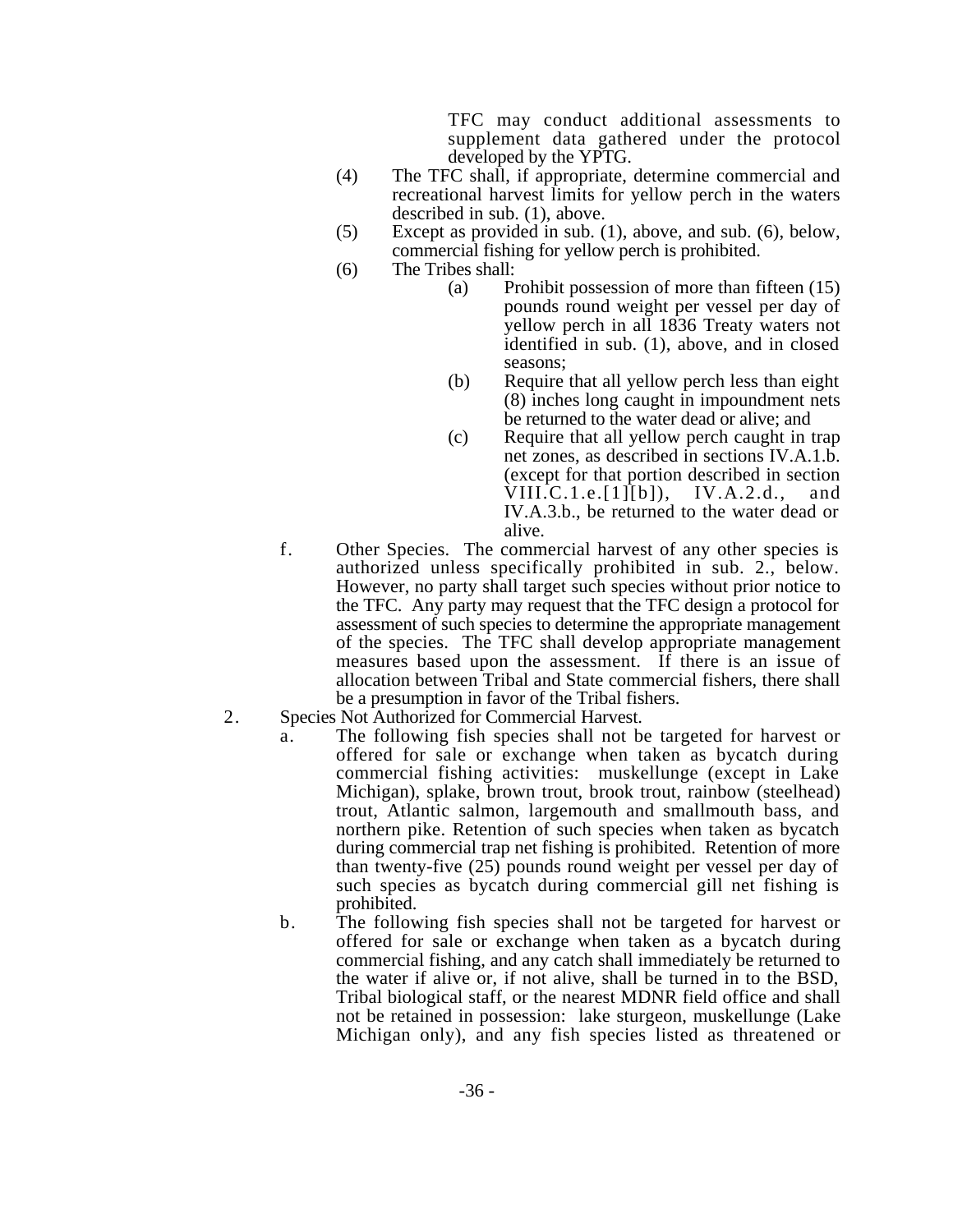TFC may conduct additional assessments to supplement data gathered under the protocol developed by the YPTG.

(4) The TFC shall, if appropriate, determine commercial and recreational harvest limits for yellow perch in the waters described in sub. (1), above.

(5) Except as provided in sub. (1), above, and sub. (6), below, commercial fishing for yellow perch is prohibited.

(6) The Tribes shall:

(a) Prohibit possession of more than fifteen (15) pounds round weight per vessel per day of yellow perch in all 1836 Treaty waters not identified in sub. (1), above, and in closed seasons;

(b) Require that all yellow perch less than eight (8) inches long caught in impoundment nets be returned to the water dead or alive; and

(c) Require that all yellow perch caught in trap net zones, as described in sections IV.A.1.b. (except for that portion described in section VIII.C.1.e.[1][b]), IV.A.2.d., and IV.A.3.b., be returned to the water dead or alive.

f. Other Species. The commercial harvest of any other species is authorized unless specifically prohibited in sub. 2., below. However, no party shall target such species without prior notice to the TFC. Any party may request that the TFC design a protocol for assessment of such species to determine the appropriate management of the species. The TFC shall develop appropriate management measures based upon the assessment. If there is an issue of allocation between Tribal and State commercial fishers, there shall be a presumption in favor of the Tribal fishers.

2. Species Not Authorized for Commercial Harvest.

a. The following fish species shall not be targeted for harvest or offered for sale or exchange when taken as bycatch during commercial fishing activities: muskellunge (except in Lake Michigan), splake, brown trout, brook trout, rainbow (steelhead) trout, Atlantic salmon, largemouth and smallmouth bass, and northern pike. Retention of such species when taken as bycatch during commercial trap net fishing is prohibited. Retention of more than twenty-five (25) pounds round weight per vessel per day of such species as bycatch during commercial gill net fishing is prohibited.

b. The following fish species shall not be targeted for harvest or offered for sale or exchange when taken as a bycatch during commercial fishing, and any catch shall immediately be returned to the water if alive or, if not alive, shall be turned in to the BSD, Tribal biological staff, or the nearest MDNR field office and shall not be retained in possession: lake sturgeon, muskellunge (Lake Michigan only), and any fish species listed as threatened or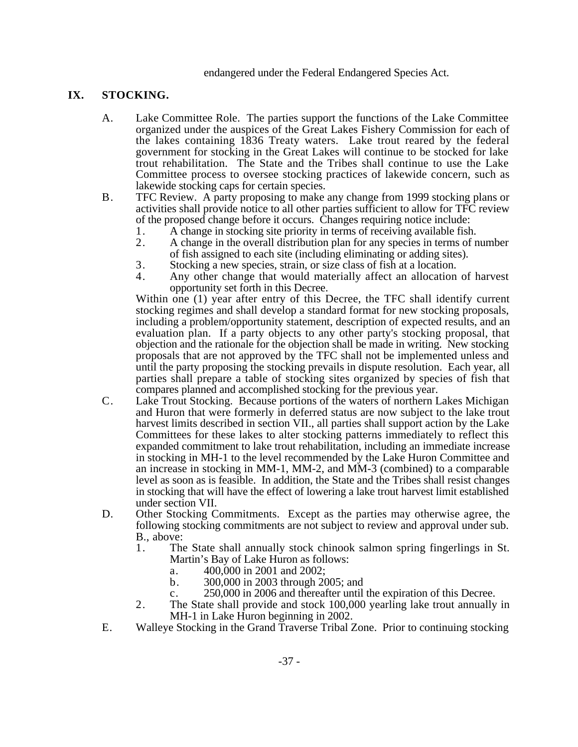endangered under the Federal Endangered Species Act.

## IX. STOCKING.

A. Lake Committee Role. The parties support the functions of the Lake Committee organized under the auspices of the Great Lakes Fishery Commission for each of the lakes containing 1836 Treaty waters. Lake trout reared by the federal government for stocking in the Great Lakes will continue to be stocked for lake trout rehabilitation. The State and the Tribes shall continue to use the Lake Committee process to oversee stocking practices of lakewide concern, such as lakewide stocking caps for certain species.

B. TFC Review. A party proposing to make any change from 1999 stocking plans or activities shall provide notice to all other parties sufficient to allow for TFC review of the proposed change before it occurs. Changes requiring notice include:

   1. A change in stocking site priority in terms of receiving available fish.
   2. A change in the overall distribution plan for any species in terms of number of fish assigned to each site (including eliminating or adding sites).
   3. Stocking a new species, strain, or size class of fish at a location.
   4. Any other change that would materially affect an allocation of harvest opportunity set forth in this Decree.

   Within one (1) year after entry of this Decree, the TFC shall identify current stocking regimes and shall develop a standard format for new stocking proposals, including a problem/opportunity statement, description of expected results, and an evaluation plan. If a party objects to any other party's stocking proposal, that objection and the rationale for the objection shall be made in writing. New stocking proposals that are not approved by the TFC shall not be implemented unless and until the party proposing the stocking prevails in dispute resolution. Each year, all parties shall prepare a table of stocking sites organized by species of fish that compares planned and accomplished stocking for the previous year.

C. Lake Trout Stocking. Because portions of the waters of northern Lakes Michigan and Huron that were formerly in deferred status are now subject to the lake trout harvest limits described in section VII., all parties shall support action by the Lake Committees for these lakes to alter stocking patterns immediately to reflect this expanded commitment to lake trout rehabilitation, including an immediate increase in stocking in MH-1 to the level recommended by the Lake Huron Committee and an increase in stocking in MM-1, MM-2, and MM-3 (combined) to a comparable level as soon as is feasible. In addition, the State and the Tribes shall resist changes in stocking that will have the effect of lowering a lake trout harvest limit established under section VII.

D. Other Stocking Commitments. Except as the parties may otherwise agree, the following stocking commitments are not subject to review and approval under sub. B., above:

   1. The State shall annually stock chinook salmon spring fingerlings in St. Martin's Bay of Lake Huron as follows:
      a. 400,000 in 2001 and 2002;
      b. 300,000 in 2003 through 2005; and
      c. 250,000 in 2006 and thereafter until the expiration of this Decree.
   2. The State shall provide and stock 100,000 yearling lake trout annually in MH-1 in Lake Huron beginning in 2002.

E. Walleye Stocking in the Grand Traverse Tribal Zone. Prior to continuing stocking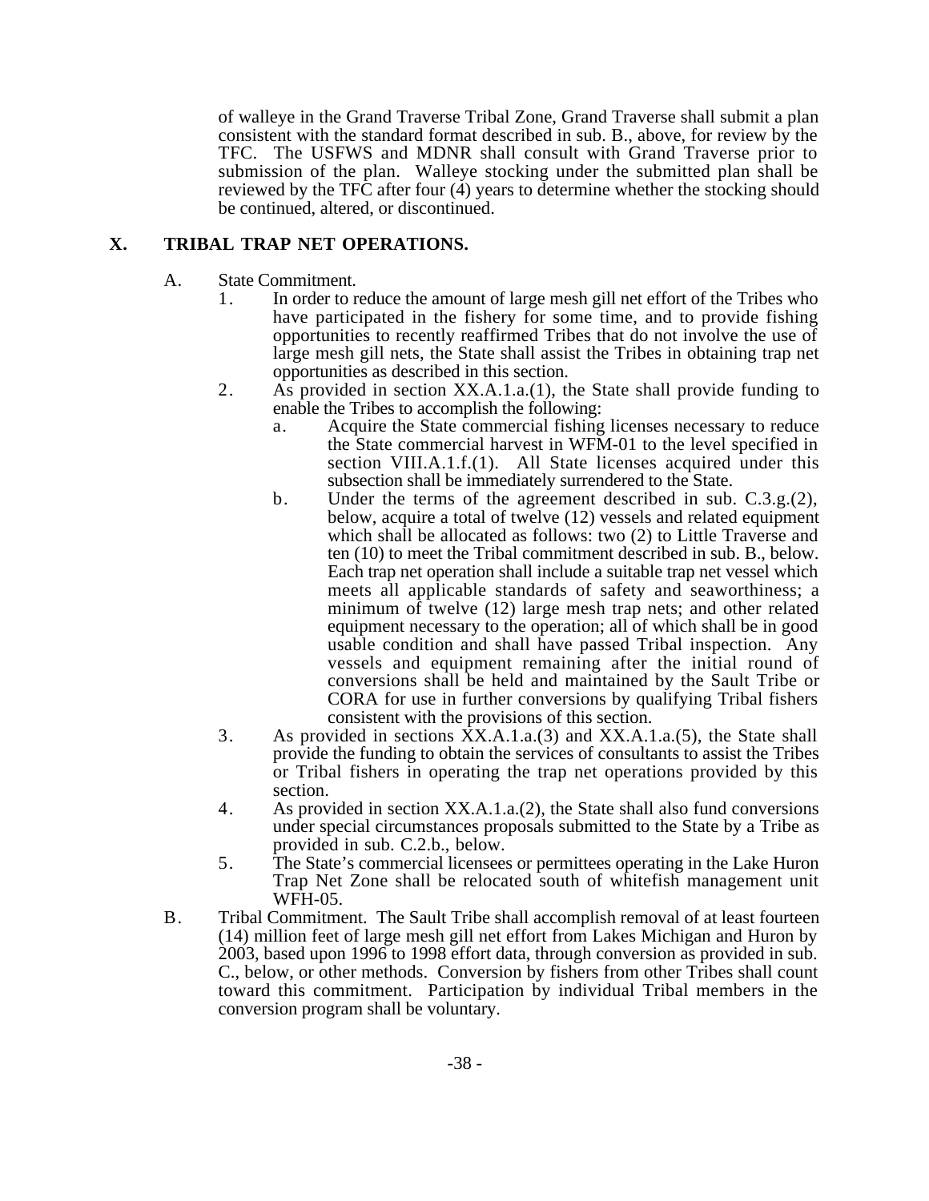of walleye in the Grand Traverse Tribal Zone, Grand Traverse shall submit a plan consistent with the standard format described in sub. B., above, for review by the TFC. The USFWS and MDNR shall consult with Grand Traverse prior to submission of the plan. Walleye stocking under the submitted plan shall be reviewed by the TFC after four (4) years to determine whether the stocking should be continued, altered, or discontinued.

## X. TRIBAL TRAP NET OPERATIONS.

A. State Commitment.

1. In order to reduce the amount of large mesh gill net effort of the Tribes who have participated in the fishery for some time, and to provide fishing opportunities to recently reaffirmed Tribes that do not involve the use of large mesh gill nets, the State shall assist the Tribes in obtaining trap net opportunities as described in this section.
2. As provided in section XX.A.1.a.(1), the State shall provide funding to enable the Tribes to accomplish the following:
   a. Acquire the State commercial fishing licenses necessary to reduce the State commercial harvest in WFM-01 to the level specified in section VIII.A.1.f.(1). All State licenses acquired under this subsection shall be immediately surrendered to the State.
   b. Under the terms of the agreement described in sub. C.3.g.(2), below, acquire a total of twelve (12) vessels and related equipment which shall be allocated as follows: two (2) to Little Traverse and ten (10) to meet the Tribal commitment described in sub. B., below. Each trap net operation shall include a suitable trap net vessel which meets all applicable standards of safety and seaworthiness; a minimum of twelve (12) large mesh trap nets; and other related equipment necessary to the operation; all of which shall be in good usable condition and shall have passed Tribal inspection. Any vessels and equipment remaining after the initial round of conversions shall be held and maintained by the Sault Tribe or CORA for use in further conversions by qualifying Tribal fishers consistent with the provisions of this section.
3. As provided in sections XX.A.1.a.(3) and XX.A.1.a.(5), the State shall provide the funding to obtain the services of consultants to assist the Tribes or Tribal fishers in operating the trap net operations provided by this section.
4. As provided in section XX.A.1.a.(2), the State shall also fund conversions under special circumstances proposals submitted to the State by a Tribe as provided in sub. C.2.b., below.
5. The State's commercial licensees or permittees operating in the Lake Huron Trap Net Zone shall be relocated south of whitefish management unit WFH-05.

B. Tribal Commitment. The Sault Tribe shall accomplish removal of at least fourteen (14) million feet of large mesh gill net effort from Lakes Michigan and Huron by 2003, based upon 1996 to 1998 effort data, through conversion as provided in sub. C., below, or other methods. Conversion by fishers from other Tribes shall count toward this commitment. Participation by individual Tribal members in the conversion program shall be voluntary.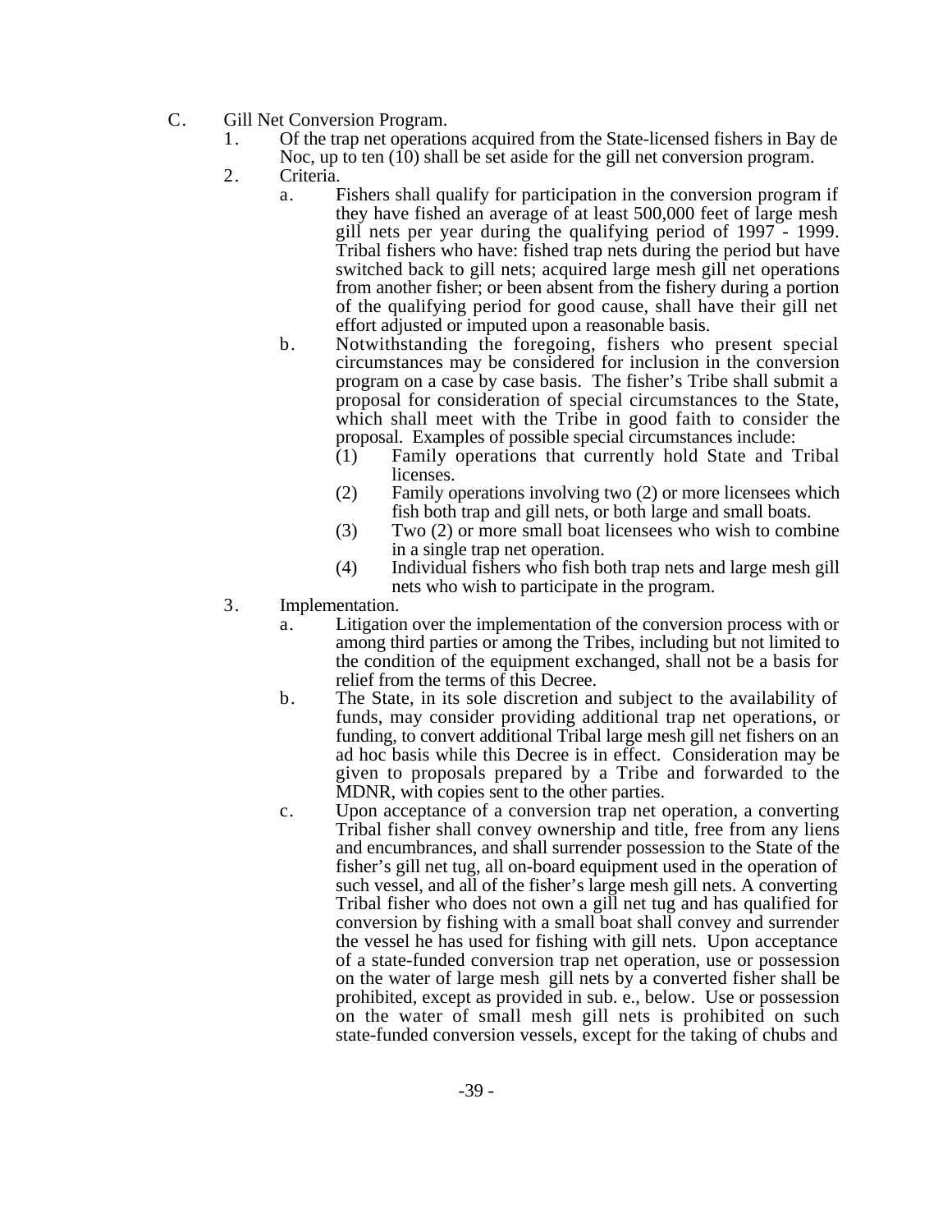C. Gill Net Conversion Program.

1. Of the trap net operations acquired from the State-licensed fishers in Bay de Noc, up to ten (10) shall be set aside for the gill net conversion program.

2. Criteria.

   a. Fishers shall qualify for participation in the conversion program if they have fished an average of at least 500,000 feet of large mesh gill nets per year during the qualifying period of 1997 - 1999. Tribal fishers who have: fished trap nets during the period but have switched back to gill nets; acquired large mesh gill net operations from another fisher; or been absent from the fishery during a portion of the qualifying period for good cause, shall have their gill net effort adjusted or imputed upon a reasonable basis.

   b. Notwithstanding the foregoing, fishers who present special circumstances may be considered for inclusion in the conversion program on a case by case basis. The fisher's Tribe shall submit a proposal for consideration of special circumstances to the State, which shall meet with the Tribe in good faith to consider the proposal. Examples of possible special circumstances include:

      (1) Family operations that currently hold State and Tribal licenses.

      (2) Family operations involving two (2) or more licensees which fish both trap and gill nets, or both large and small boats.

      (3) Two (2) or more small boat licensees who wish to combine in a single trap net operation.

      (4) Individual fishers who fish both trap nets and large mesh gill nets who wish to participate in the program.

3. Implementation.

   a. Litigation over the implementation of the conversion process with or among third parties or among the Tribes, including but not limited to the condition of the equipment exchanged, shall not be a basis for relief from the terms of this Decree.

   b. The State, in its sole discretion and subject to the availability of funds, may consider providing additional trap net operations, or funding, to convert additional Tribal large mesh gill net fishers on an ad hoc basis while this Decree is in effect. Consideration may be given to proposals prepared by a Tribe and forwarded to the MDNR, with copies sent to the other parties.

   c. Upon acceptance of a conversion trap net operation, a converting Tribal fisher shall convey ownership and title, free from any liens and encumbrances, and shall surrender possession to the State of the fisher's gill net tug, all on-board equipment used in the operation of such vessel, and all of the fisher's large mesh gill nets. A converting Tribal fisher who does not own a gill net tug and has qualified for conversion by fishing with a small boat shall convey and surrender the vessel he has used for fishing with gill nets. Upon acceptance of a state-funded conversion trap net operation, use or possession on the water of large mesh gill nets by a converted fisher shall be prohibited, except as provided in sub. e., below. Use or possession on the water of small mesh gill nets is prohibited on such state-funded conversion vessels, except for the taking of chubs and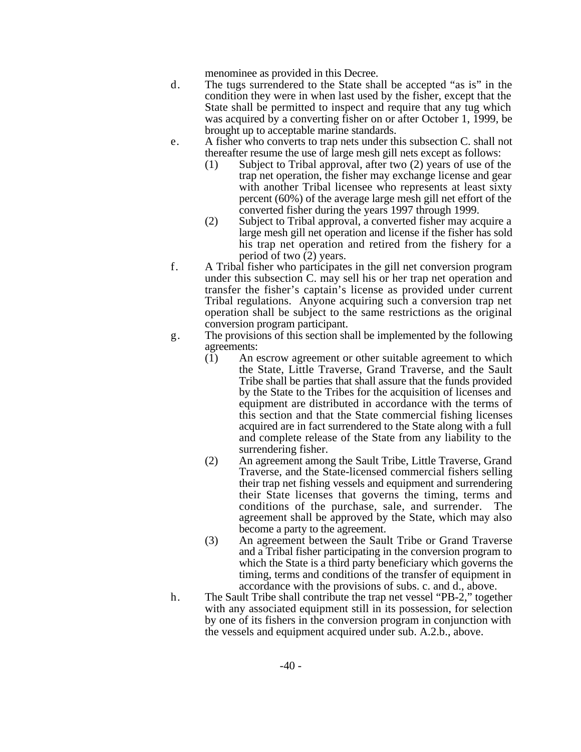menominee as provided in this Decree.

d. The tugs surrendered to the State shall be accepted "as is" in the condition they were in when last used by the fisher, except that the State shall be permitted to inspect and require that any tug which was acquired by a converting fisher on or after October 1, 1999, be brought up to acceptable marine standards.

e. A fisher who converts to trap nets under this subsection C. shall not thereafter resume the use of large mesh gill nets except as follows:

   (1) Subject to Tribal approval, after two (2) years of use of the trap net operation, the fisher may exchange license and gear with another Tribal licensee who represents at least sixty percent (60%) of the average large mesh gill net effort of the converted fisher during the years 1997 through 1999.

   (2) Subject to Tribal approval, a converted fisher may acquire a large mesh gill net operation and license if the fisher has sold his trap net operation and retired from the fishery for a period of two (2) years.

f. A Tribal fisher who participates in the gill net conversion program under this subsection C. may sell his or her trap net operation and transfer the fisher's captain's license as provided under current Tribal regulations. Anyone acquiring such a conversion trap net operation shall be subject to the same restrictions as the original conversion program participant.

g. The provisions of this section shall be implemented by the following agreements:

   (1) An escrow agreement or other suitable agreement to which the State, Little Traverse, Grand Traverse, and the Sault Tribe shall be parties that shall assure that the funds provided by the State to the Tribes for the acquisition of licenses and equipment are distributed in accordance with the terms of this section and that the State commercial fishing licenses acquired are in fact surrendered to the State along with a full and complete release of the State from any liability to the surrendering fisher.

   (2) An agreement among the Sault Tribe, Little Traverse, Grand Traverse, and the State-licensed commercial fishers selling their trap net fishing vessels and equipment and surrendering their State licenses that governs the timing, terms and conditions of the purchase, sale, and surrender. The agreement shall be approved by the State, which may also become a party to the agreement.

   (3) An agreement between the Sault Tribe or Grand Traverse and a Tribal fisher participating in the conversion program to which the State is a third party beneficiary which governs the timing, terms and conditions of the transfer of equipment in accordance with the provisions of subs. c. and d., above.

h. The Sault Tribe shall contribute the trap net vessel "PB-2," together with any associated equipment still in its possession, for selection by one of its fishers in the conversion program in conjunction with the vessels and equipment acquired under sub. A.2.b., above.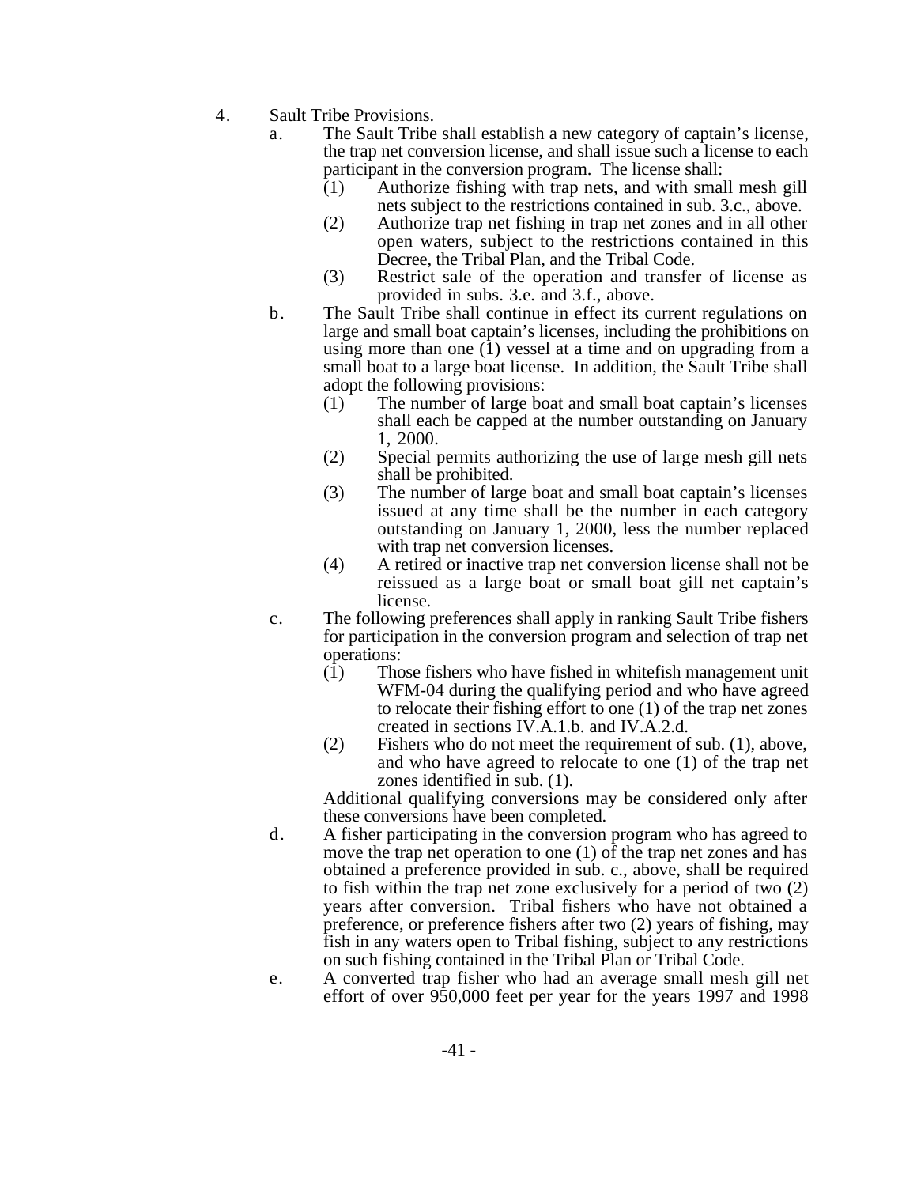4. Sault Tribe Provisions.
   a. The Sault Tribe shall establish a new category of captain's license, the trap net conversion license, and shall issue such a license to each participant in the conversion program. The license shall:
      (1) Authorize fishing with trap nets, and with small mesh gill nets subject to the restrictions contained in sub. 3.c., above.
      (2) Authorize trap net fishing in trap net zones and in all other open waters, subject to the restrictions contained in this Decree, the Tribal Plan, and the Tribal Code.
      (3) Restrict sale of the operation and transfer of license as provided in subs. 3.e. and 3.f., above.
   b. The Sault Tribe shall continue in effect its current regulations on large and small boat captain's licenses, including the prohibitions on using more than one (1) vessel at a time and on upgrading from a small boat to a large boat license. In addition, the Sault Tribe shall adopt the following provisions:
      (1) The number of large boat and small boat captain's licenses shall each be capped at the number outstanding on January 1, 2000.
      (2) Special permits authorizing the use of large mesh gill nets shall be prohibited.
      (3) The number of large boat and small boat captain's licenses issued at any time shall be the number in each category outstanding on January 1, 2000, less the number replaced with trap net conversion licenses.
      (4) A retired or inactive trap net conversion license shall not be reissued as a large boat or small boat gill net captain's license.
   c. The following preferences shall apply in ranking Sault Tribe fishers for participation in the conversion program and selection of trap net operations:
      (1) Those fishers who have fished in whitefish management unit WFM-04 during the qualifying period and who have agreed to relocate their fishing effort to one (1) of the trap net zones created in sections IV.A.1.b. and IV.A.2.d.
      (2) Fishers who do not meet the requirement of sub. (1), above, and who have agreed to relocate to one (1) of the trap net zones identified in sub. (1).

      Additional qualifying conversions may be considered only after these conversions have been completed.
   d. A fisher participating in the conversion program who has agreed to move the trap net operation to one (1) of the trap net zones and has obtained a preference provided in sub. c., above, shall be required to fish within the trap net zone exclusively for a period of two (2) years after conversion. Tribal fishers who have not obtained a preference, or preference fishers after two (2) years of fishing, may fish in any waters open to Tribal fishing, subject to any restrictions on such fishing contained in the Tribal Plan or Tribal Code.
   e. A converted trap fisher who had an average small mesh gill net effort of over 950,000 feet per year for the years 1997 and 1998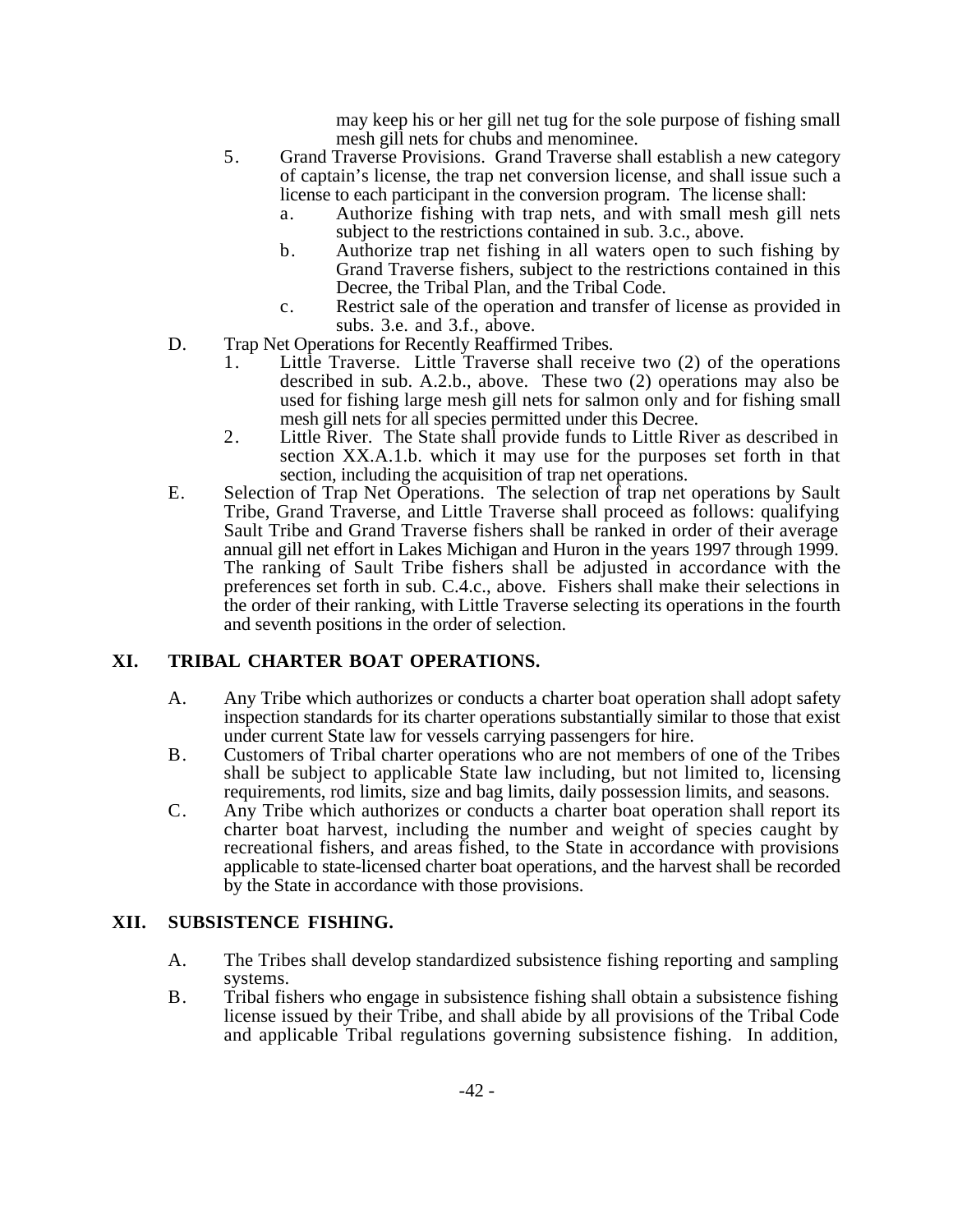may keep his or her gill net tug for the sole purpose of fishing small mesh gill nets for chubs and menominee.

5. Grand Traverse Provisions. Grand Traverse shall establish a new category of captain's license, the trap net conversion license, and shall issue such a license to each participant in the conversion program. The license shall:
   a. Authorize fishing with trap nets, and with small mesh gill nets subject to the restrictions contained in sub. 3.c., above.
   b. Authorize trap net fishing in all waters open to such fishing by Grand Traverse fishers, subject to the restrictions contained in this Decree, the Tribal Plan, and the Tribal Code.
   c. Restrict sale of the operation and transfer of license as provided in subs. 3.e. and 3.f., above.

D. Trap Net Operations for Recently Reaffirmed Tribes.
   1. Little Traverse. Little Traverse shall receive two (2) of the operations described in sub. A.2.b., above. These two (2) operations may also be used for fishing large mesh gill nets for salmon only and for fishing small mesh gill nets for all species permitted under this Decree.
   2. Little River. The State shall provide funds to Little River as described in section XX.A.1.b. which it may use for the purposes set forth in that section, including the acquisition of trap net operations.

E. Selection of Trap Net Operations. The selection of trap net operations by Sault Tribe, Grand Traverse, and Little Traverse shall proceed as follows: qualifying Sault Tribe and Grand Traverse fishers shall be ranked in order of their average annual gill net effort in Lakes Michigan and Huron in the years 1997 through 1999. The ranking of Sault Tribe fishers shall be adjusted in accordance with the preferences set forth in sub. C.4.c., above. Fishers shall make their selections in the order of their ranking, with Little Traverse selecting its operations in the fourth and seventh positions in the order of selection.

## XI. TRIBAL CHARTER BOAT OPERATIONS.

A. Any Tribe which authorizes or conducts a charter boat operation shall adopt safety inspection standards for its charter operations substantially similar to those that exist under current State law for vessels carrying passengers for hire.

B. Customers of Tribal charter operations who are not members of one of the Tribes shall be subject to applicable State law including, but not limited to, licensing requirements, rod limits, size and bag limits, daily possession limits, and seasons.

C. Any Tribe which authorizes or conducts a charter boat operation shall report its charter boat harvest, including the number and weight of species caught by recreational fishers, and areas fished, to the State in accordance with provisions applicable to state-licensed charter boat operations, and the harvest shall be recorded by the State in accordance with those provisions.

## XII. SUBSISTENCE FISHING.

A. The Tribes shall develop standardized subsistence fishing reporting and sampling systems.

B. Tribal fishers who engage in subsistence fishing shall obtain a subsistence fishing license issued by their Tribe, and shall abide by all provisions of the Tribal Code and applicable Tribal regulations governing subsistence fishing. In addition,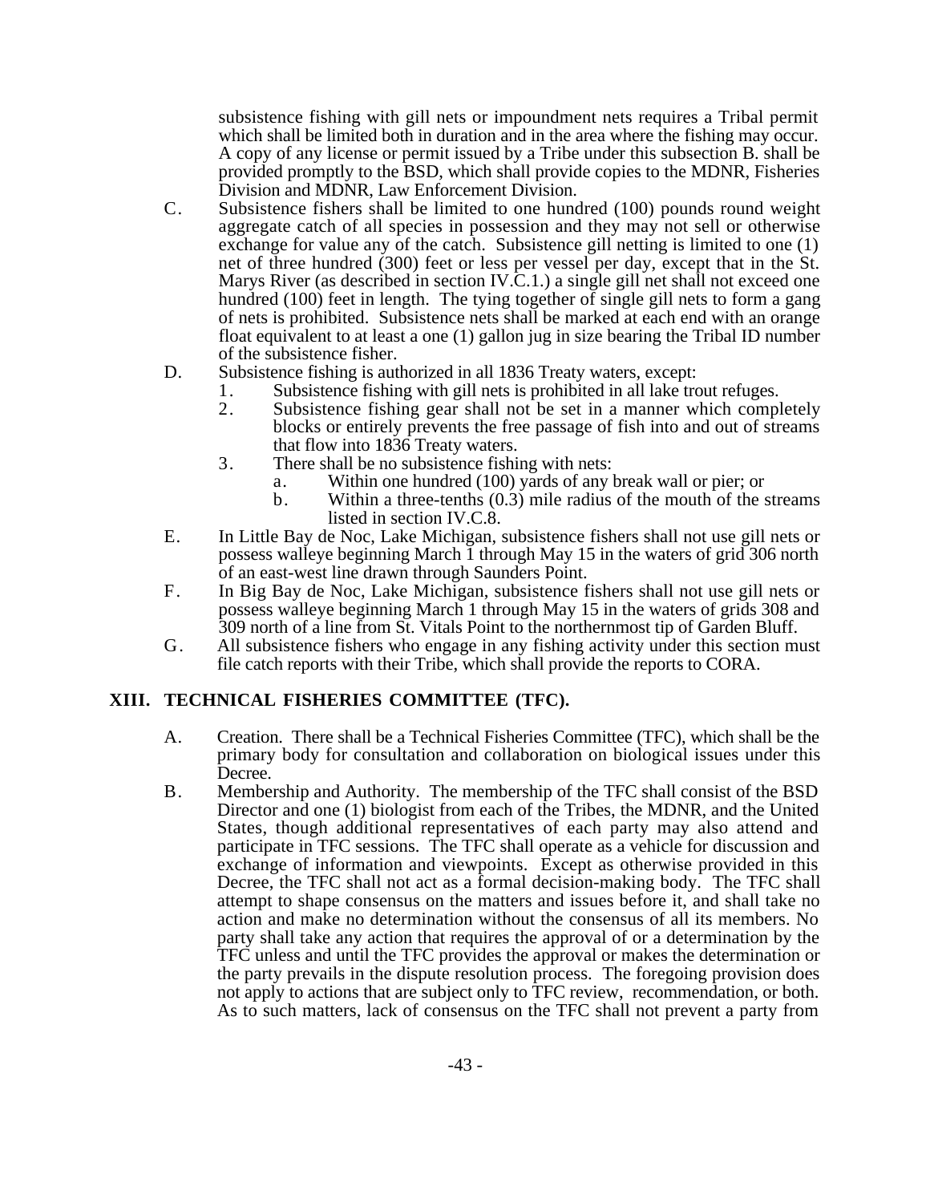subsistence fishing with gill nets or impoundment nets requires a Tribal permit which shall be limited both in duration and in the area where the fishing may occur. A copy of any license or permit issued by a Tribe under this subsection B. shall be provided promptly to the BSD, which shall provide copies to the MDNR, Fisheries Division and MDNR, Law Enforcement Division.

C. Subsistence fishers shall be limited to one hundred (100) pounds round weight aggregate catch of all species in possession and they may not sell or otherwise exchange for value any of the catch. Subsistence gill netting is limited to one (1) net of three hundred (300) feet or less per vessel per day, except that in the St. Marys River (as described in section IV.C.1.) a single gill net shall not exceed one hundred (100) feet in length. The tying together of single gill nets to form a gang of nets is prohibited. Subsistence nets shall be marked at each end with an orange float equivalent to at least a one (1) gallon jug in size bearing the Tribal ID number of the subsistence fisher.

D. Subsistence fishing is authorized in all 1836 Treaty waters, except:
   1. Subsistence fishing with gill nets is prohibited in all lake trout refuges.
   2. Subsistence fishing gear shall not be set in a manner which completely blocks or entirely prevents the free passage of fish into and out of streams that flow into 1836 Treaty waters.
   3. There shall be no subsistence fishing with nets:
      a. Within one hundred (100) yards of any break wall or pier; or
      b. Within a three-tenths (0.3) mile radius of the mouth of the streams listed in section IV.C.8.

E. In Little Bay de Noc, Lake Michigan, subsistence fishers shall not use gill nets or possess walleye beginning March 1 through May 15 in the waters of grid 306 north of an east-west line drawn through Saunders Point.

F. In Big Bay de Noc, Lake Michigan, subsistence fishers shall not use gill nets or possess walleye beginning March 1 through May 15 in the waters of grids 308 and 309 north of a line from St. Vitals Point to the northernmost tip of Garden Bluff.

G. All subsistence fishers who engage in any fishing activity under this section must file catch reports with their Tribe, which shall provide the reports to CORA.

## XIII. TECHNICAL FISHERIES COMMITTEE (TFC).

A. Creation. There shall be a Technical Fisheries Committee (TFC), which shall be the primary body for consultation and collaboration on biological issues under this Decree.

B. Membership and Authority. The membership of the TFC shall consist of the BSD Director and one (1) biologist from each of the Tribes, the MDNR, and the United States, though additional representatives of each party may also attend and participate in TFC sessions. The TFC shall operate as a vehicle for discussion and exchange of information and viewpoints. Except as otherwise provided in this Decree, the TFC shall not act as a formal decision-making body. The TFC shall attempt to shape consensus on the matters and issues before it, and shall take no action and make no determination without the consensus of all its members. No party shall take any action that requires the approval of or a determination by the TFC unless and until the TFC provides the approval or makes the determination or the party prevails in the dispute resolution process. The foregoing provision does not apply to actions that are subject only to TFC review, recommendation, or both. As to such matters, lack of consensus on the TFC shall not prevent a party from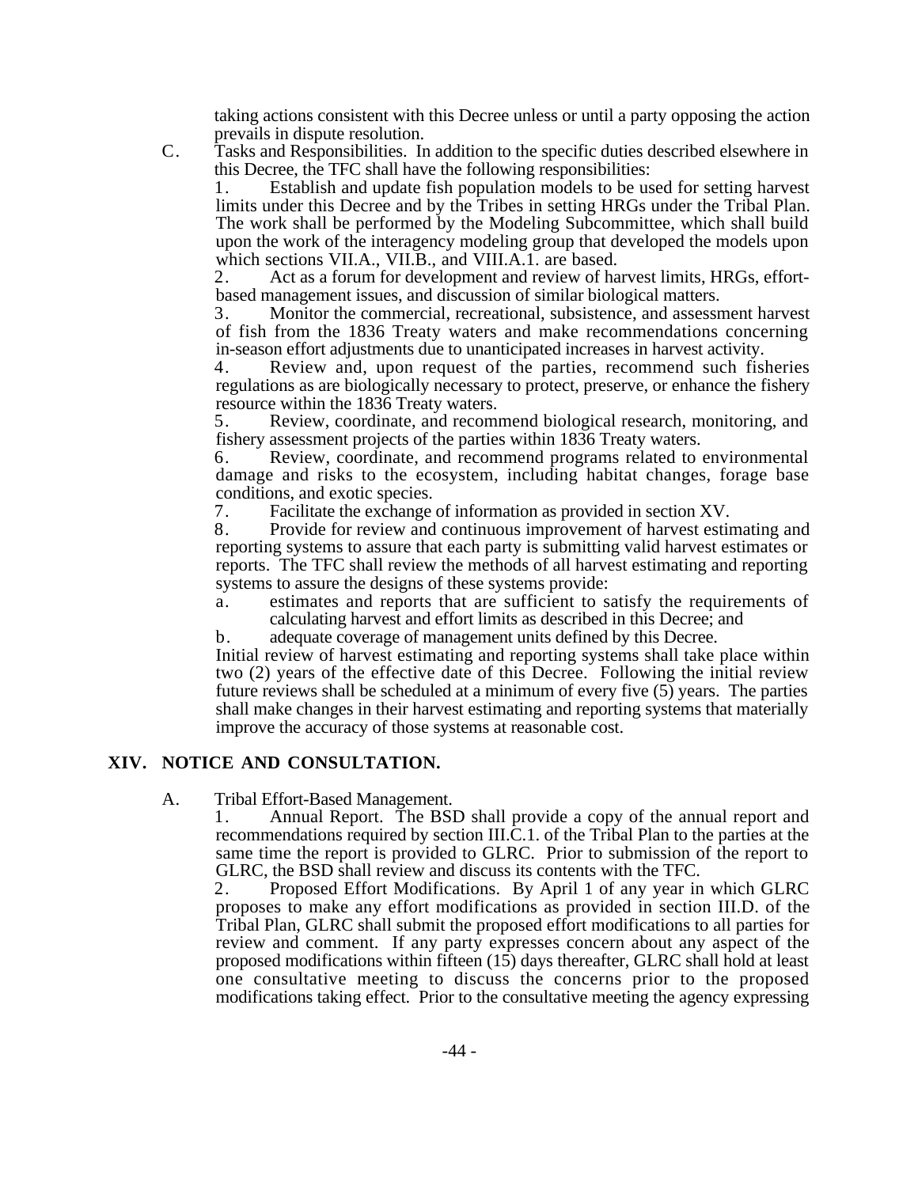taking actions consistent with this Decree unless or until a party opposing the action prevails in dispute resolution.

C. Tasks and Responsibilities. In addition to the specific duties described elsewhere in this Decree, the TFC shall have the following responsibilities:

1. Establish and update fish population models to be used for setting harvest limits under this Decree and by the Tribes in setting HRGs under the Tribal Plan. The work shall be performed by the Modeling Subcommittee, which shall build upon the work of the interagency modeling group that developed the models upon which sections VII.A., VII.B., and VIII.A.1. are based.

2. Act as a forum for development and review of harvest limits, HRGs, effort-based management issues, and discussion of similar biological matters.

3. Monitor the commercial, recreational, subsistence, and assessment harvest of fish from the 1836 Treaty waters and make recommendations concerning in-season effort adjustments due to unanticipated increases in harvest activity.

4. Review and, upon request of the parties, recommend such fisheries regulations as are biologically necessary to protect, preserve, or enhance the fishery resource within the 1836 Treaty waters.

5. Review, coordinate, and recommend biological research, monitoring, and fishery assessment projects of the parties within 1836 Treaty waters.

6. Review, coordinate, and recommend programs related to environmental damage and risks to the ecosystem, including habitat changes, forage base conditions, and exotic species.

7. Facilitate the exchange of information as provided in section XV.

8. Provide for review and continuous improvement of harvest estimating and reporting systems to assure that each party is submitting valid harvest estimates or reports. The TFC shall review the methods of all harvest estimating and reporting systems to assure the designs of these systems provide:

   a. estimates and reports that are sufficient to satisfy the requirements of calculating harvest and effort limits as described in this Decree; and

   b. adequate coverage of management units defined by this Decree.

   Initial review of harvest estimating and reporting systems shall take place within two (2) years of the effective date of this Decree. Following the initial review future reviews shall be scheduled at a minimum of every five (5) years. The parties shall make changes in their harvest estimating and reporting systems that materially improve the accuracy of those systems at reasonable cost.

## XIV. NOTICE AND CONSULTATION.

A. Tribal Effort-Based Management.

1. Annual Report. The BSD shall provide a copy of the annual report and recommendations required by section III.C.1. of the Tribal Plan to the parties at the same time the report is provided to GLRC. Prior to submission of the report to GLRC, the BSD shall review and discuss its contents with the TFC.

2. Proposed Effort Modifications. By April 1 of any year in which GLRC proposes to make any effort modifications as provided in section III.D. of the Tribal Plan, GLRC shall submit the proposed effort modifications to all parties for review and comment. If any party expresses concern about any aspect of the proposed modifications within fifteen (15) days thereafter, GLRC shall hold at least one consultative meeting to discuss the concerns prior to the proposed modifications taking effect. Prior to the consultative meeting the agency expressing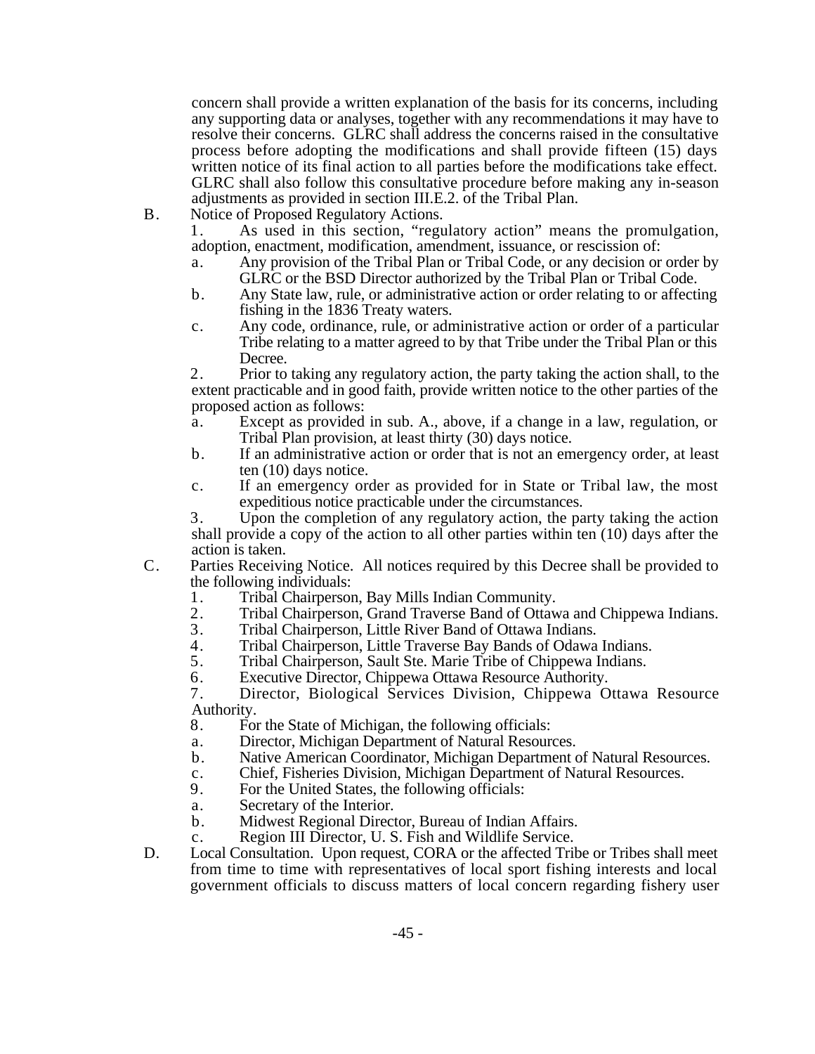concern shall provide a written explanation of the basis for its concerns, including any supporting data or analyses, together with any recommendations it may have to resolve their concerns. GLRC shall address the concerns raised in the consultative process before adopting the modifications and shall provide fifteen (15) days written notice of its final action to all parties before the modifications take effect. GLRC shall also follow this consultative procedure before making any in-season adjustments as provided in section III.E.2. of the Tribal Plan.

B. Notice of Proposed Regulatory Actions.

1. As used in this section, "regulatory action" means the promulgation, adoption, enactment, modification, amendment, issuance, or rescission of:

   a. Any provision of the Tribal Plan or Tribal Code, or any decision or order by GLRC or the BSD Director authorized by the Tribal Plan or Tribal Code.

   b. Any State law, rule, or administrative action or order relating to or affecting fishing in the 1836 Treaty waters.

   c. Any code, ordinance, rule, or administrative action or order of a particular Tribe relating to a matter agreed to by that Tribe under the Tribal Plan or this Decree.

2. Prior to taking any regulatory action, the party taking the action shall, to the extent practicable and in good faith, provide written notice to the other parties of the proposed action as follows:

   a. Except as provided in sub. A., above, if a change in a law, regulation, or Tribal Plan provision, at least thirty (30) days notice.

   b. If an administrative action or order that is not an emergency order, at least ten (10) days notice.

   c. If an emergency order as provided for in State or Tribal law, the most expeditious notice practicable under the circumstances.

3. Upon the completion of any regulatory action, the party taking the action shall provide a copy of the action to all other parties within ten (10) days after the action is taken.

C. Parties Receiving Notice. All notices required by this Decree shall be provided to the following individuals:

1. Tribal Chairperson, Bay Mills Indian Community.
2. Tribal Chairperson, Grand Traverse Band of Ottawa and Chippewa Indians.
3. Tribal Chairperson, Little River Band of Ottawa Indians.
4. Tribal Chairperson, Little Traverse Bay Bands of Odawa Indians.
5. Tribal Chairperson, Sault Ste. Marie Tribe of Chippewa Indians.
6. Executive Director, Chippewa Ottawa Resource Authority.
7. Director, Biological Services Division, Chippewa Ottawa Resource Authority.
8. For the State of Michigan, the following officials:
   a. Director, Michigan Department of Natural Resources.
   b. Native American Coordinator, Michigan Department of Natural Resources.
   c. Chief, Fisheries Division, Michigan Department of Natural Resources.
9. For the United States, the following officials:
   a. Secretary of the Interior.
   b. Midwest Regional Director, Bureau of Indian Affairs.
   c. Region III Director, U. S. Fish and Wildlife Service.

D. Local Consultation. Upon request, CORA or the affected Tribe or Tribes shall meet from time to time with representatives of local sport fishing interests and local government officials to discuss matters of local concern regarding fishery user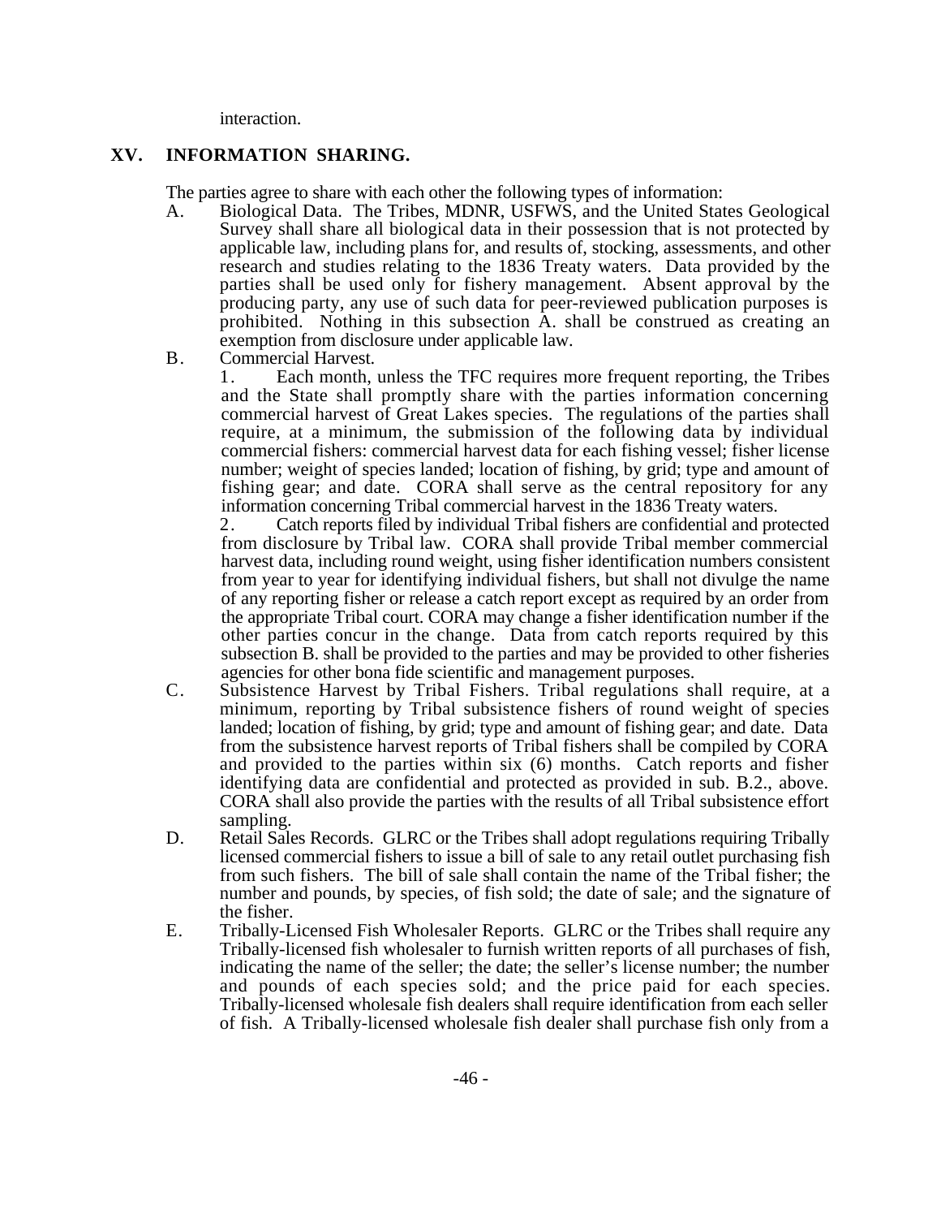interaction.

## XV. INFORMATION SHARING.

The parties agree to share with each other the following types of information:

A. Biological Data. The Tribes, MDNR, USFWS, and the United States Geological Survey shall share all biological data in their possession that is not protected by applicable law, including plans for, and results of, stocking, assessments, and other research and studies relating to the 1836 Treaty waters. Data provided by the parties shall be used only for fishery management. Absent approval by the producing party, any use of such data for peer-reviewed publication purposes is prohibited. Nothing in this subsection A. shall be construed as creating an exemption from disclosure under applicable law.

B. Commercial Harvest.

1. Each month, unless the TFC requires more frequent reporting, the Tribes and the State shall promptly share with the parties information concerning commercial harvest of Great Lakes species. The regulations of the parties shall require, at a minimum, the submission of the following data by individual commercial fishers: commercial harvest data for each fishing vessel; fisher license number; weight of species landed; location of fishing, by grid; type and amount of fishing gear; and date. CORA shall serve as the central repository for any information concerning Tribal commercial harvest in the 1836 Treaty waters.

2. Catch reports filed by individual Tribal fishers are confidential and protected from disclosure by Tribal law. CORA shall provide Tribal member commercial harvest data, including round weight, using fisher identification numbers consistent from year to year for identifying individual fishers, but shall not divulge the name of any reporting fisher or release a catch report except as required by an order from the appropriate Tribal court. CORA may change a fisher identification number if the other parties concur in the change. Data from catch reports required by this subsection B. shall be provided to the parties and may be provided to other fisheries agencies for other bona fide scientific and management purposes.

C. Subsistence Harvest by Tribal Fishers. Tribal regulations shall require, at a minimum, reporting by Tribal subsistence fishers of round weight of species landed; location of fishing, by grid; type and amount of fishing gear; and date. Data from the subsistence harvest reports of Tribal fishers shall be compiled by CORA and provided to the parties within six (6) months. Catch reports and fisher identifying data are confidential and protected as provided in sub. B.2., above. CORA shall also provide the parties with the results of all Tribal subsistence effort sampling.

D. Retail Sales Records. GLRC or the Tribes shall adopt regulations requiring Tribally licensed commercial fishers to issue a bill of sale to any retail outlet purchasing fish from such fishers. The bill of sale shall contain the name of the Tribal fisher; the number and pounds, by species, of fish sold; the date of sale; and the signature of the fisher.

E. Tribally-Licensed Fish Wholesaler Reports. GLRC or the Tribes shall require any Tribally-licensed fish wholesaler to furnish written reports of all purchases of fish, indicating the name of the seller; the date; the seller's license number; the number and pounds of each species sold; and the price paid for each species. Tribally-licensed wholesale fish dealers shall require identification from each seller of fish. A Tribally-licensed wholesale fish dealer shall purchase fish only from a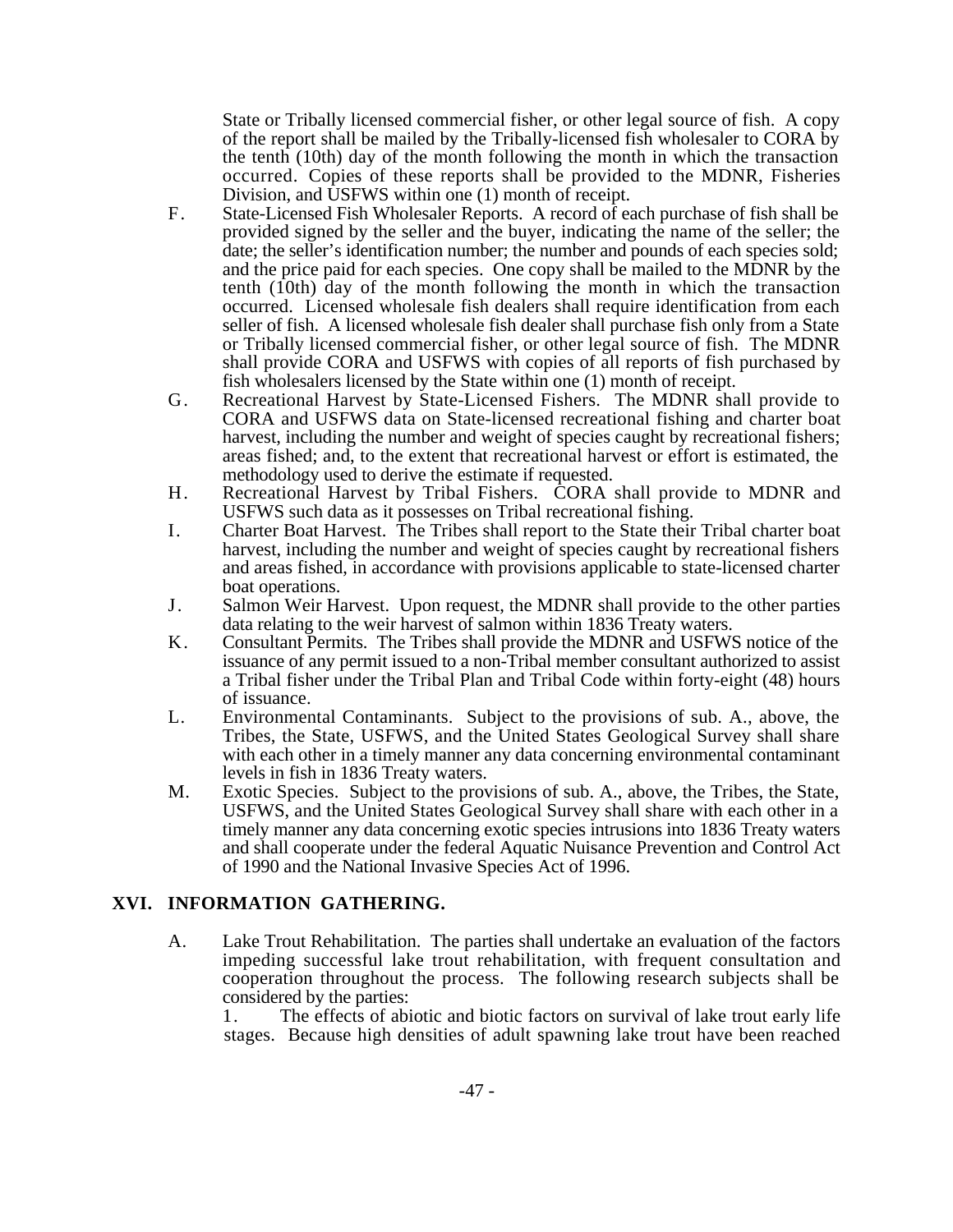State or Tribally licensed commercial fisher, or other legal source of fish. A copy of the report shall be mailed by the Tribally-licensed fish wholesaler to CORA by the tenth (10th) day of the month following the month in which the transaction occurred. Copies of these reports shall be provided to the MDNR, Fisheries Division, and USFWS within one (1) month of receipt.

F. State-Licensed Fish Wholesaler Reports. A record of each purchase of fish shall be provided signed by the seller and the buyer, indicating the name of the seller; the date; the seller's identification number; the number and pounds of each species sold; and the price paid for each species. One copy shall be mailed to the MDNR by the tenth (10th) day of the month following the month in which the transaction occurred. Licensed wholesale fish dealers shall require identification from each seller of fish. A licensed wholesale fish dealer shall purchase fish only from a State or Tribally licensed commercial fisher, or other legal source of fish. The MDNR shall provide CORA and USFWS with copies of all reports of fish purchased by fish wholesalers licensed by the State within one (1) month of receipt.

G. Recreational Harvest by State-Licensed Fishers. The MDNR shall provide to CORA and USFWS data on State-licensed recreational fishing and charter boat harvest, including the number and weight of species caught by recreational fishers; areas fished; and, to the extent that recreational harvest or effort is estimated, the methodology used to derive the estimate if requested.

H. Recreational Harvest by Tribal Fishers. CORA shall provide to MDNR and USFWS such data as it possesses on Tribal recreational fishing.

I. Charter Boat Harvest. The Tribes shall report to the State their Tribal charter boat harvest, including the number and weight of species caught by recreational fishers and areas fished, in accordance with provisions applicable to state-licensed charter boat operations.

J. Salmon Weir Harvest. Upon request, the MDNR shall provide to the other parties data relating to the weir harvest of salmon within 1836 Treaty waters.

K. Consultant Permits. The Tribes shall provide the MDNR and USFWS notice of the issuance of any permit issued to a non-Tribal member consultant authorized to assist a Tribal fisher under the Tribal Plan and Tribal Code within forty-eight (48) hours of issuance.

L. Environmental Contaminants. Subject to the provisions of sub. A., above, the Tribes, the State, USFWS, and the United States Geological Survey shall share with each other in a timely manner any data concerning environmental contaminant levels in fish in 1836 Treaty waters.

M. Exotic Species. Subject to the provisions of sub. A., above, the Tribes, the State, USFWS, and the United States Geological Survey shall share with each other in a timely manner any data concerning exotic species intrusions into 1836 Treaty waters and shall cooperate under the federal Aquatic Nuisance Prevention and Control Act of 1990 and the National Invasive Species Act of 1996.

## XVI. INFORMATION GATHERING.

A. Lake Trout Rehabilitation. The parties shall undertake an evaluation of the factors impeding successful lake trout rehabilitation, with frequent consultation and cooperation throughout the process. The following research subjects shall be considered by the parties:

1. The effects of abiotic and biotic factors on survival of lake trout early life stages. Because high densities of adult spawning lake trout have been reached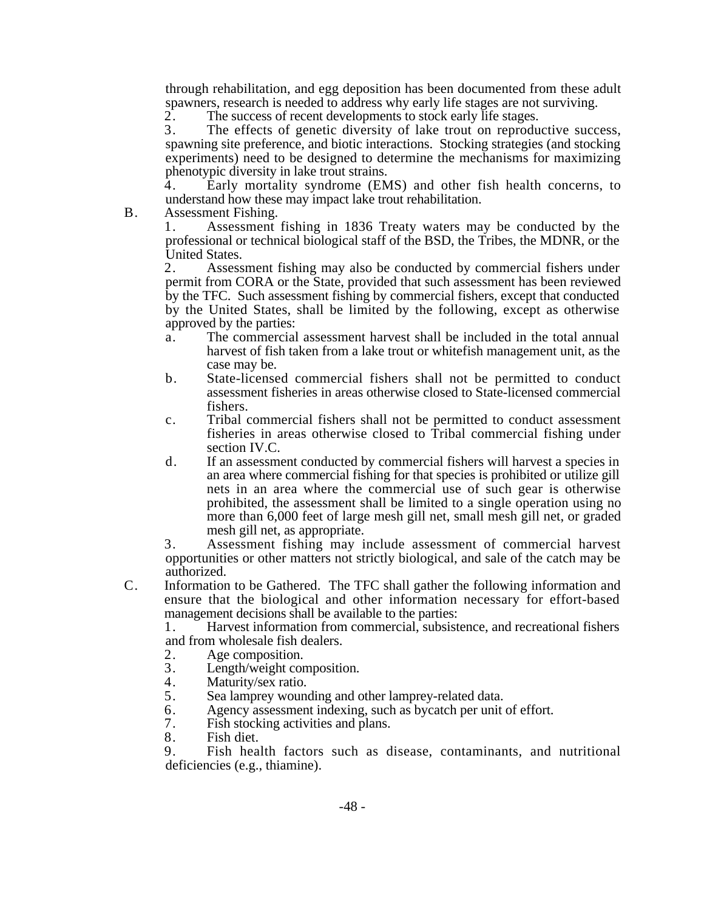through rehabilitation, and egg deposition has been documented from these adult spawners, research is needed to address why early life stages are not surviving.

2. The success of recent developments to stock early life stages.

3. The effects of genetic diversity of lake trout on reproductive success, spawning site preference, and biotic interactions. Stocking strategies (and stocking experiments) need to be designed to determine the mechanisms for maximizing phenotypic diversity in lake trout strains.

4. Early mortality syndrome (EMS) and other fish health concerns, to understand how these may impact lake trout rehabilitation.

B. Assessment Fishing.

1. Assessment fishing in 1836 Treaty waters may be conducted by the professional or technical biological staff of the BSD, the Tribes, the MDNR, or the United States.

2. Assessment fishing may also be conducted by commercial fishers under permit from CORA or the State, provided that such assessment has been reviewed by the TFC. Such assessment fishing by commercial fishers, except that conducted by the United States, shall be limited by the following, except as otherwise approved by the parties:

   a. The commercial assessment harvest shall be included in the total annual harvest of fish taken from a lake trout or whitefish management unit, as the case may be.

   b. State-licensed commercial fishers shall not be permitted to conduct assessment fisheries in areas otherwise closed to State-licensed commercial fishers.

   c. Tribal commercial fishers shall not be permitted to conduct assessment fisheries in areas otherwise closed to Tribal commercial fishing under section IV.C.

   d. If an assessment conducted by commercial fishers will harvest a species in an area where commercial fishing for that species is prohibited or utilize gill nets in an area where the commercial use of such gear is otherwise prohibited, the assessment shall be limited to a single operation using no more than 6,000 feet of large mesh gill net, small mesh gill net, or graded mesh gill net, as appropriate.

3. Assessment fishing may include assessment of commercial harvest opportunities or other matters not strictly biological, and sale of the catch may be authorized.

C. Information to be Gathered. The TFC shall gather the following information and ensure that the biological and other information necessary for effort-based management decisions shall be available to the parties:

1. Harvest information from commercial, subsistence, and recreational fishers and from wholesale fish dealers.
2. Age composition.
3. Length/weight composition.
4. Maturity/sex ratio.
5. Sea lamprey wounding and other lamprey-related data.
6. Agency assessment indexing, such as bycatch per unit of effort.
7. Fish stocking activities and plans.
8. Fish diet.
9. Fish health factors such as disease, contaminants, and nutritional deficiencies (e.g., thiamine).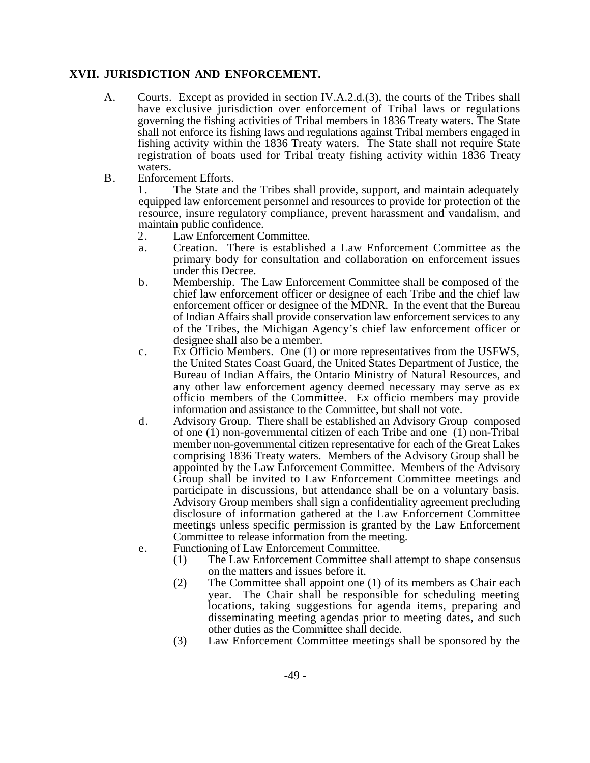## XVII. JURISDICTION AND ENFORCEMENT.

A. Courts. Except as provided in section IV.A.2.d.(3), the courts of the Tribes shall have exclusive jurisdiction over enforcement of Tribal laws or regulations governing the fishing activities of Tribal members in 1836 Treaty waters. The State shall not enforce its fishing laws and regulations against Tribal members engaged in fishing activity within the 1836 Treaty waters. The State shall not require State registration of boats used for Tribal treaty fishing activity within 1836 Treaty waters.

B. Enforcement Efforts.

1. The State and the Tribes shall provide, support, and maintain adequately equipped law enforcement personnel and resources to provide for protection of the resource, insure regulatory compliance, prevent harassment and vandalism, and maintain public confidence.

2. Law Enforcement Committee.

a. Creation. There is established a Law Enforcement Committee as the primary body for consultation and collaboration on enforcement issues under this Decree.

b. Membership. The Law Enforcement Committee shall be composed of the chief law enforcement officer or designee of each Tribe and the chief law enforcement officer or designee of the MDNR. In the event that the Bureau of Indian Affairs shall provide conservation law enforcement services to any of the Tribes, the Michigan Agency's chief law enforcement officer or designee shall also be a member.

c. Ex Officio Members. One (1) or more representatives from the USFWS, the United States Coast Guard, the United States Department of Justice, the Bureau of Indian Affairs, the Ontario Ministry of Natural Resources, and any other law enforcement agency deemed necessary may serve as ex officio members of the Committee. Ex officio members may provide information and assistance to the Committee, but shall not vote.

d. Advisory Group. There shall be established an Advisory Group composed of one (1) non-governmental citizen of each Tribe and one (1) non-Tribal member non-governmental citizen representative for each of the Great Lakes comprising 1836 Treaty waters. Members of the Advisory Group shall be appointed by the Law Enforcement Committee. Members of the Advisory Group shall be invited to Law Enforcement Committee meetings and participate in discussions, but attendance shall be on a voluntary basis. Advisory Group members shall sign a confidentiality agreement precluding disclosure of information gathered at the Law Enforcement Committee meetings unless specific permission is granted by the Law Enforcement Committee to release information from the meeting.

e. Functioning of Law Enforcement Committee.

(1) The Law Enforcement Committee shall attempt to shape consensus on the matters and issues before it.

(2) The Committee shall appoint one (1) of its members as Chair each year. The Chair shall be responsible for scheduling meeting locations, taking suggestions for agenda items, preparing and disseminating meeting agendas prior to meeting dates, and such other duties as the Committee shall decide.

(3) Law Enforcement Committee meetings shall be sponsored by the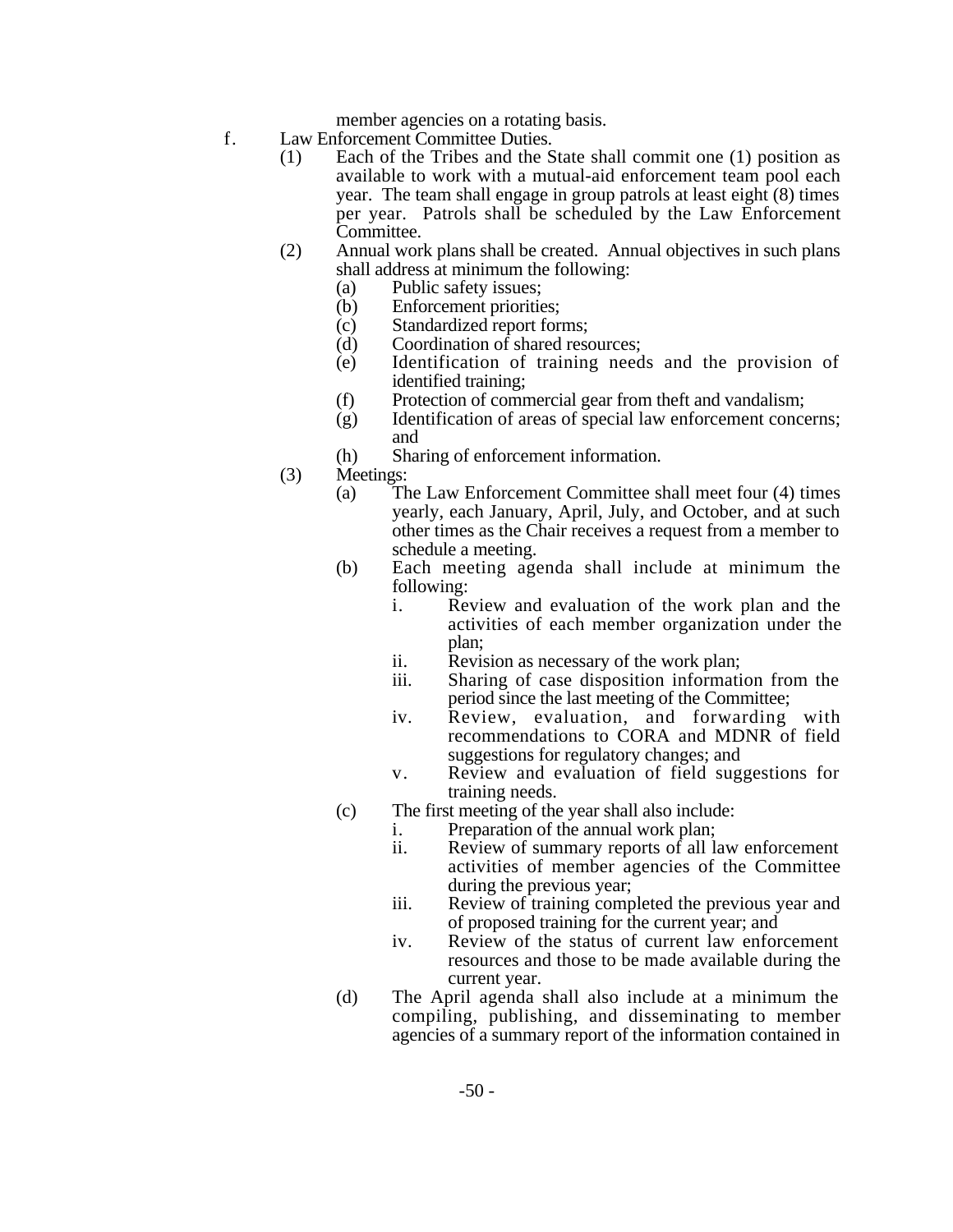member agencies on a rotating basis.

f. Law Enforcement Committee Duties.

(1) Each of the Tribes and the State shall commit one (1) position as available to work with a mutual-aid enforcement team pool each year. The team shall engage in group patrols at least eight (8) times per year. Patrols shall be scheduled by the Law Enforcement Committee.

(2) Annual work plans shall be created. Annual objectives in such plans shall address at minimum the following:

(a) Public safety issues;

(b) Enforcement priorities;

(c) Standardized report forms;

(d) Coordination of shared resources;

(e) Identification of training needs and the provision of identified training;

(f) Protection of commercial gear from theft and vandalism;

(g) Identification of areas of special law enforcement concerns; and

(h) Sharing of enforcement information.

(3) Meetings:

(a) The Law Enforcement Committee shall meet four (4) times yearly, each January, April, July, and October, and at such other times as the Chair receives a request from a member to schedule a meeting.

(b) Each meeting agenda shall include at minimum the following:

i. Review and evaluation of the work plan and the activities of each member organization under the plan;

ii. Revision as necessary of the work plan;

iii. Sharing of case disposition information from the period since the last meeting of the Committee;

iv. Review, evaluation, and forwarding with recommendations to CORA and MDNR of field suggestions for regulatory changes; and

v. Review and evaluation of field suggestions for training needs.

(c) The first meeting of the year shall also include:

i. Preparation of the annual work plan;

ii. Review of summary reports of all law enforcement activities of member agencies of the Committee during the previous year;

iii. Review of training completed the previous year and of proposed training for the current year; and

iv. Review of the status of current law enforcement resources and those to be made available during the current year.

(d) The April agenda shall also include at a minimum the compiling, publishing, and disseminating to member agencies of a summary report of the information contained in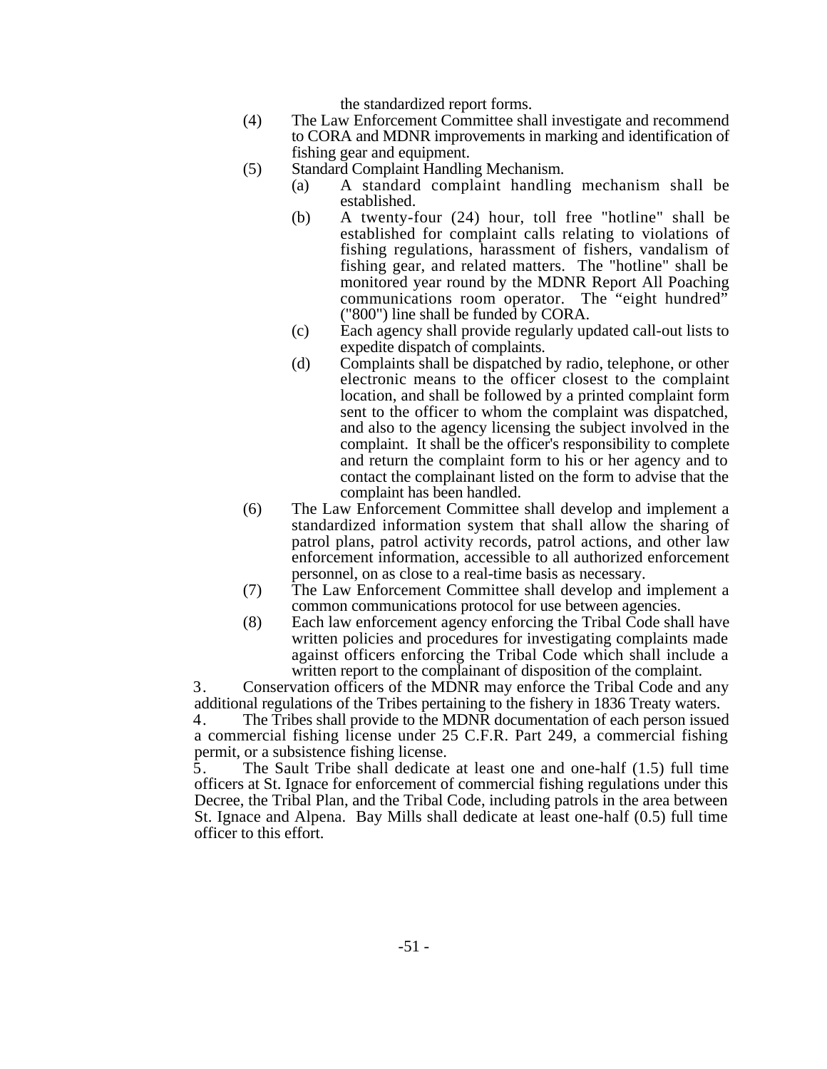the standardized report forms.

(4) The Law Enforcement Committee shall investigate and recommend to CORA and MDNR improvements in marking and identification of fishing gear and equipment.

(5) Standard Complaint Handling Mechanism.

 (a) A standard complaint handling mechanism shall be established.

 (b) A twenty-four (24) hour, toll free "hotline" shall be established for complaint calls relating to violations of fishing regulations, harassment of fishers, vandalism of fishing gear, and related matters. The "hotline" shall be monitored year round by the MDNR Report All Poaching communications room operator. The "eight hundred" ("800") line shall be funded by CORA.

 (c) Each agency shall provide regularly updated call-out lists to expedite dispatch of complaints.

 (d) Complaints shall be dispatched by radio, telephone, or other electronic means to the officer closest to the complaint location, and shall be followed by a printed complaint form sent to the officer to whom the complaint was dispatched, and also to the agency licensing the subject involved in the complaint. It shall be the officer's responsibility to complete and return the complaint form to his or her agency and to contact the complainant listed on the form to advise that the complaint has been handled.

(6) The Law Enforcement Committee shall develop and implement a standardized information system that shall allow the sharing of patrol plans, patrol activity records, patrol actions, and other law enforcement information, accessible to all authorized enforcement personnel, on as close to a real-time basis as necessary.

(7) The Law Enforcement Committee shall develop and implement a common communications protocol for use between agencies.

(8) Each law enforcement agency enforcing the Tribal Code shall have written policies and procedures for investigating complaints made against officers enforcing the Tribal Code which shall include a written report to the complainant of disposition of the complaint.

3. Conservation officers of the MDNR may enforce the Tribal Code and any additional regulations of the Tribes pertaining to the fishery in 1836 Treaty waters.

4. The Tribes shall provide to the MDNR documentation of each person issued a commercial fishing license under 25 C.F.R. Part 249, a commercial fishing permit, or a subsistence fishing license.

5. The Sault Tribe shall dedicate at least one and one-half (1.5) full time officers at St. Ignace for enforcement of commercial fishing regulations under this Decree, the Tribal Plan, and the Tribal Code, including patrols in the area between St. Ignace and Alpena. Bay Mills shall dedicate at least one-half (0.5) full time officer to this effort.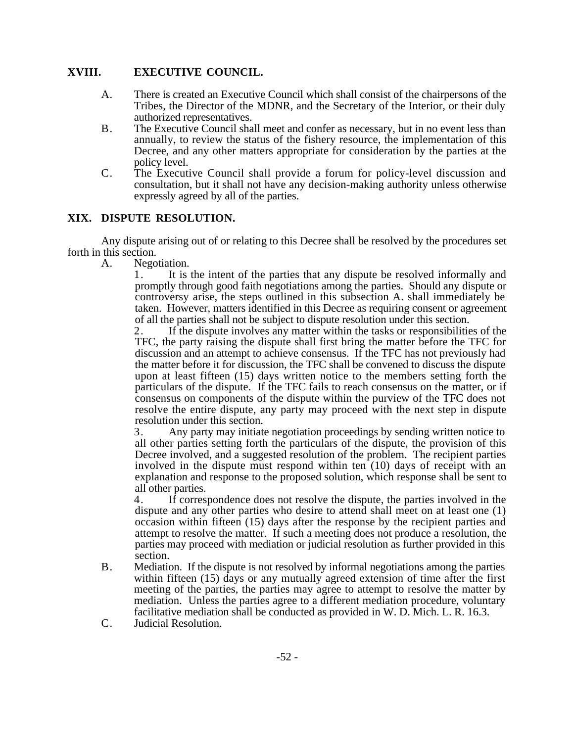## XVIII. EXECUTIVE COUNCIL.

A. There is created an Executive Council which shall consist of the chairpersons of the Tribes, the Director of the MDNR, and the Secretary of the Interior, or their duly authorized representatives.

B. The Executive Council shall meet and confer as necessary, but in no event less than annually, to review the status of the fishery resource, the implementation of this Decree, and any other matters appropriate for consideration by the parties at the policy level.

C. The Executive Council shall provide a forum for policy-level discussion and consultation, but it shall not have any decision-making authority unless otherwise expressly agreed by all of the parties.

## XIX. DISPUTE RESOLUTION.

Any dispute arising out of or relating to this Decree shall be resolved by the procedures set forth in this section.

A. Negotiation.

1. It is the intent of the parties that any dispute be resolved informally and promptly through good faith negotiations among the parties. Should any dispute or controversy arise, the steps outlined in this subsection A. shall immediately be taken. However, matters identified in this Decree as requiring consent or agreement of all the parties shall not be subject to dispute resolution under this section.

2. If the dispute involves any matter within the tasks or responsibilities of the TFC, the party raising the dispute shall first bring the matter before the TFC for discussion and an attempt to achieve consensus. If the TFC has not previously had the matter before it for discussion, the TFC shall be convened to discuss the dispute upon at least fifteen (15) days written notice to the members setting forth the particulars of the dispute. If the TFC fails to reach consensus on the matter, or if consensus on components of the dispute within the purview of the TFC does not resolve the entire dispute, any party may proceed with the next step in dispute resolution under this section.

3. Any party may initiate negotiation proceedings by sending written notice to all other parties setting forth the particulars of the dispute, the provision of this Decree involved, and a suggested resolution of the problem. The recipient parties involved in the dispute must respond within ten (10) days of receipt with an explanation and response to the proposed solution, which response shall be sent to all other parties.

4. If correspondence does not resolve the dispute, the parties involved in the dispute and any other parties who desire to attend shall meet on at least one (1) occasion within fifteen (15) days after the response by the recipient parties and attempt to resolve the matter. If such a meeting does not produce a resolution, the parties may proceed with mediation or judicial resolution as further provided in this section.

B. Mediation. If the dispute is not resolved by informal negotiations among the parties within fifteen (15) days or any mutually agreed extension of time after the first meeting of the parties, the parties may agree to attempt to resolve the matter by mediation. Unless the parties agree to a different mediation procedure, voluntary facilitative mediation shall be conducted as provided in W. D. Mich. L. R. 16.3.

C. Judicial Resolution.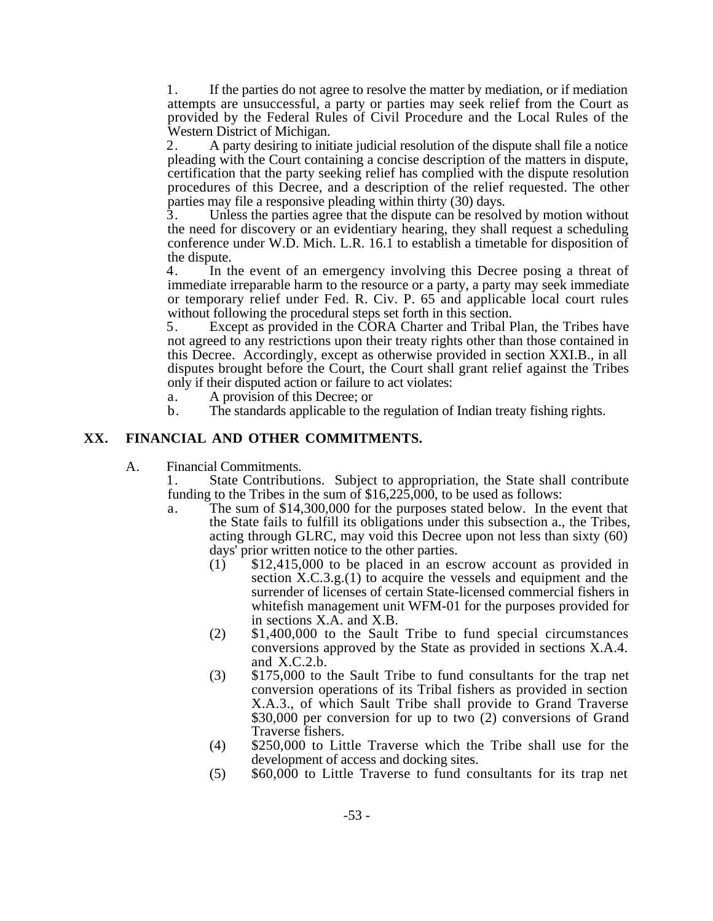1. If the parties do not agree to resolve the matter by mediation, or if mediation attempts are unsuccessful, a party or parties may seek relief from the Court as provided by the Federal Rules of Civil Procedure and the Local Rules of the Western District of Michigan.

2. A party desiring to initiate judicial resolution of the dispute shall file a notice pleading with the Court containing a concise description of the matters in dispute, certification that the party seeking relief has complied with the dispute resolution procedures of this Decree, and a description of the relief requested. The other parties may file a responsive pleading within thirty (30) days.

3. Unless the parties agree that the dispute can be resolved by motion without the need for discovery or an evidentiary hearing, they shall request a scheduling conference under W.D. Mich. L.R. 16.1 to establish a timetable for disposition of the dispute.

4. In the event of an emergency involving this Decree posing a threat of immediate irreparable harm to the resource or a party, a party may seek immediate or temporary relief under Fed. R. Civ. P. 65 and applicable local court rules without following the procedural steps set forth in this section.

5. Except as provided in the CORA Charter and Tribal Plan, the Tribes have not agreed to any restrictions upon their treaty rights other than those contained in this Decree. Accordingly, except as otherwise provided in section XXI.B., in all disputes brought before the Court, the Court shall grant relief against the Tribes only if their disputed action or failure to act violates:

   a. A provision of this Decree; or

   b. The standards applicable to the regulation of Indian treaty fishing rights.

## XX. FINANCIAL AND OTHER COMMITMENTS.

A. Financial Commitments.

1. State Contributions. Subject to appropriation, the State shall contribute funding to the Tribes in the sum of $16,225,000, to be used as follows:

   a. The sum of $14,300,000 for the purposes stated below. In the event that the State fails to fulfill its obligations under this subsection a., the Tribes, acting through GLRC, may void this Decree upon not less than sixty (60) days' prior written notice to the other parties.

      (1) $12,415,000 to be placed in an escrow account as provided in section X.C.3.g.(1) to acquire the vessels and equipment and the surrender of licenses of certain State-licensed commercial fishers in whitefish management unit WFM-01 for the purposes provided for in sections X.A. and X.B.

      (2) $1,400,000 to the Sault Tribe to fund special circumstances conversions approved by the State as provided in sections X.A.4. and X.C.2.b.

      (3) $175,000 to the Sault Tribe to fund consultants for the trap net conversion operations of its Tribal fishers as provided in section X.A.3., of which Sault Tribe shall provide to Grand Traverse $30,000 per conversion for up to two (2) conversions of Grand Traverse fishers.

      (4) $250,000 to Little Traverse which the Tribe shall use for the development of access and docking sites.

      (5) $60,000 to Little Traverse to fund consultants for its trap net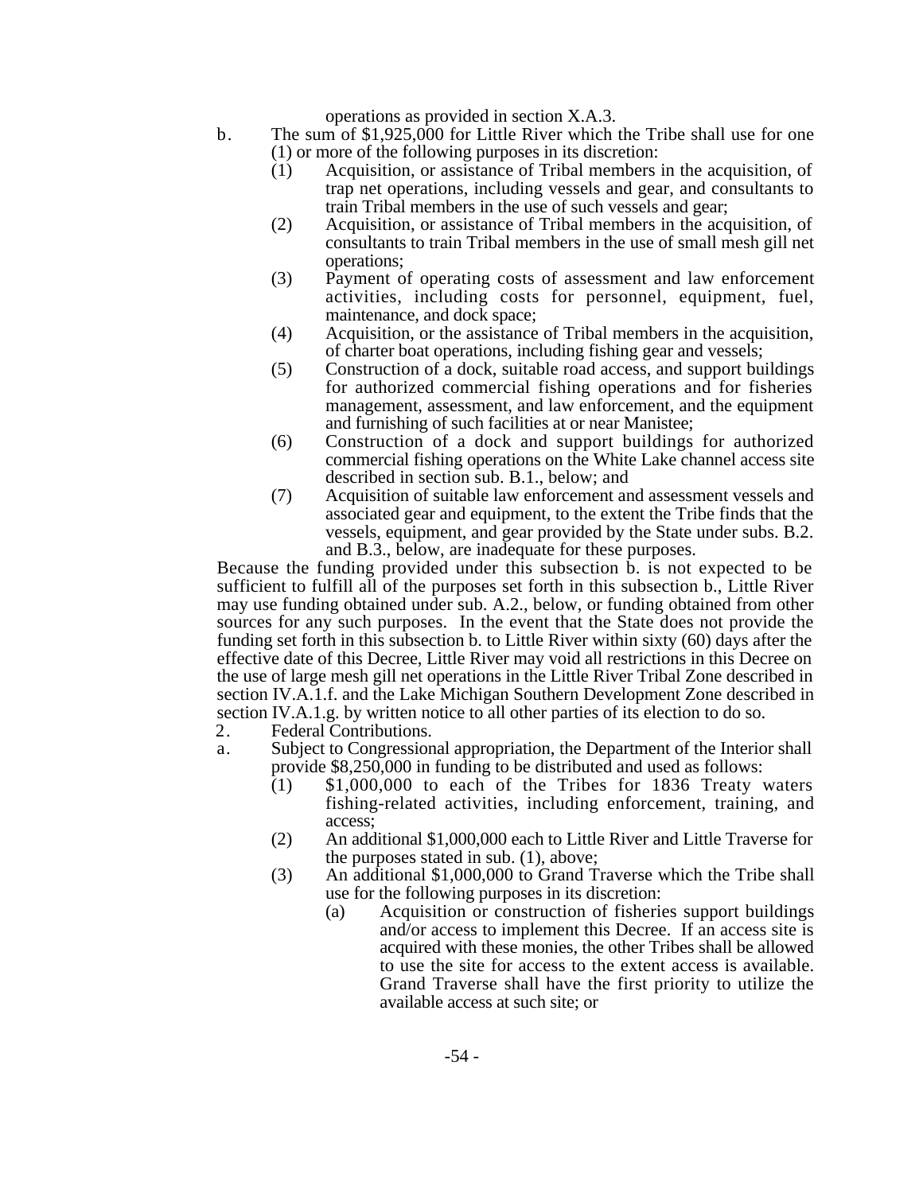operations as provided in section X.A.3.

b. The sum of $1,925,000 for Little River which the Tribe shall use for one (1) or more of the following purposes in its discretion:

   (1) Acquisition, or assistance of Tribal members in the acquisition, of trap net operations, including vessels and gear, and consultants to train Tribal members in the use of such vessels and gear;

   (2) Acquisition, or assistance of Tribal members in the acquisition, of consultants to train Tribal members in the use of small mesh gill net operations;

   (3) Payment of operating costs of assessment and law enforcement activities, including costs for personnel, equipment, fuel, maintenance, and dock space;

   (4) Acquisition, or the assistance of Tribal members in the acquisition, of charter boat operations, including fishing gear and vessels;

   (5) Construction of a dock, suitable road access, and support buildings for authorized commercial fishing operations and for fisheries management, assessment, and law enforcement, and the equipment and furnishing of such facilities at or near Manistee;

   (6) Construction of a dock and support buildings for authorized commercial fishing operations on the White Lake channel access site described in section sub. B.1., below; and

   (7) Acquisition of suitable law enforcement and assessment vessels and associated gear and equipment, to the extent the Tribe finds that the vessels, equipment, and gear provided by the State under subs. B.2. and B.3., below, are inadequate for these purposes.

Because the funding provided under this subsection b. is not expected to be sufficient to fulfill all of the purposes set forth in this subsection b., Little River may use funding obtained under sub. A.2., below, or funding obtained from other sources for any such purposes. In the event that the State does not provide the funding set forth in this subsection b. to Little River within sixty (60) days after the effective date of this Decree, Little River may void all restrictions in this Decree on the use of large mesh gill net operations in the Little River Tribal Zone described in section IV.A.1.f. and the Lake Michigan Southern Development Zone described in section IV.A.1.g. by written notice to all other parties of its election to do so.

2. Federal Contributions.

a. Subject to Congressional appropriation, the Department of the Interior shall provide $8,250,000 in funding to be distributed and used as follows:

   (1) $1,000,000 to each of the Tribes for 1836 Treaty waters fishing-related activities, including enforcement, training, and access;

   (2) An additional $1,000,000 each to Little River and Little Traverse for the purposes stated in sub. (1), above;

   (3) An additional $1,000,000 to Grand Traverse which the Tribe shall use for the following purposes in its discretion:

      (a) Acquisition or construction of fisheries support buildings and/or access to implement this Decree. If an access site is acquired with these monies, the other Tribes shall be allowed to use the site for access to the extent access is available. Grand Traverse shall have the first priority to utilize the available access at such site; or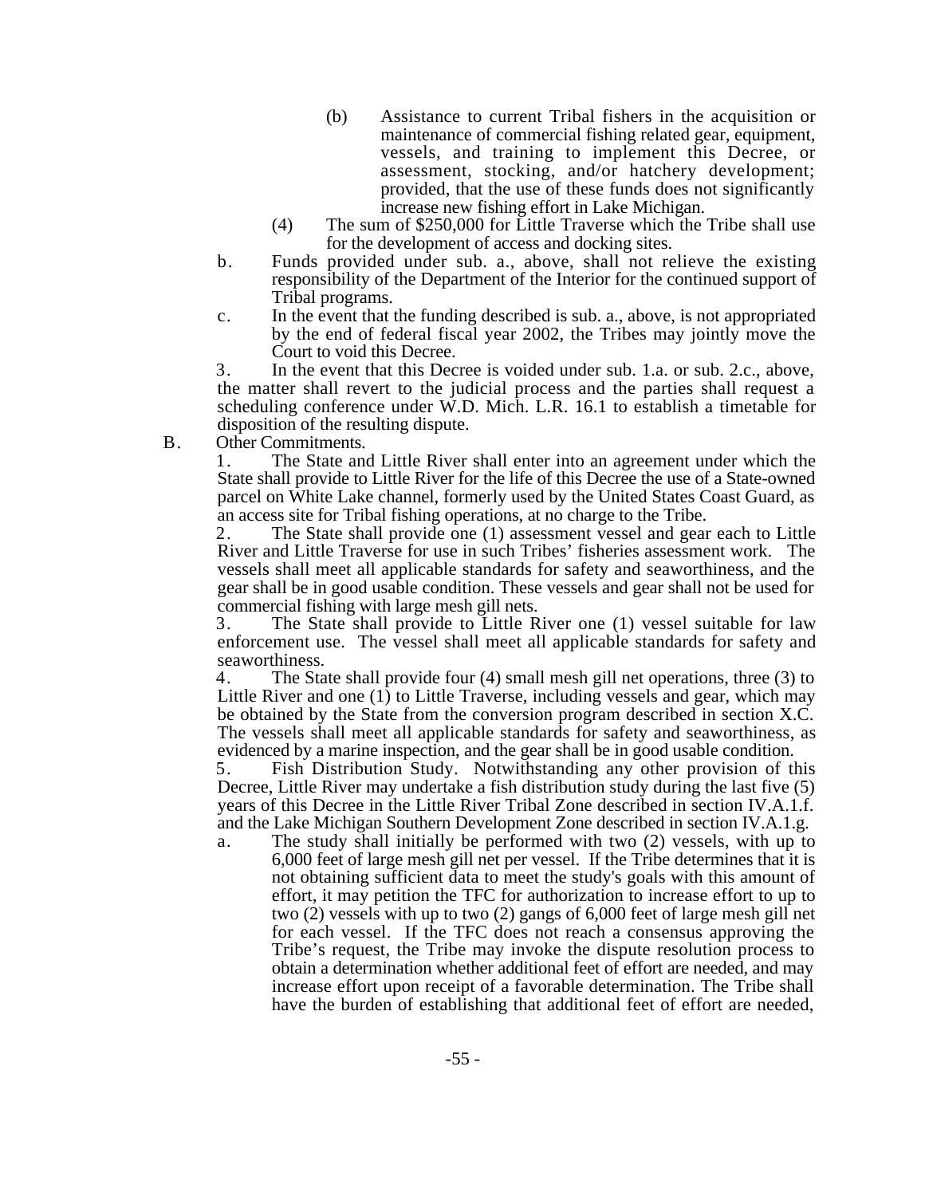(b) Assistance to current Tribal fishers in the acquisition or maintenance of commercial fishing related gear, equipment, vessels, and training to implement this Decree, or assessment, stocking, and/or hatchery development; provided, that the use of these funds does not significantly increase new fishing effort in Lake Michigan.

(4) The sum of $250,000 for Little Traverse which the Tribe shall use for the development of access and docking sites.

b. Funds provided under sub. a., above, shall not relieve the existing responsibility of the Department of the Interior for the continued support of Tribal programs.

c. In the event that the funding described is sub. a., above, is not appropriated by the end of federal fiscal year 2002, the Tribes may jointly move the Court to void this Decree.

3. In the event that this Decree is voided under sub. 1.a. or sub. 2.c., above, the matter shall revert to the judicial process and the parties shall request a scheduling conference under W.D. Mich. L.R. 16.1 to establish a timetable for disposition of the resulting dispute.

B. Other Commitments.

1. The State and Little River shall enter into an agreement under which the State shall provide to Little River for the life of this Decree the use of a State-owned parcel on White Lake channel, formerly used by the United States Coast Guard, as an access site for Tribal fishing operations, at no charge to the Tribe.

2. The State shall provide one (1) assessment vessel and gear each to Little River and Little Traverse for use in such Tribes' fisheries assessment work. The vessels shall meet all applicable standards for safety and seaworthiness, and the gear shall be in good usable condition. These vessels and gear shall not be used for commercial fishing with large mesh gill nets.

3. The State shall provide to Little River one (1) vessel suitable for law enforcement use. The vessel shall meet all applicable standards for safety and seaworthiness.

4. The State shall provide four (4) small mesh gill net operations, three (3) to Little River and one (1) to Little Traverse, including vessels and gear, which may be obtained by the State from the conversion program described in section X.C. The vessels shall meet all applicable standards for safety and seaworthiness, as evidenced by a marine inspection, and the gear shall be in good usable condition.

5. Fish Distribution Study. Notwithstanding any other provision of this Decree, Little River may undertake a fish distribution study during the last five (5) years of this Decree in the Little River Tribal Zone described in section IV.A.1.f. and the Lake Michigan Southern Development Zone described in section IV.A.1.g.

a. The study shall initially be performed with two (2) vessels, with up to 6,000 feet of large mesh gill net per vessel. If the Tribe determines that it is not obtaining sufficient data to meet the study's goals with this amount of effort, it may petition the TFC for authorization to increase effort to up to two (2) vessels with up to two (2) gangs of 6,000 feet of large mesh gill net for each vessel. If the TFC does not reach a consensus approving the Tribe's request, the Tribe may invoke the dispute resolution process to obtain a determination whether additional feet of effort are needed, and may increase effort upon receipt of a favorable determination. The Tribe shall have the burden of establishing that additional feet of effort are needed,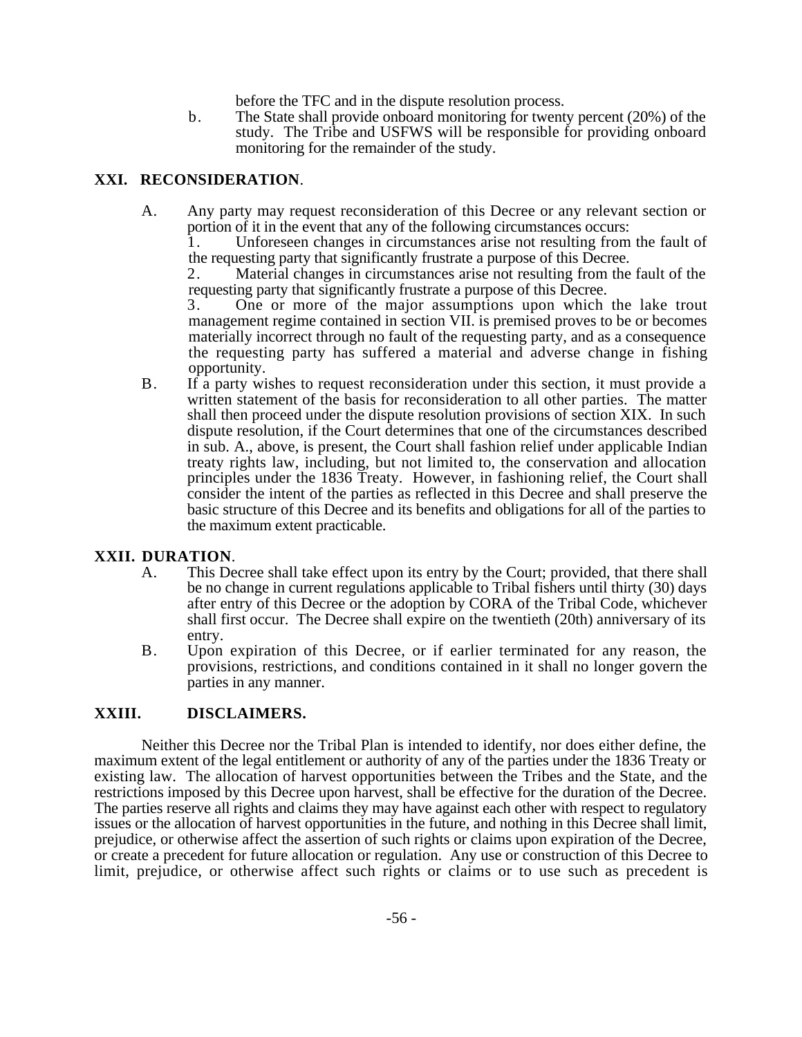before the TFC and in the dispute resolution process.

b. The State shall provide onboard monitoring for twenty percent (20%) of the study. The Tribe and USFWS will be responsible for providing onboard monitoring for the remainder of the study.

## XXI. RECONSIDERATION.

A. Any party may request reconsideration of this Decree or any relevant section or portion of it in the event that any of the following circumstances occurs:

1. Unforeseen changes in circumstances arise not resulting from the fault of the requesting party that significantly frustrate a purpose of this Decree.
2. Material changes in circumstances arise not resulting from the fault of the requesting party that significantly frustrate a purpose of this Decree.
3. One or more of the major assumptions upon which the lake trout management regime contained in section VII. is premised proves to be or becomes materially incorrect through no fault of the requesting party, and as a consequence the requesting party has suffered a material and adverse change in fishing opportunity.

B. If a party wishes to request reconsideration under this section, it must provide a written statement of the basis for reconsideration to all other parties. The matter shall then proceed under the dispute resolution provisions of section XIX. In such dispute resolution, if the Court determines that one of the circumstances described in sub. A., above, is present, the Court shall fashion relief under applicable Indian treaty rights law, including, but not limited to, the conservation and allocation principles under the 1836 Treaty. However, in fashioning relief, the Court shall consider the intent of the parties as reflected in this Decree and shall preserve the basic structure of this Decree and its benefits and obligations for all of the parties to the maximum extent practicable.

## XXII. DURATION.

A. This Decree shall take effect upon its entry by the Court; provided, that there shall be no change in current regulations applicable to Tribal fishers until thirty (30) days after entry of this Decree or the adoption by CORA of the Tribal Code, whichever shall first occur. The Decree shall expire on the twentieth (20th) anniversary of its entry.

B. Upon expiration of this Decree, or if earlier terminated for any reason, the provisions, restrictions, and conditions contained in it shall no longer govern the parties in any manner.

## XXIII. DISCLAIMERS.

Neither this Decree nor the Tribal Plan is intended to identify, nor does either define, the maximum extent of the legal entitlement or authority of any of the parties under the 1836 Treaty or existing law. The allocation of harvest opportunities between the Tribes and the State, and the restrictions imposed by this Decree upon harvest, shall be effective for the duration of the Decree. The parties reserve all rights and claims they may have against each other with respect to regulatory issues or the allocation of harvest opportunities in the future, and nothing in this Decree shall limit, prejudice, or otherwise affect the assertion of such rights or claims upon expiration of the Decree, or create a precedent for future allocation or regulation. Any use or construction of this Decree to limit, prejudice, or otherwise affect such rights or claims or to use such as precedent is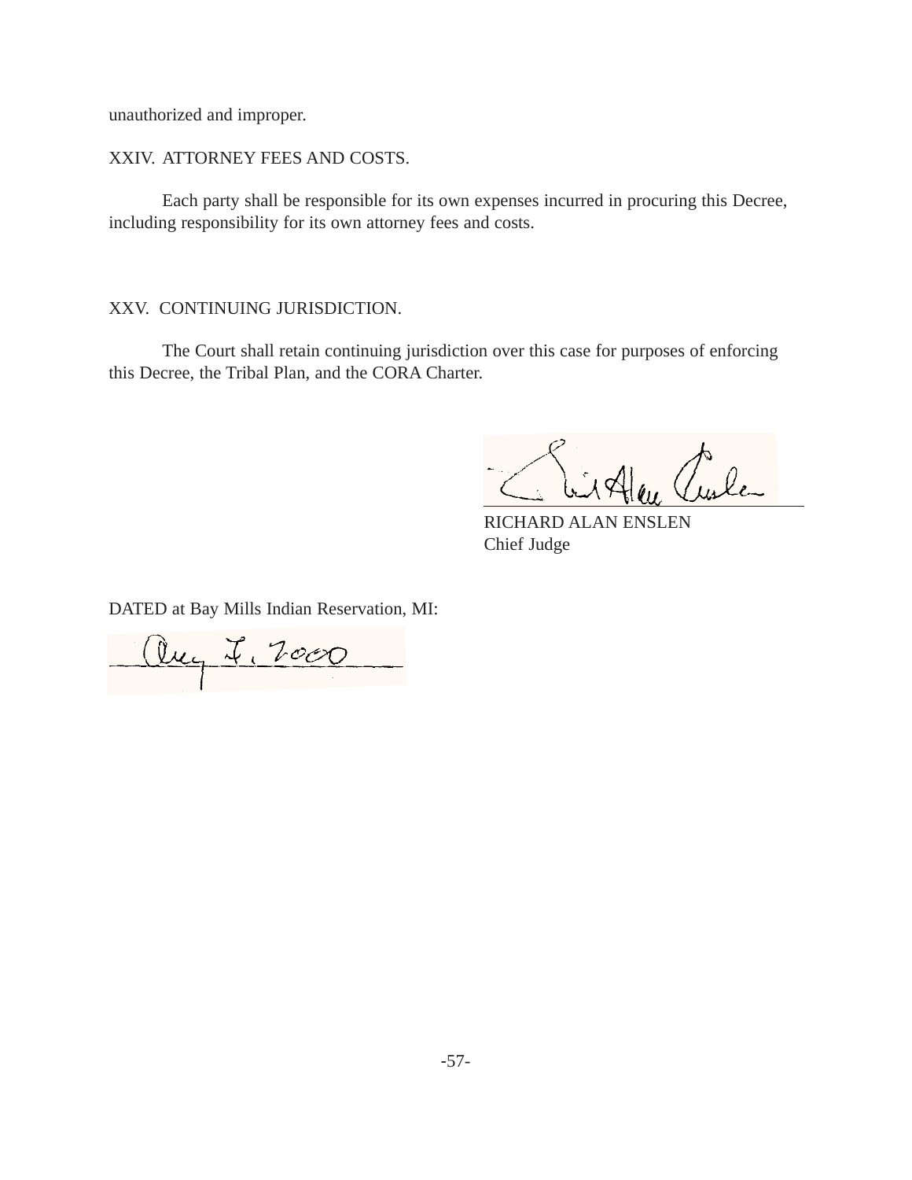unauthorized and improper.

XXIV. ATTORNEY FEES AND COSTS.

Each party shall be responsible for its own expenses incurred in procuring this Decree, including responsibility for its own attorney fees and costs.

XXV. CONTINUING JURISDICTION.

The Court shall retain continuing jurisdiction over this case for purposes of enforcing this Decree, the Tribal Plan, and the CORA Charter.

RICHARD ALAN ENSLEN
Chief Judge

DATED at Bay Mills Indian Reservation, MI:

Aug 7, 2000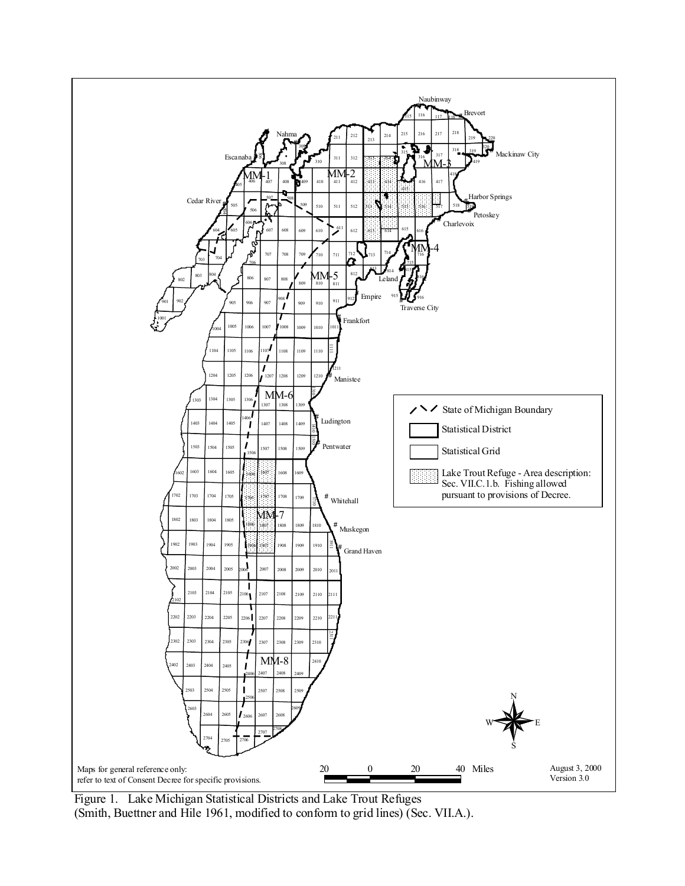Maps for general reference only: refer to text of Consent Decree for specific provisions.

August 3, 2000
Version 3.0

Figure 1. Lake Michigan Statistical Districts and Lake Trout Refuges
(Smith, Buettner and Hile 1961, modified to conform to grid lines) (Sec. VII.A.).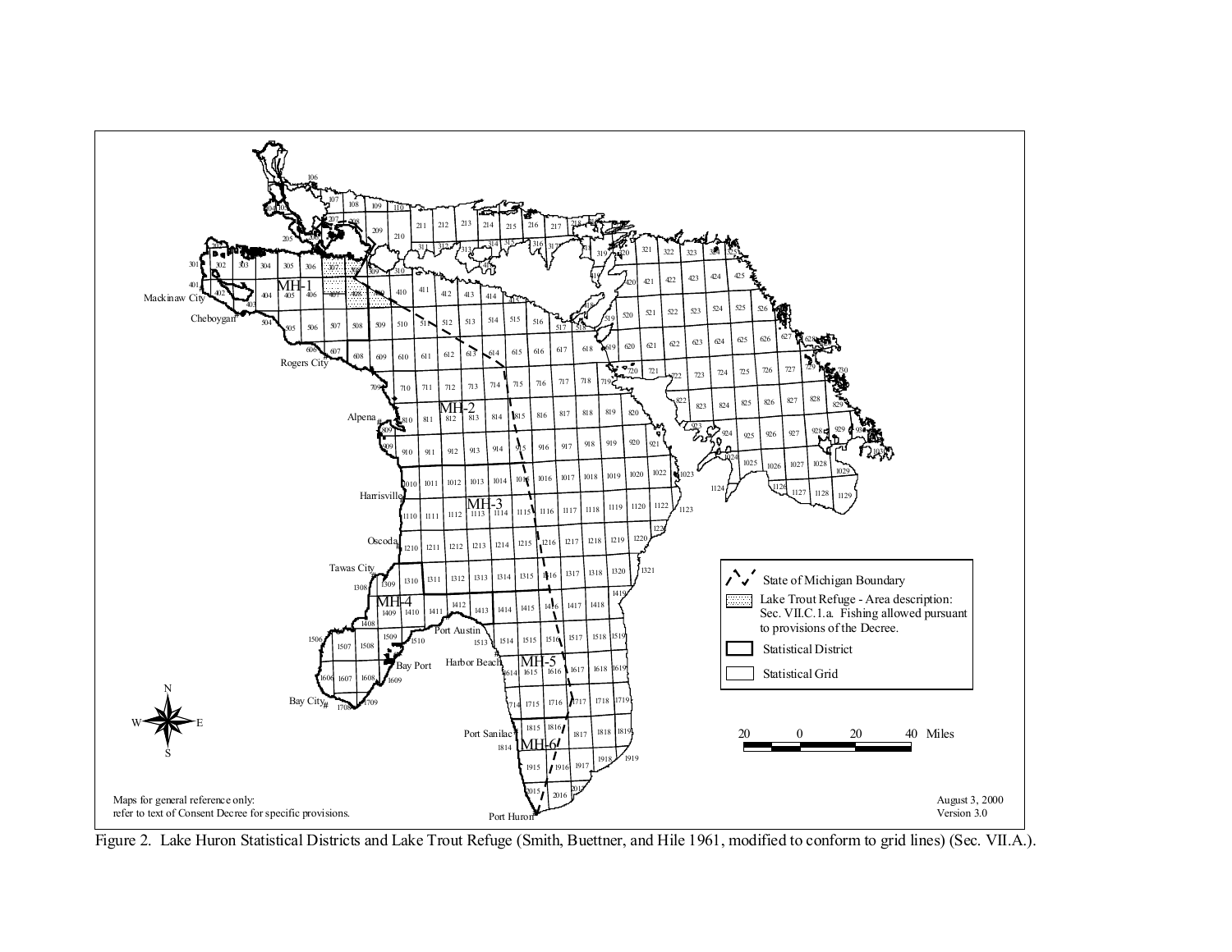Figure 2. Lake Huron Statistical Districts and Lake Trout Refuge (Smith, Buettner, and Hile 1961, modified to conform to grid lines) (Sec. VII.A.).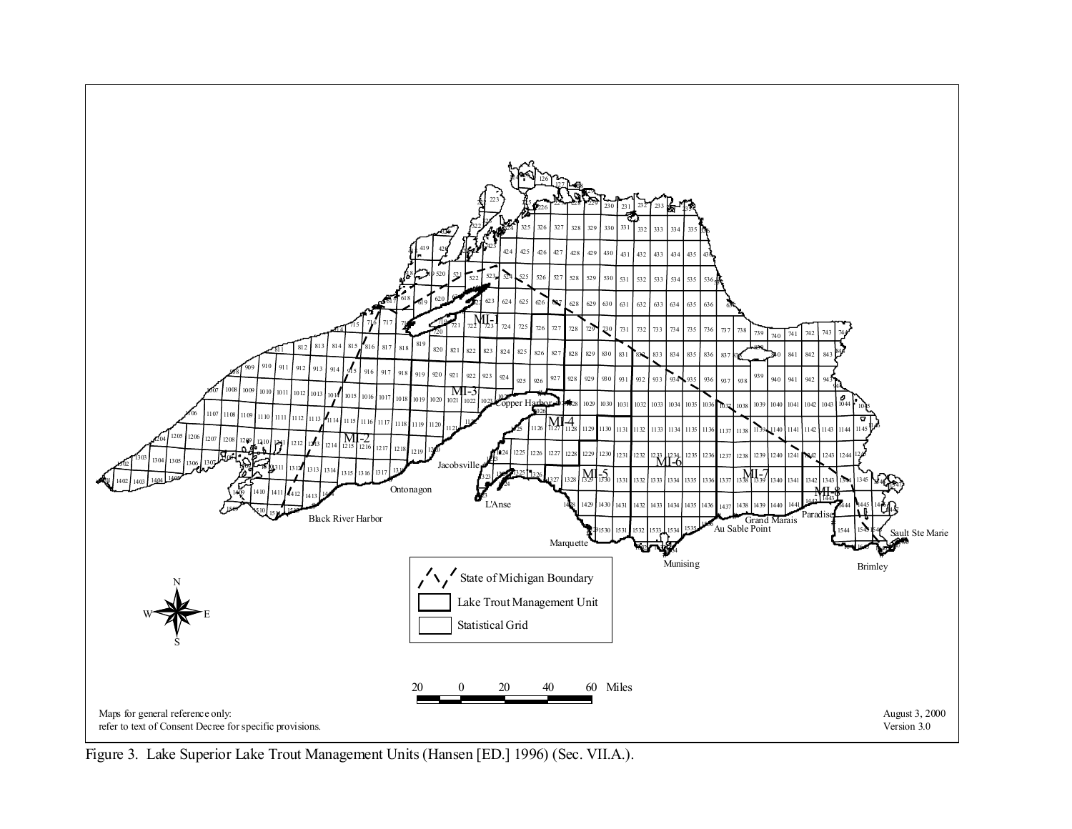Figure 3. Lake Superior Lake Trout Management Units (Hansen [ED.] 1996) (Sec. VII.A.).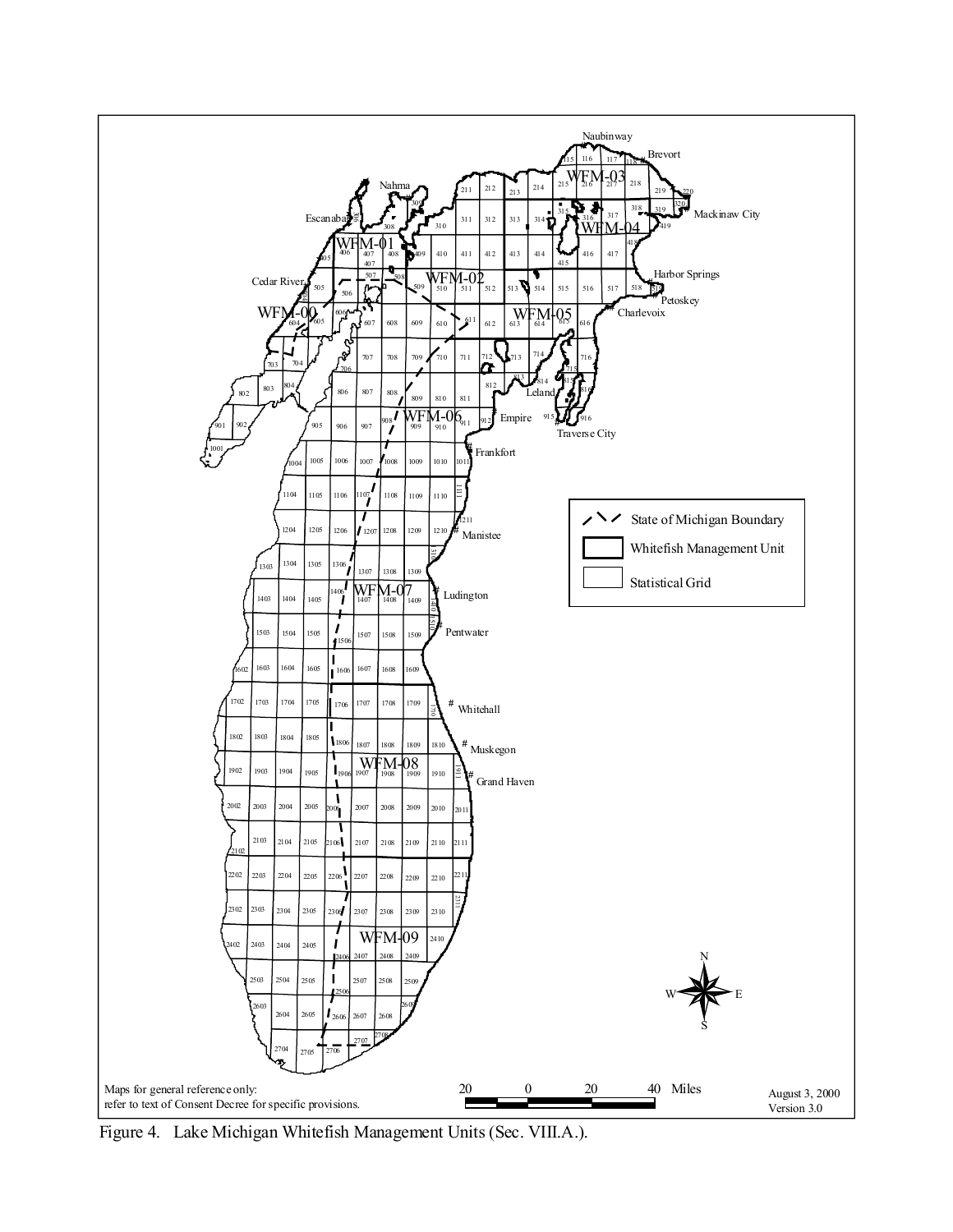Maps for general reference only:
refer to text of Consent Decree for specific provisions.

August 3, 2000
Version 3.0

Figure 4. Lake Michigan Whitefish Management Units (Sec. VIII.A.).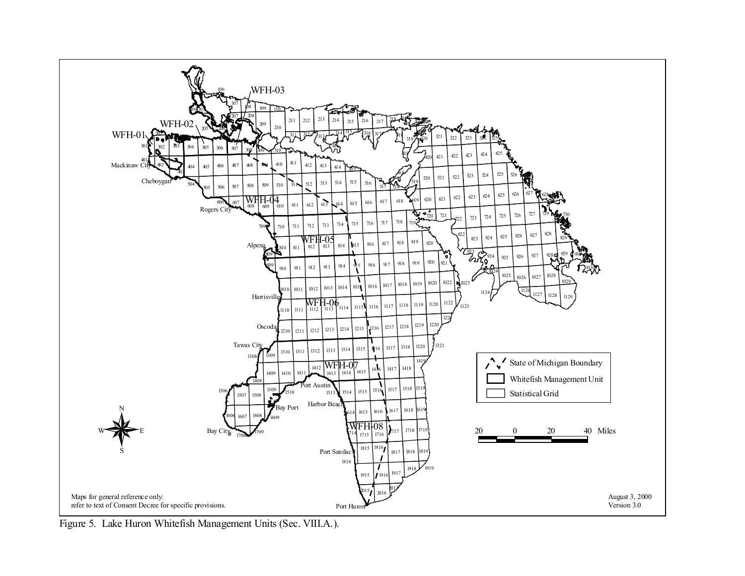Figure 5. Lake Huron Whitefish Management Units (Sec. VIII.A.).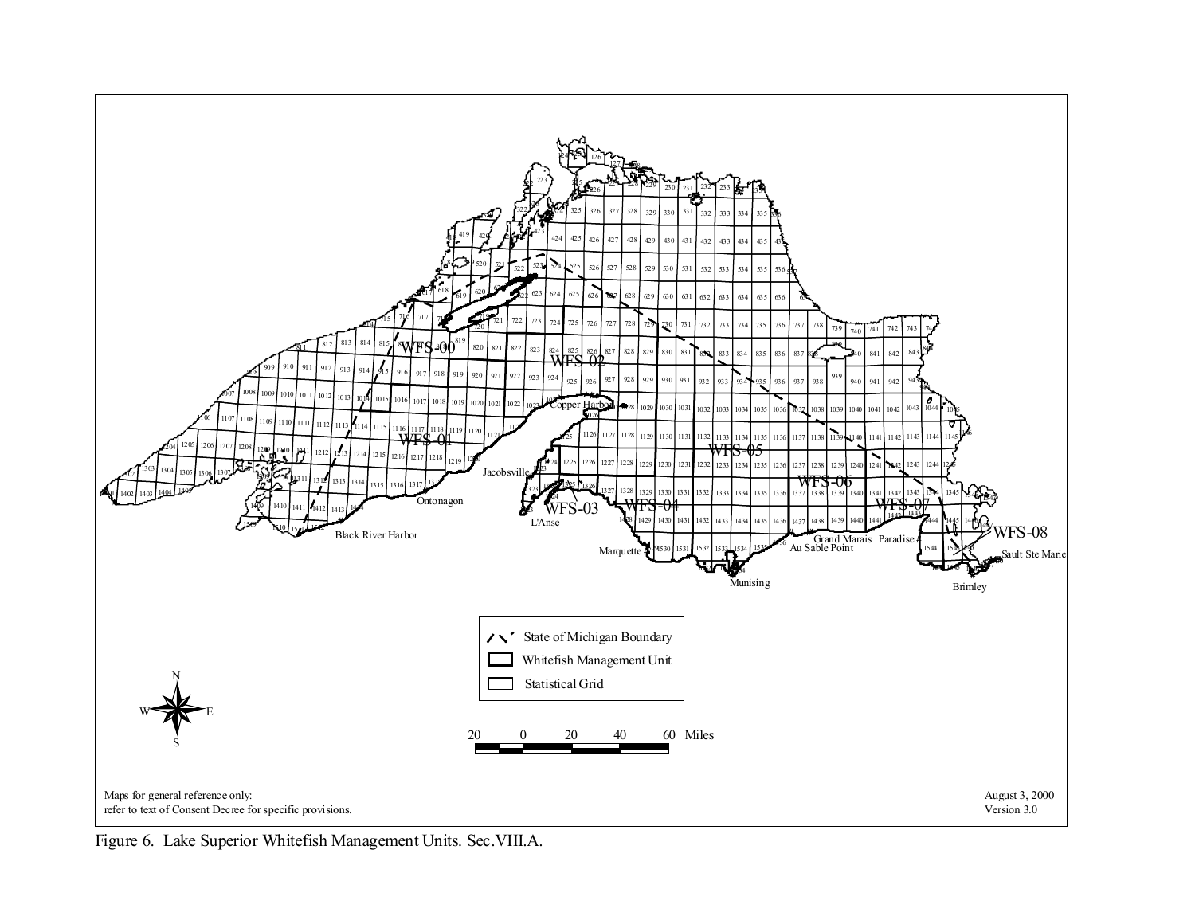Figure 6. Lake Superior Whitefish Management Units. Sec.VIII.A.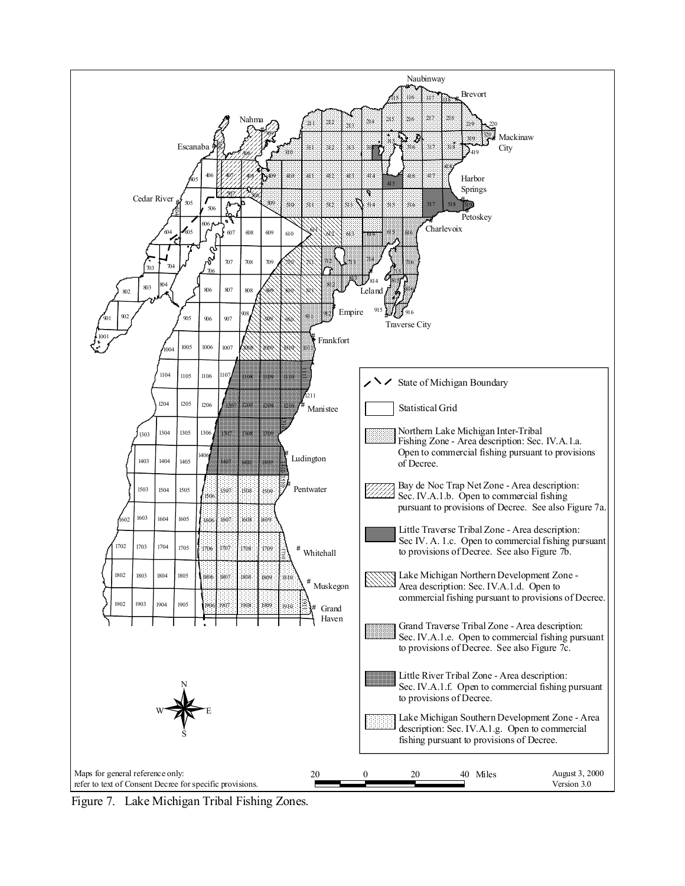Figure 7. Lake Michigan Tribal Fishing Zones.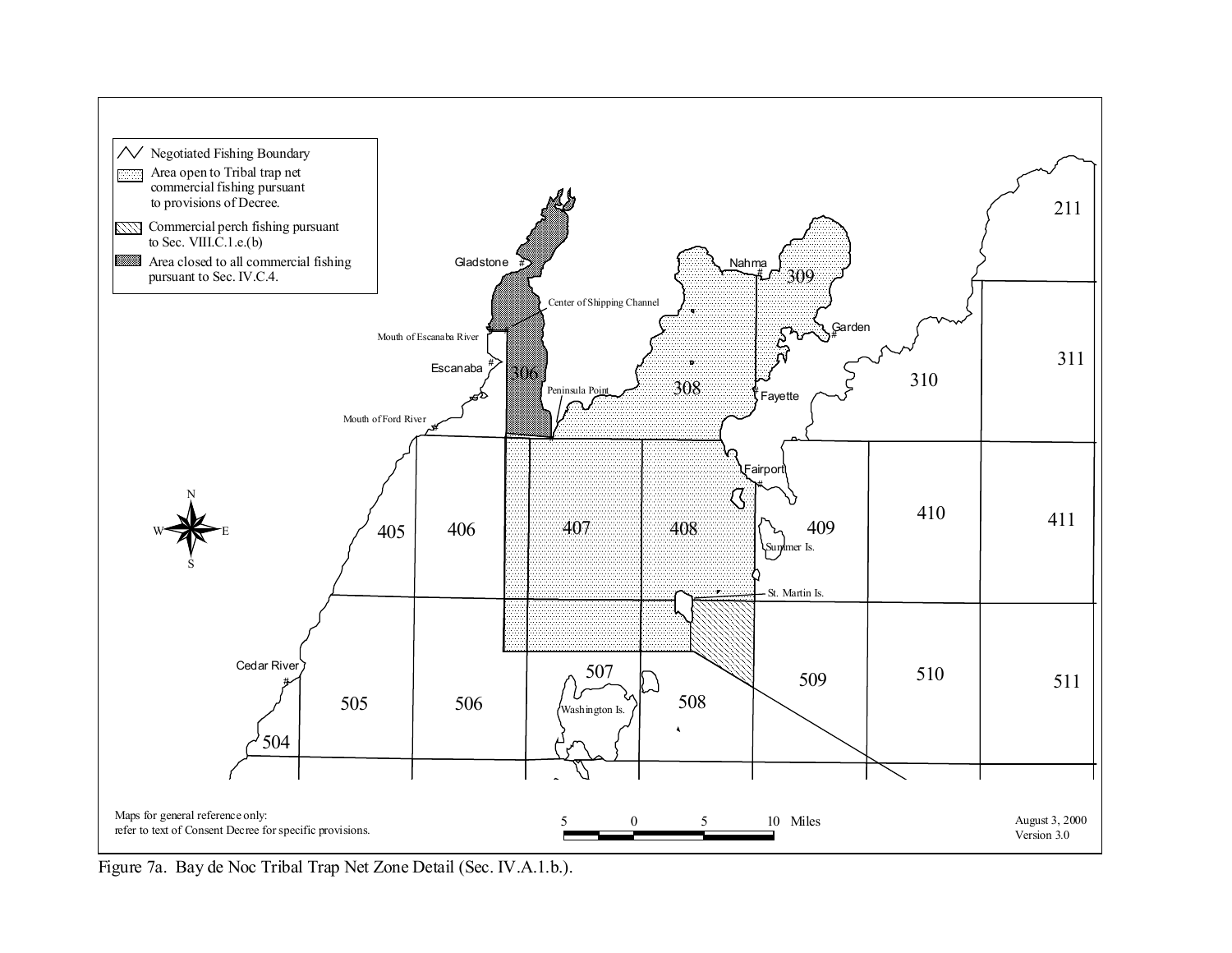Figure 7a. Bay de Noc Tribal Trap Net Zone Detail (Sec. IV.A.1.b.).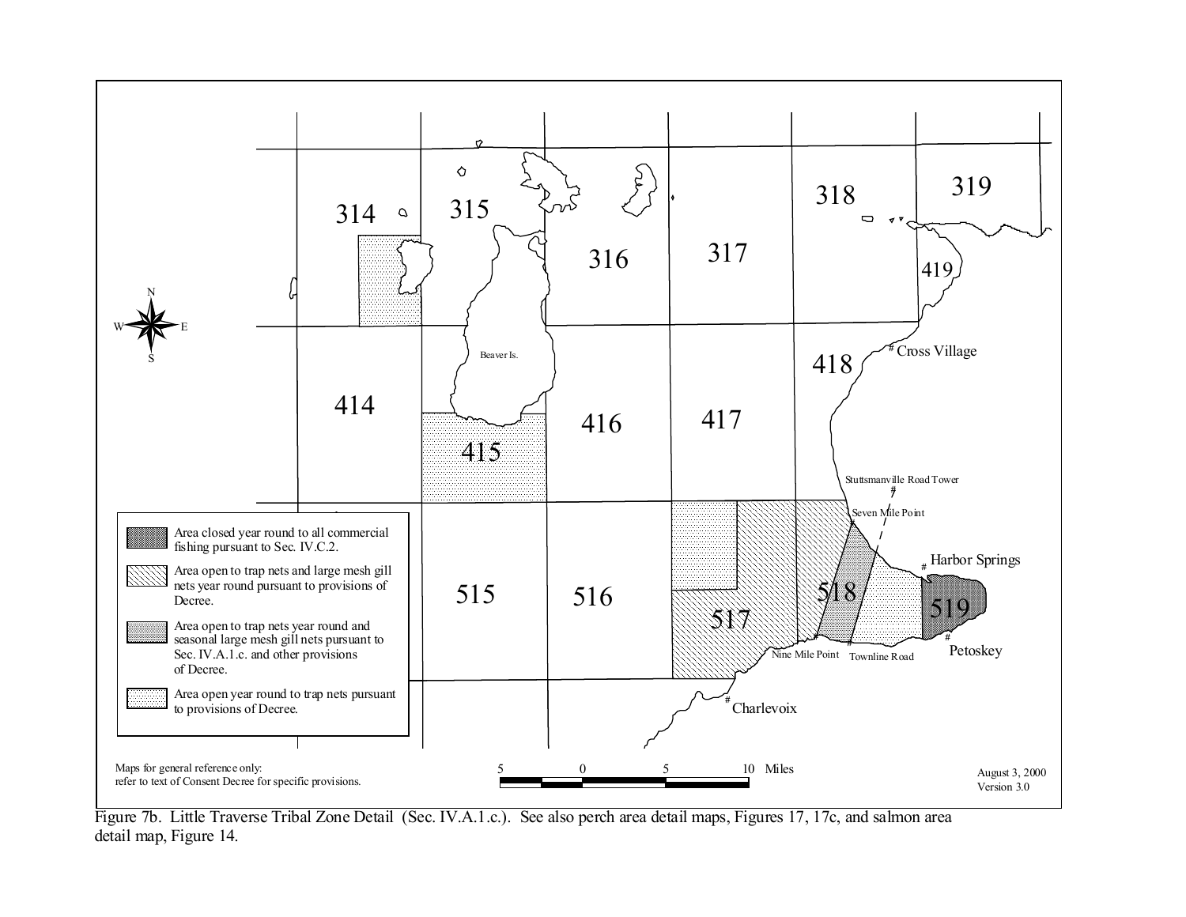Figure 7b. Little Traverse Tribal Zone Detail (Sec. IV.A.1.c.). See also perch area detail maps, Figures 17, 17c, and salmon area detail map, Figure 14.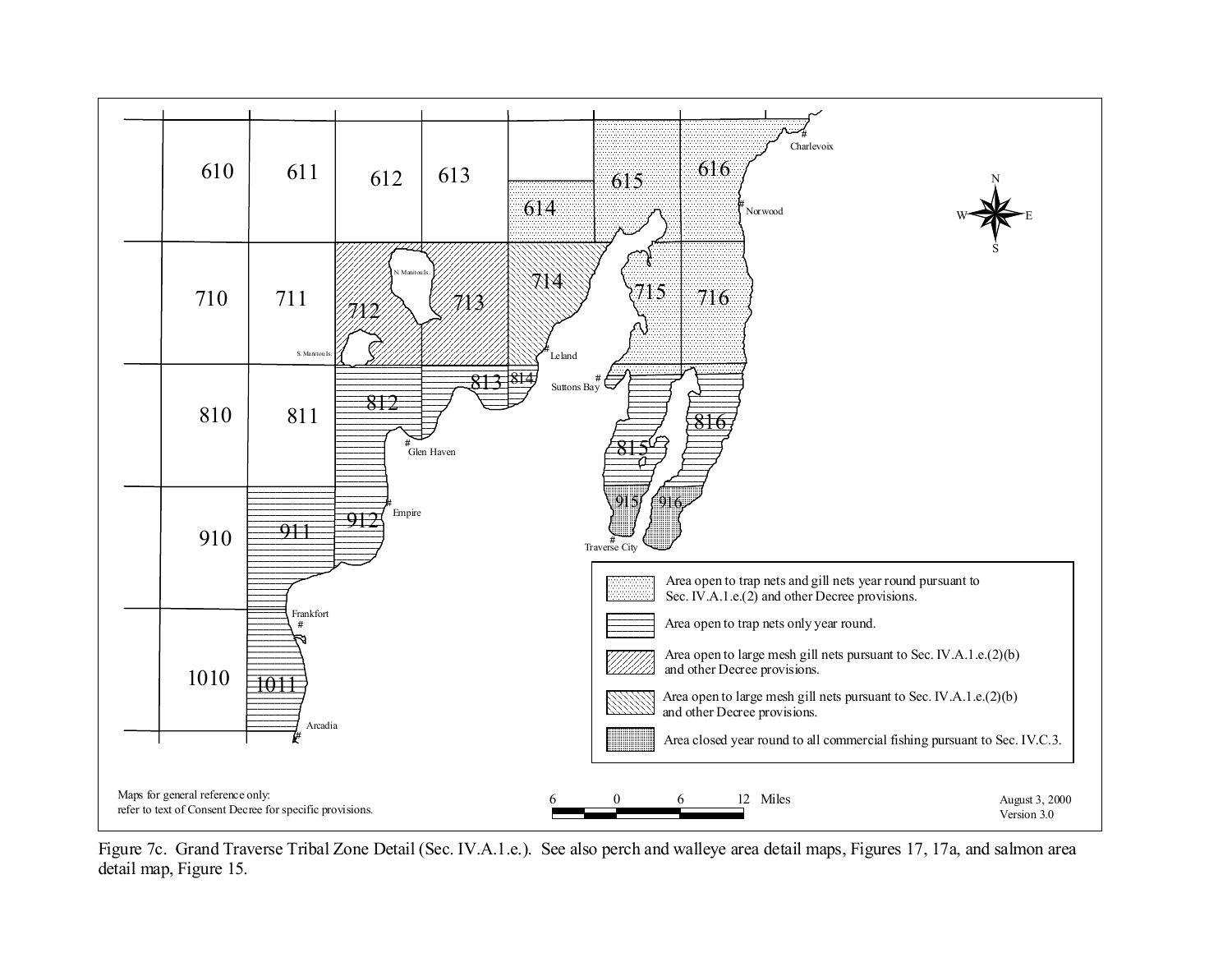| Legend | |
|---|---|
| (stippled) | Area open to trap nets and gill nets year round pursuant to Sec. IV.A.1.e.(2) and other Decree provisions. |
| (horizontal lines) | Area open to trap nets only year round. |
| (diagonal hatching) | Area open to large mesh gill nets pursuant to Sec. IV.A.1.e.(2)(b) and other Decree provisions. |
| (reverse diagonal hatching) | Area open to large mesh gill nets pursuant to Sec. IV.A.1.e.(2)(b) and other Decree provisions. |
| (dense stipple) | Area closed year round to all commercial fishing pursuant to Sec. IV.C.3. |

Maps for general reference only: refer to text of Consent Decree for specific provisions.

August 3, 2000
Version 3.0

Figure 7c. Grand Traverse Tribal Zone Detail (Sec. IV.A.1.e.). See also perch and walleye area detail maps, Figures 17, 17a, and salmon area detail map, Figure 15.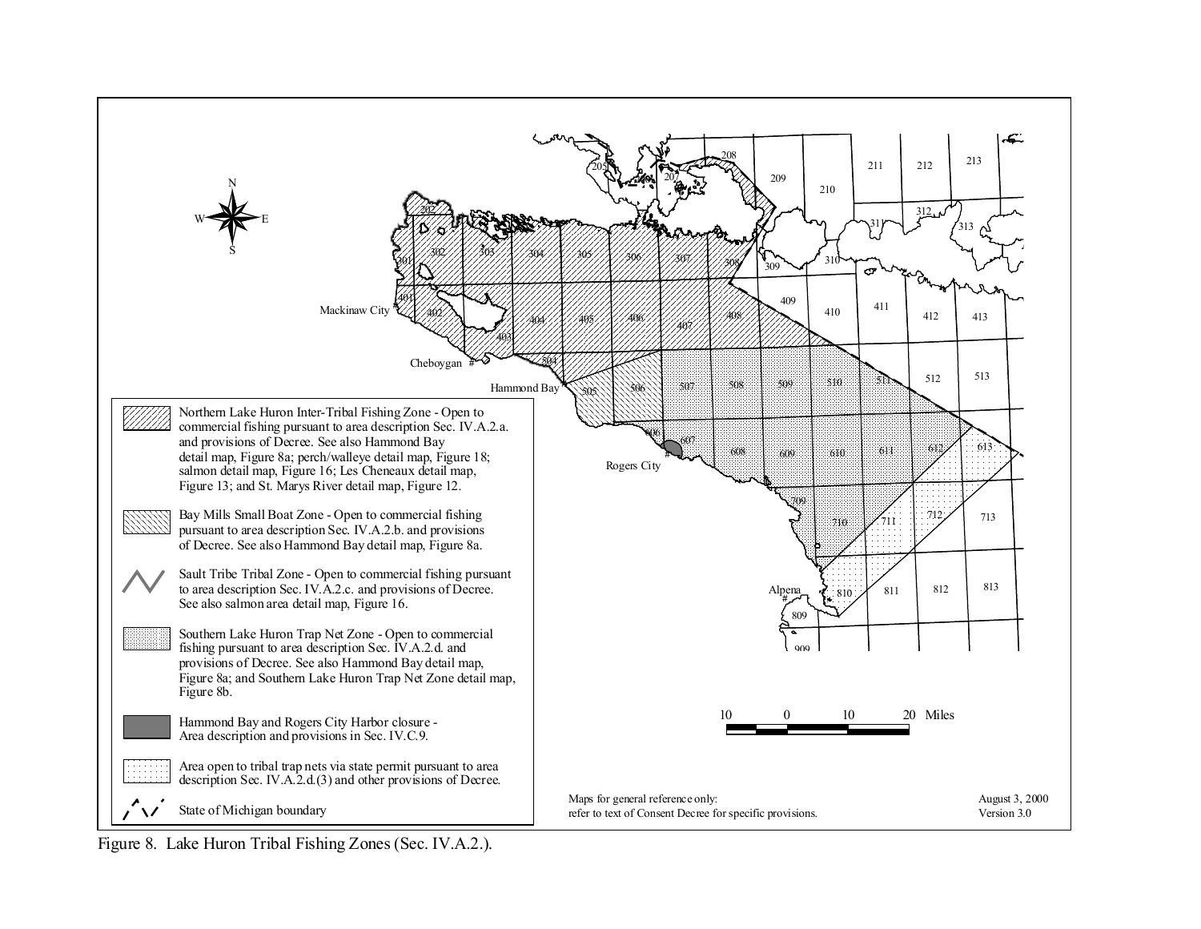Northern Lake Huron Inter-Tribal Fishing Zone - Open to commercial fishing pursuant to area description Sec. IV.A.2.a. and provisions of Decree. See also Hammond Bay detail map, Figure 8a; perch/walleye detail map, Figure 18; salmon detail map, Figure 16; Les Cheneaux detail map, Figure 13; and St. Marys River detail map, Figure 12.

Bay Mills Small Boat Zone - Open to commercial fishing pursuant to area description Sec. IV.A.2.b. and provisions of Decree. See also Hammond Bay detail map, Figure 8a.

Sault Tribe Tribal Zone - Open to commercial fishing pursuant to area description Sec. IV.A.2.c. and provisions of Decree. See also salmon area detail map, Figure 16.

Southern Lake Huron Trap Net Zone - Open to commercial fishing pursuant to area description Sec. IV.A.2.d. and provisions of Decree. See also Hammond Bay detail map, Figure 8a; and Southern Lake Huron Trap Net Zone detail map, Figure 8b.

Hammond Bay and Rogers City Harbor closure - Area description and provisions in Sec. IV.C.9.

Area open to tribal trap nets via state permit pursuant to area description Sec. IV.A.2.d.(3) and other provisions of Decree.

State of Michigan boundary

Maps for general reference only: refer to text of Consent Decree for specific provisions.

August 3, 2000
Version 3.0

Figure 8. Lake Huron Tribal Fishing Zones (Sec. IV.A.2.).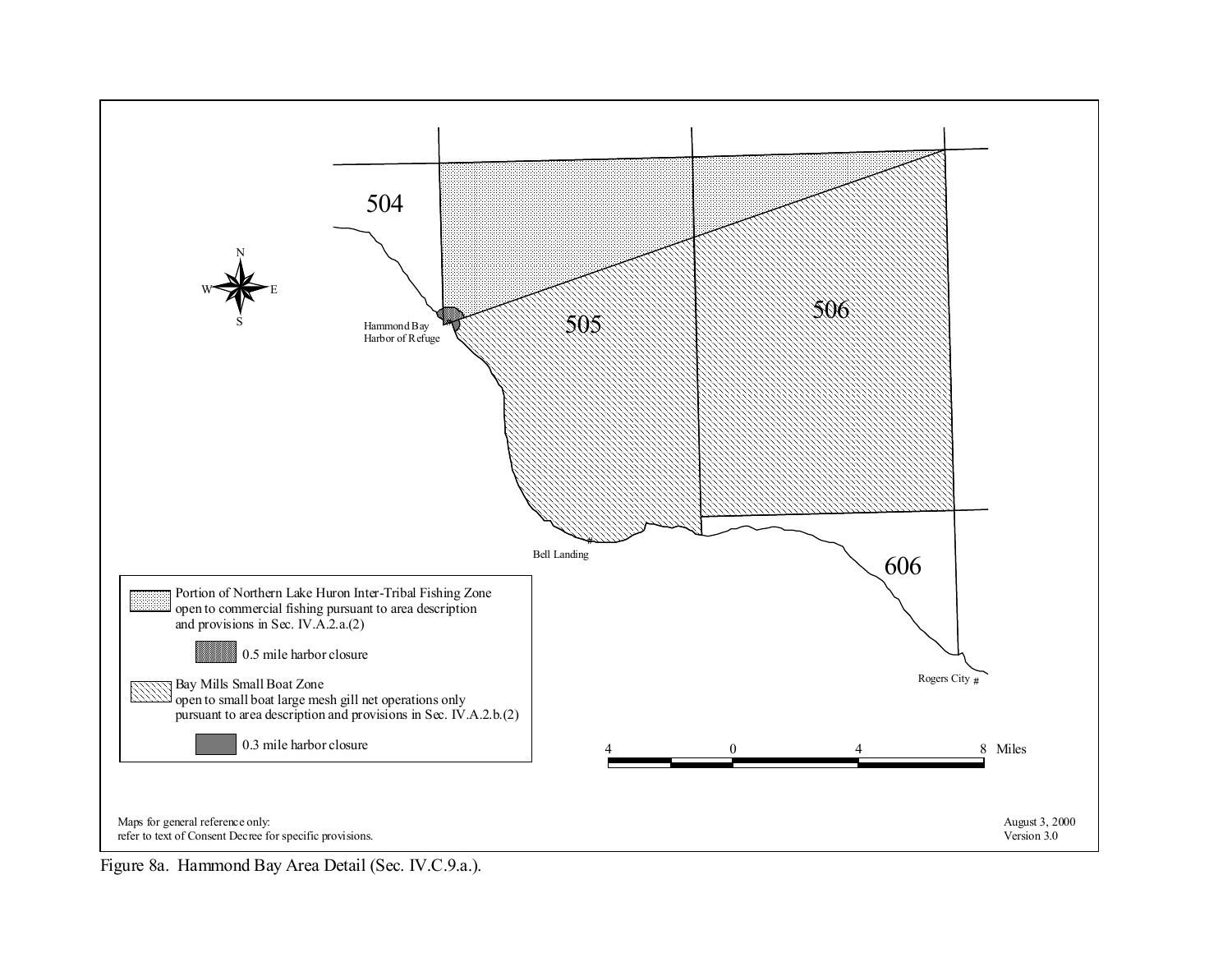504

505

506

606

Hammond Bay Harbor of Refuge

Bell Landing

Rogers City

Portion of Northern Lake Huron Inter-Tribal Fishing Zone open to commercial fishing pursuant to area description and provisions in Sec. IV.A.2.a.(2)

0.5 mile harbor closure

Bay Mills Small Boat Zone open to small boat large mesh gill net operations only pursuant to area description and provisions in Sec. IV.A.2.b.(2)

0.3 mile harbor closure

4 0 4 8 Miles

Maps for general reference only: refer to text of Consent Decree for specific provisions.

August 3, 2000
Version 3.0

Figure 8a. Hammond Bay Area Detail (Sec. IV.C.9.a.).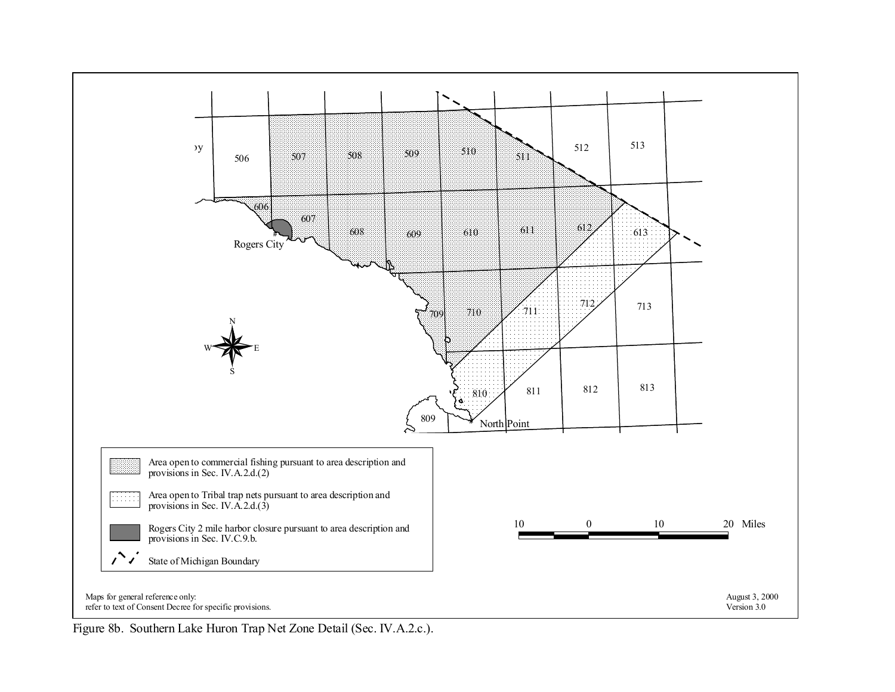Maps for general reference only:
refer to text of Consent Decree for specific provisions.

August 3, 2000
Version 3.0

Area open to commercial fishing pursuant to area description and provisions in Sec. IV.A.2.d.(2)

Area open to Tribal trap nets pursuant to area description and provisions in Sec. IV.A.2.d.(3)

Rogers City 2 mile harbor closure pursuant to area description and provisions in Sec. IV.C.9.b.

State of Michigan Boundary

Figure 8b. Southern Lake Huron Trap Net Zone Detail (Sec. IV.A.2.c.).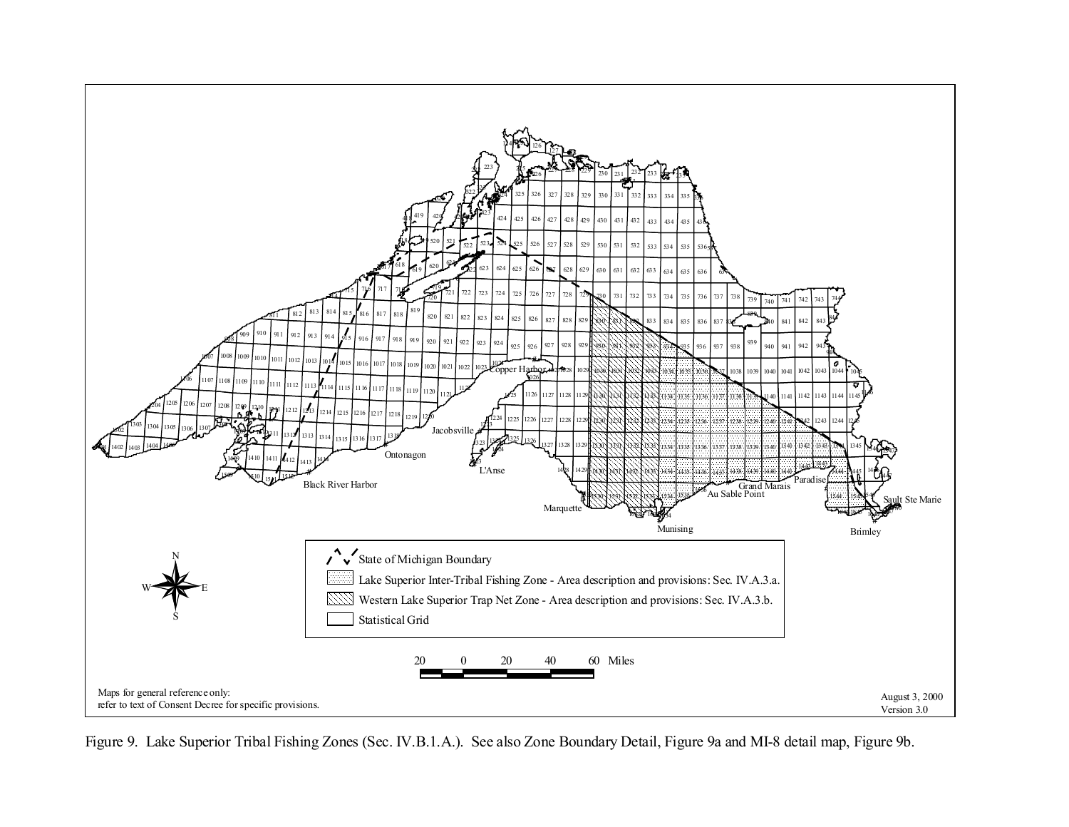Figure 9. Lake Superior Tribal Fishing Zones (Sec. IV.B.1.A.). See also Zone Boundary Detail, Figure 9a and MI-8 detail map, Figure 9b.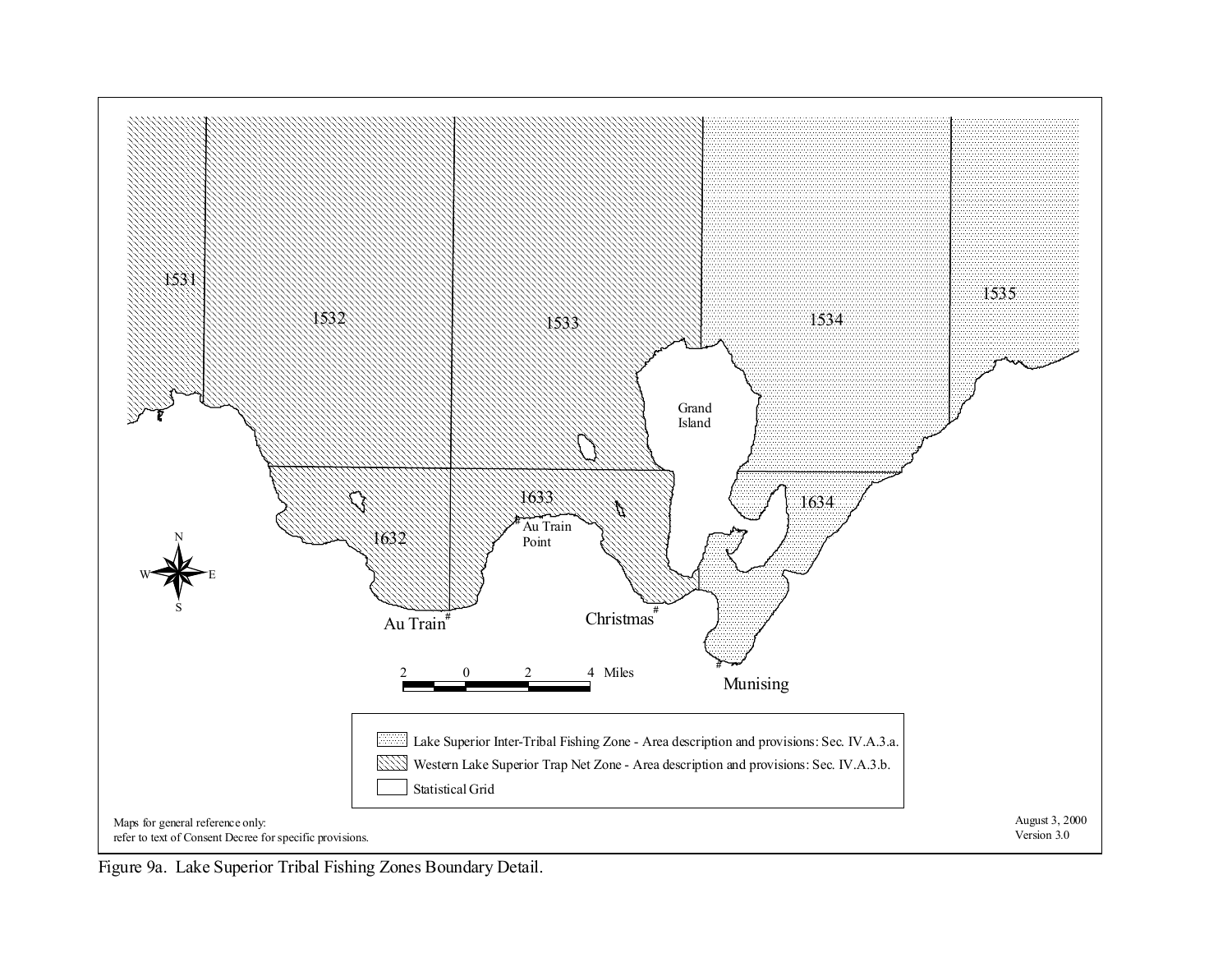Figure 9a. Lake Superior Tribal Fishing Zones Boundary Detail.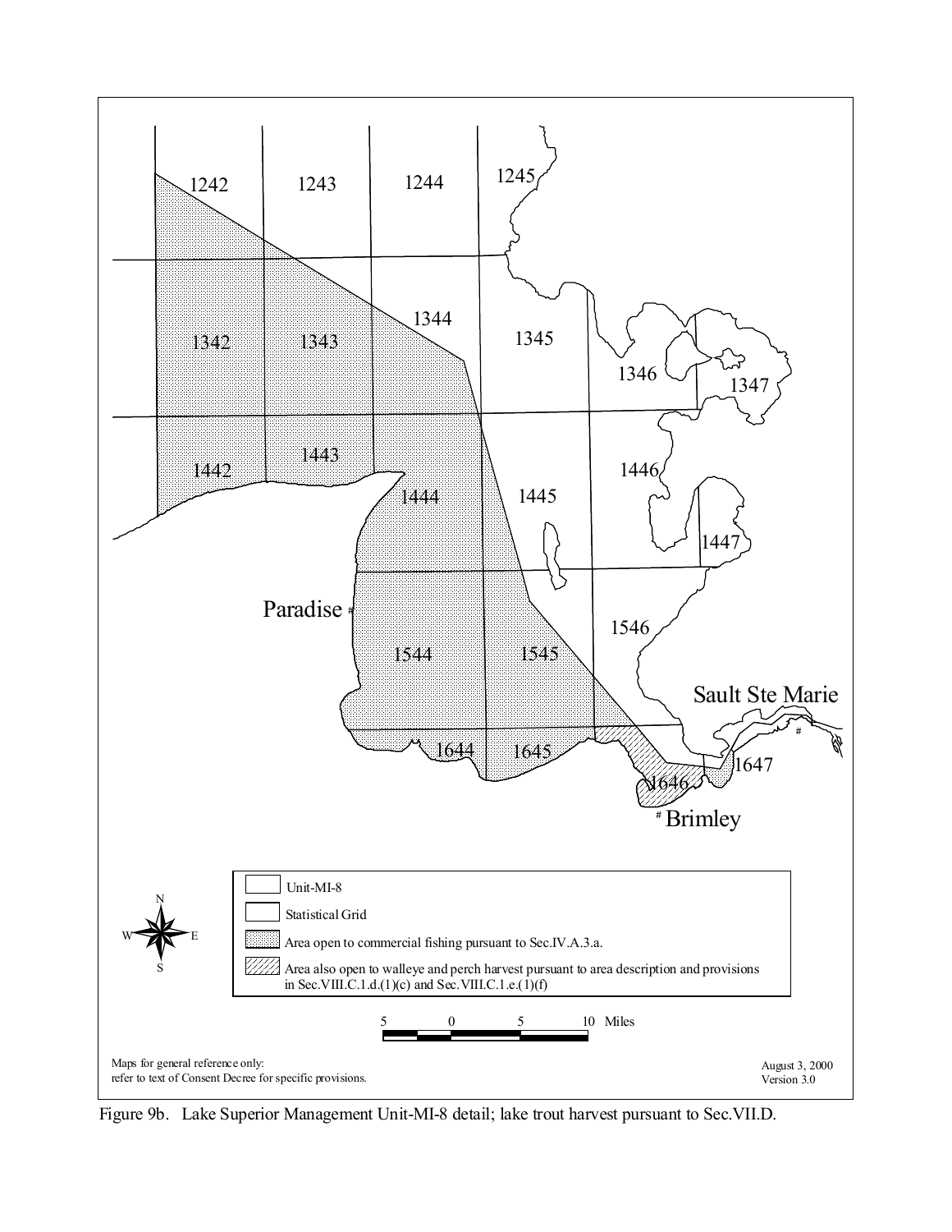| | |
|---|---|
| | Unit-MI-8 |
| | Statistical Grid |
| | Area open to commercial fishing pursuant to Sec.IV.A.3.a. |
| | Area also open to walleye and perch harvest pursuant to area description and provisions in Sec.VIII.C.1.d.(1)(c) and Sec.VIII.C.1.e.(1)(f) |

Maps for general reference only:
refer to text of Consent Decree for specific provisions.

August 3, 2000
Version 3.0

Figure 9b. Lake Superior Management Unit-MI-8 detail; lake trout harvest pursuant to Sec.VII.D.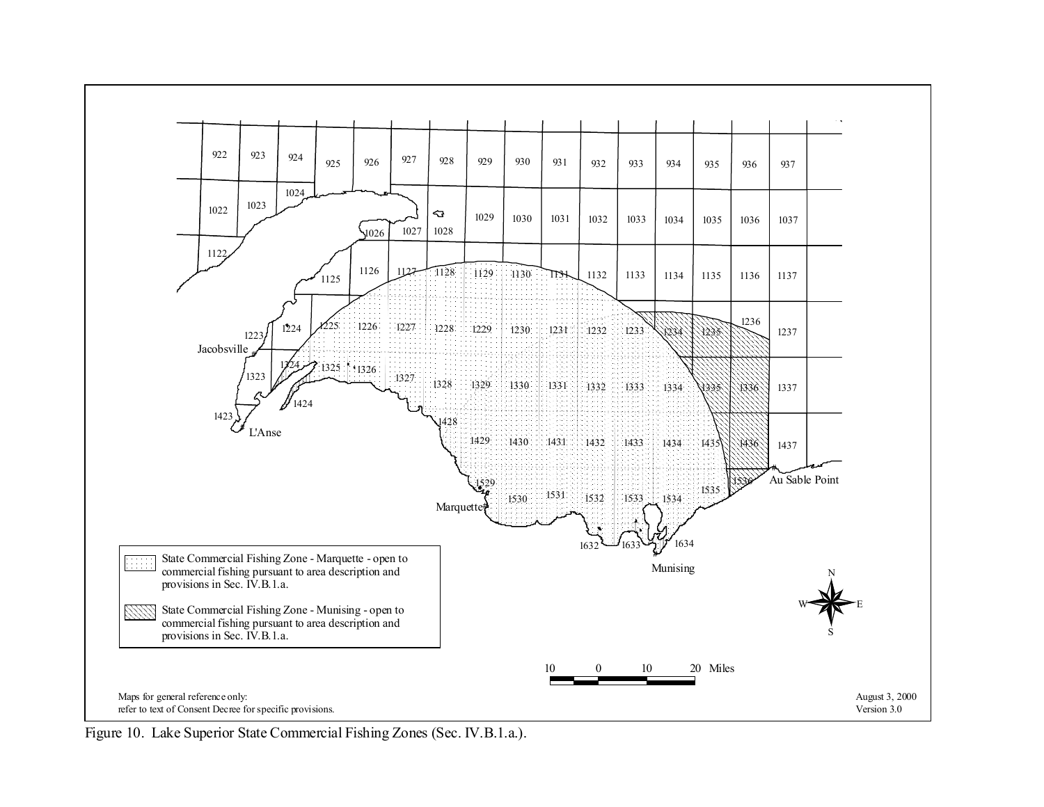Figure 10. Lake Superior State Commercial Fishing Zones (Sec. IV.B.1.a.).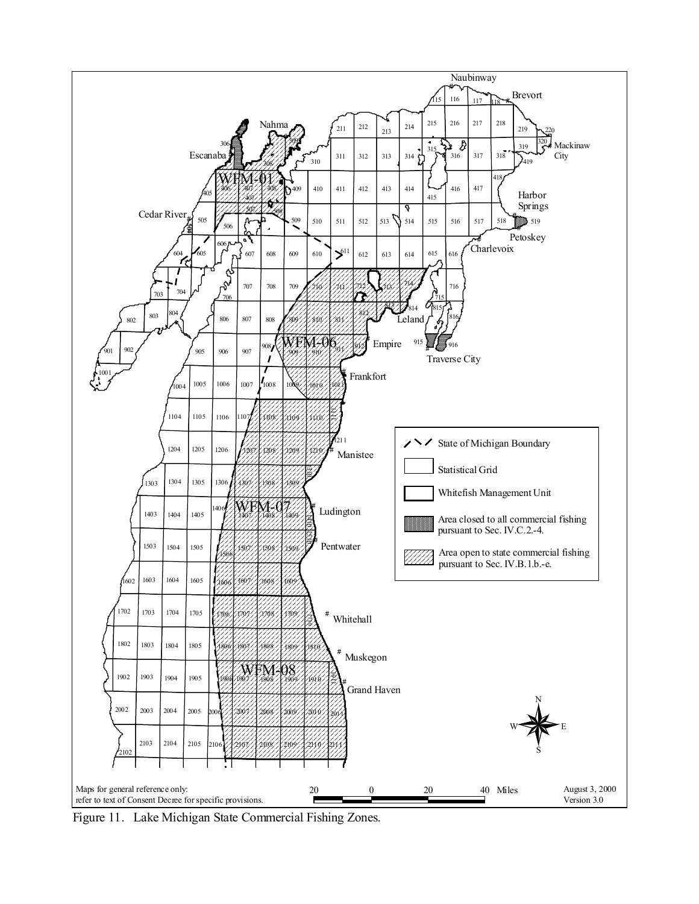Figure 11. Lake Michigan State Commercial Fishing Zones.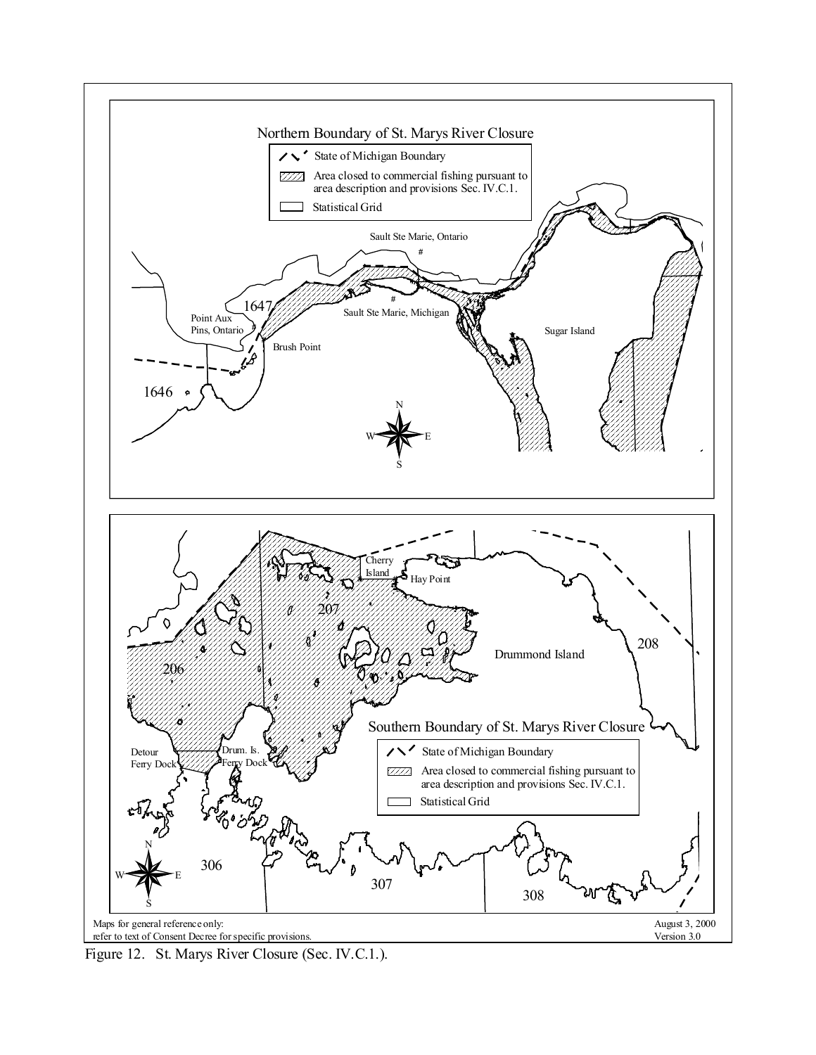Northern Boundary of St. Marys River Closure

State of Michigan Boundary

Area closed to commercial fishing pursuant to area description and provisions Sec. IV.C.1.

Statistical Grid

Sault Ste Marie, Ontario

Sault Ste Marie, Michigan

Point Aux Pins, Ontario

Brush Point

Sugar Island

1647

1646

Southern Boundary of St. Marys River Closure

State of Michigan Boundary

Area closed to commercial fishing pursuant to area description and provisions Sec. IV.C.1.

Statistical Grid

Cherry Island

Hay Point

Drummond Island

Detour Ferry Dock

Drum. Is. Ferry Dock

206 207 208 306 307 308

Maps for general reference only: refer to text of Consent Decree for specific provisions.

August 3, 2000
Version 3.0

Figure 12. St. Marys River Closure (Sec. IV.C.1.).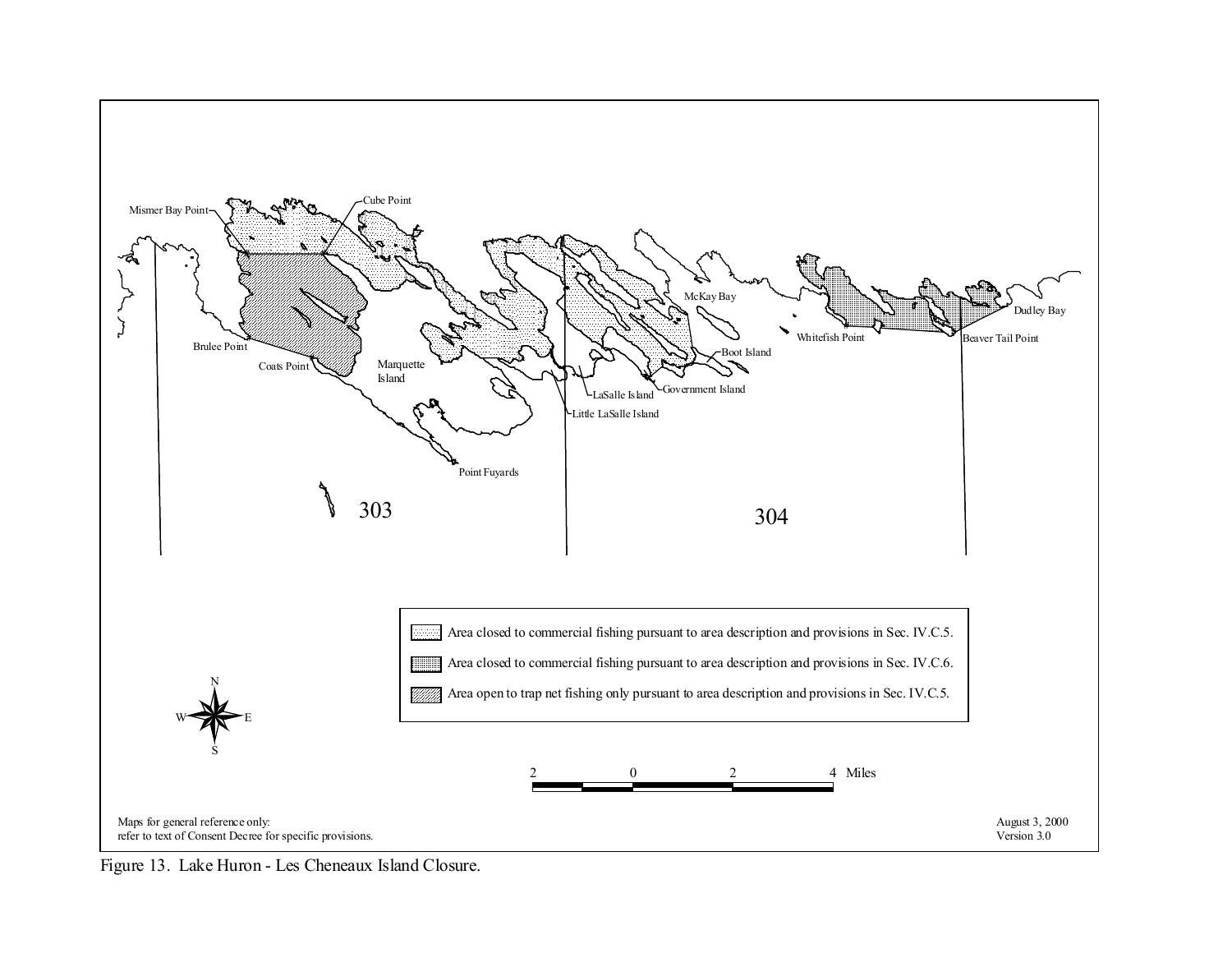Mismer Bay Point

Cube Point

McKay Bay

Dudley Bay

Whitefish Point

Beaver Tail Point

Boot Island

Brulee Point

Coats Point

Marquette Island

Government Island

LaSalle Island

Little LaSalle Island

Point Fuyards

303

304

Area closed to commercial fishing pursuant to area description and provisions in Sec. IV.C.5.

Area closed to commercial fishing pursuant to area description and provisions in Sec. IV.C.6.

Area open to trap net fishing only pursuant to area description and provisions in Sec. IV.C.5.

N
W E
S

2 0 2 4 Miles

Maps for general reference only:
refer to text of Consent Decree for specific provisions.

August 3, 2000
Version 3.0

Figure 13. Lake Huron - Les Cheneaux Island Closure.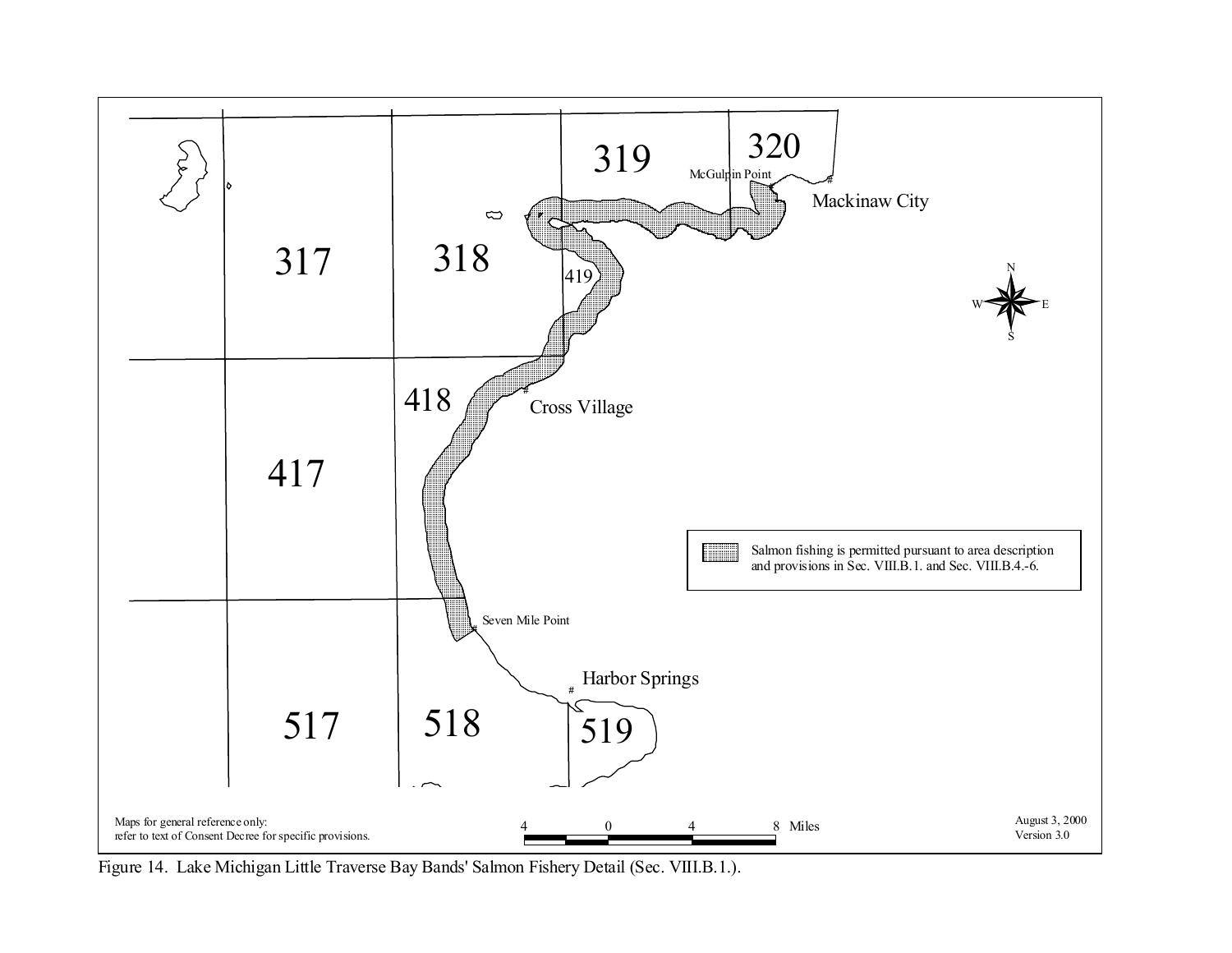Figure 14. Lake Michigan Little Traverse Bay Bands' Salmon Fishery Detail (Sec. VIII.B.1.).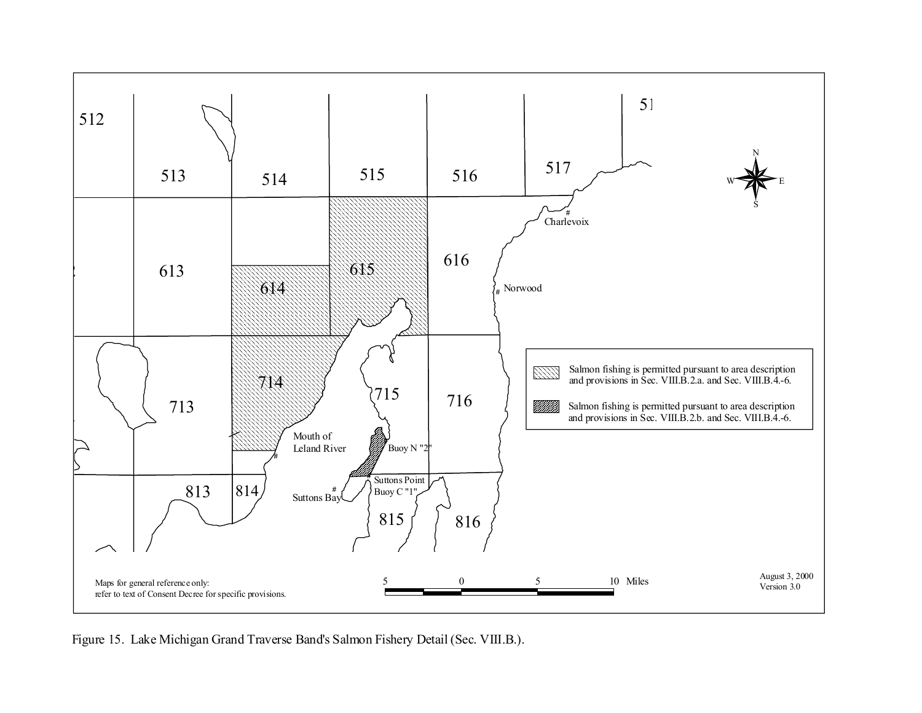512

513

514

515

516

517

51

613

614

615

616

713

714

715

716

813

814

815

816

Charlevoix

Norwood

Mouth of Leland River

Buoy N "2"

Suttons Point Buoy C "1"

Suttons Bay

N

W E

S

Salmon fishing is permitted pursuant to area description and provisions in Sec. VIII.B.2.a. and Sec. VIII.B.4.-6.

Salmon fishing is permitted pursuant to area description and provisions in Sec. VIII.B.2.b. and Sec. VIII.B.4.-6.

5 0 5 10 Miles

Maps for general reference only:
refer to text of Consent Decree for specific provisions.

August 3, 2000
Version 3.0

Figure 15. Lake Michigan Grand Traverse Band's Salmon Fishery Detail (Sec. VIII.B.).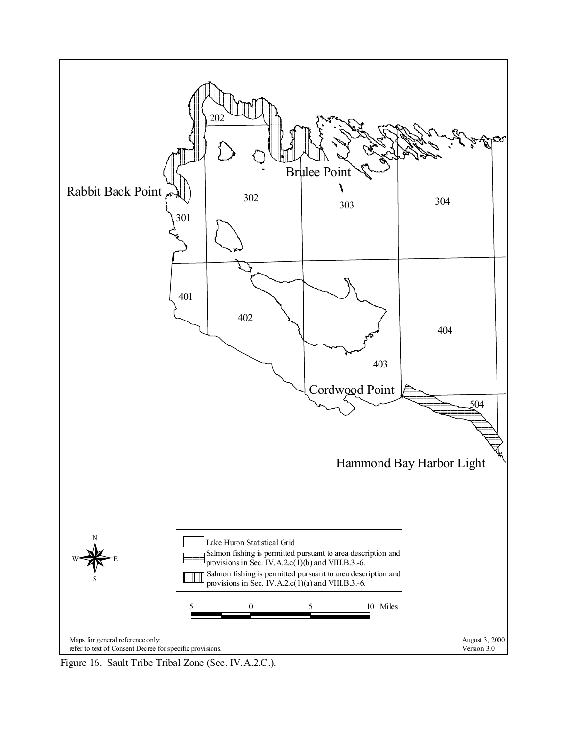Rabbit Back Point

202

301

302

Brulee Point

303

304

401

402

403

404

Cordwood Point

504

Hammond Bay Harbor Light

Lake Huron Statistical Grid

Salmon fishing is permitted pursuant to area description and provisions in Sec. IV.A.2.c(1)(b) and VIII.B.3.-6.

Salmon fishing is permitted pursuant to area description and provisions in Sec. IV.A.2.c(1)(a) and VIII.B.3.-6.

5 0 5 10 Miles

Maps for general reference only:
refer to text of Consent Decree for specific provisions.

August 3, 2000
Version 3.0

Figure 16. Sault Tribe Tribal Zone (Sec. IV.A.2.C.).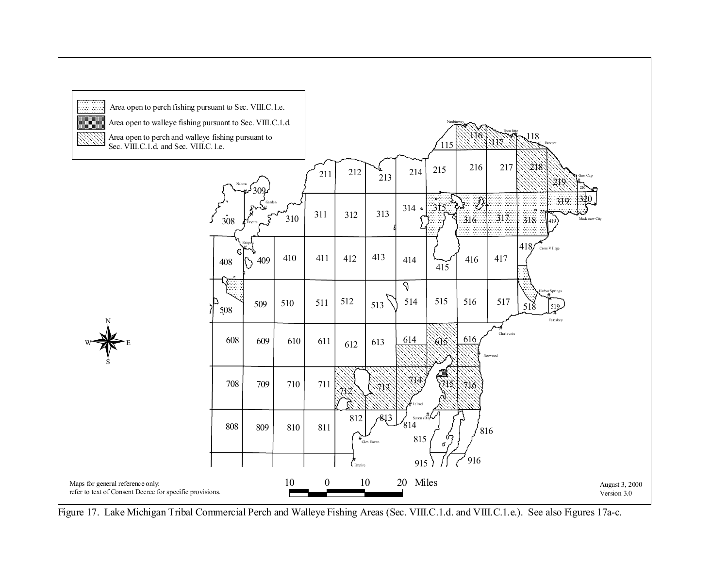Area open to perch fishing pursuant to Sec. VIII.C.1.e.

Area open to walleye fishing pursuant to Sec. VIII.C.1.d.

Area open to perch and walleye fishing pursuant to Sec. VIII.C.1.d. and Sec. VIII.C.1.e.

Maps for general reference only: refer to text of Consent Decree for specific provisions.

August 3, 2000
Version 3.0

Figure 17. Lake Michigan Tribal Commercial Perch and Walleye Fishing Areas (Sec. VIII.C.1.d. and VIII.C.1.e.). See also Figures 17a-c.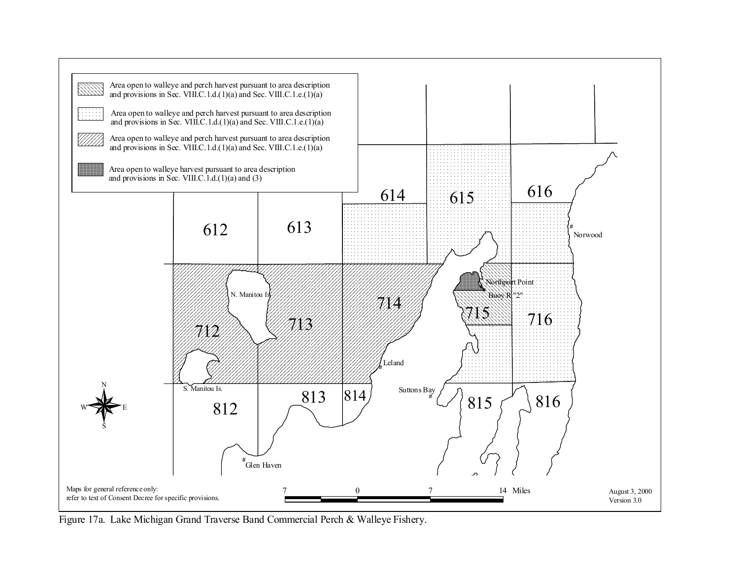Area open to walleye and perch harvest pursuant to area description and provisions in Sec. VIII.C.1.d.(1)(a) and Sec. VIII.C.1.e.(1)(a)

Area open to walleye and perch harvest pursuant to area description and provisions in Sec. VIII.C.1.d.(1)(a) and Sec. VIII.C.1.e.(1)(a)

Area open to walleye and perch harvest pursuant to area description and provisions in Sec. VIII.C.1.d.(1)(a) and Sec. VIII.C.1.e.(1)(a)

Area open to walleye harvest pursuant to area description and provisions in Sec. VIII.C.1.d.(1)(a) and (3)

612 613 614 615 616 712 713 714 715 716 812 813 814 815 816

N. Manitou Is. S. Manitou Is. Leland Suttons Bay Northport Point Buoy R "2" Norwood Glen Haven

Maps for general reference only: refer to text of Consent Decree for specific provisions.

7 0 7 14 Miles

August 3, 2000
Version 3.0

Figure 17a. Lake Michigan Grand Traverse Band Commercial Perch & Walleye Fishery.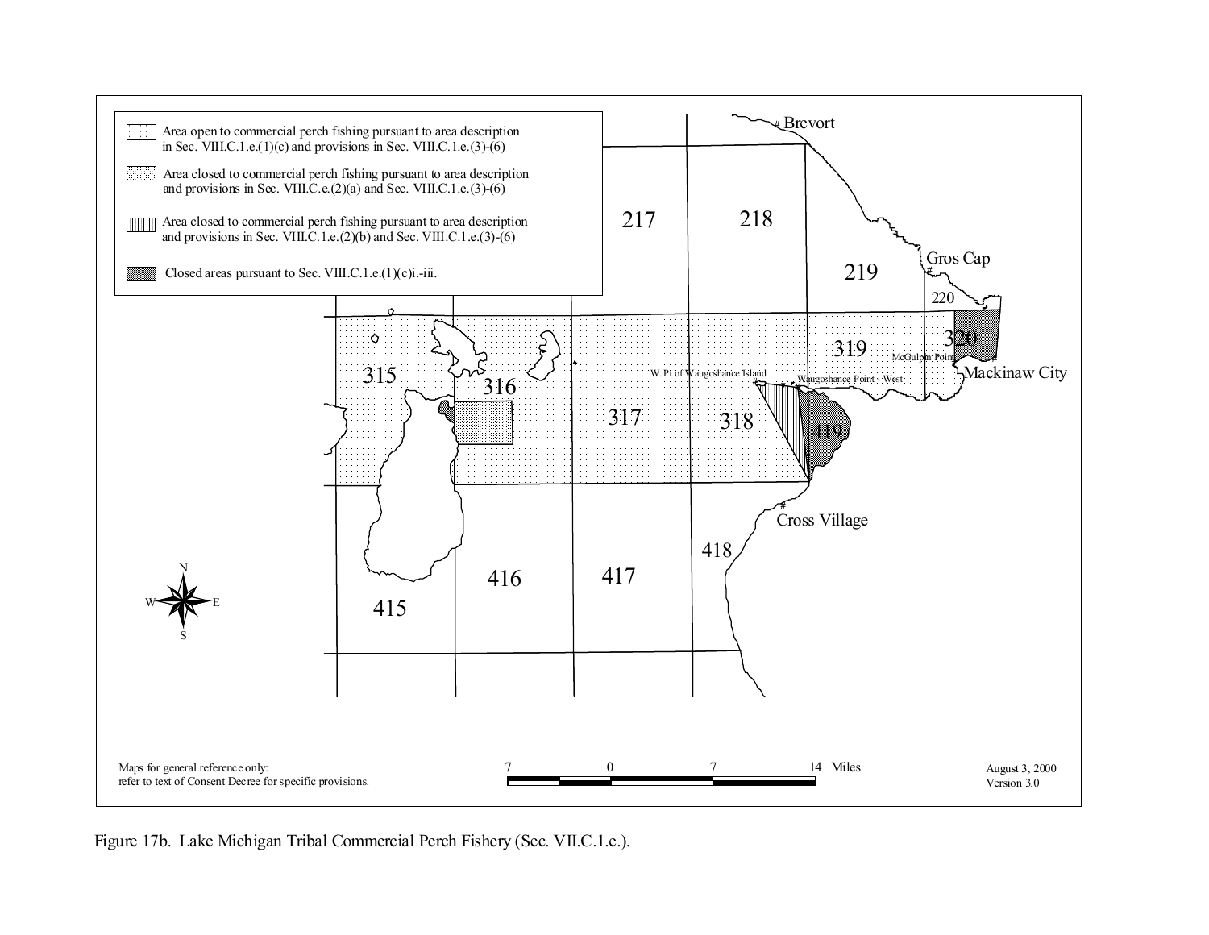Area open to commercial perch fishing pursuant to area description in Sec. VIII.C.1.e.(1)(c) and provisions in Sec. VIII.C.1.e.(3)-(6)

Area closed to commercial perch fishing pursuant to area description and provisions in Sec. VIII.C.e.(2)(a) and Sec. VIII.C.1.e.(3)-(6)

Area closed to commercial perch fishing pursuant to area description and provisions in Sec. VIII.C.1.e.(2)(b) and Sec. VIII.C.1.e.(3)-(6)

Closed areas pursuant to Sec. VIII.C.1.e.(1)(c)i.-iii.

Brevort

217 218 219

Gros Cap

220

319 320

McGulpin Point

Mackinaw City

315 316 317 318 419

W. Pt of Waugoshance Island

Waugoshance Point - West

Cross Village

418

415 416 417

N W E S

Maps for general reference only: refer to text of Consent Decree for specific provisions.

7 0 7 14 Miles

August 3, 2000
Version 3.0

Figure 17b. Lake Michigan Tribal Commercial Perch Fishery (Sec. VII.C.1.e.).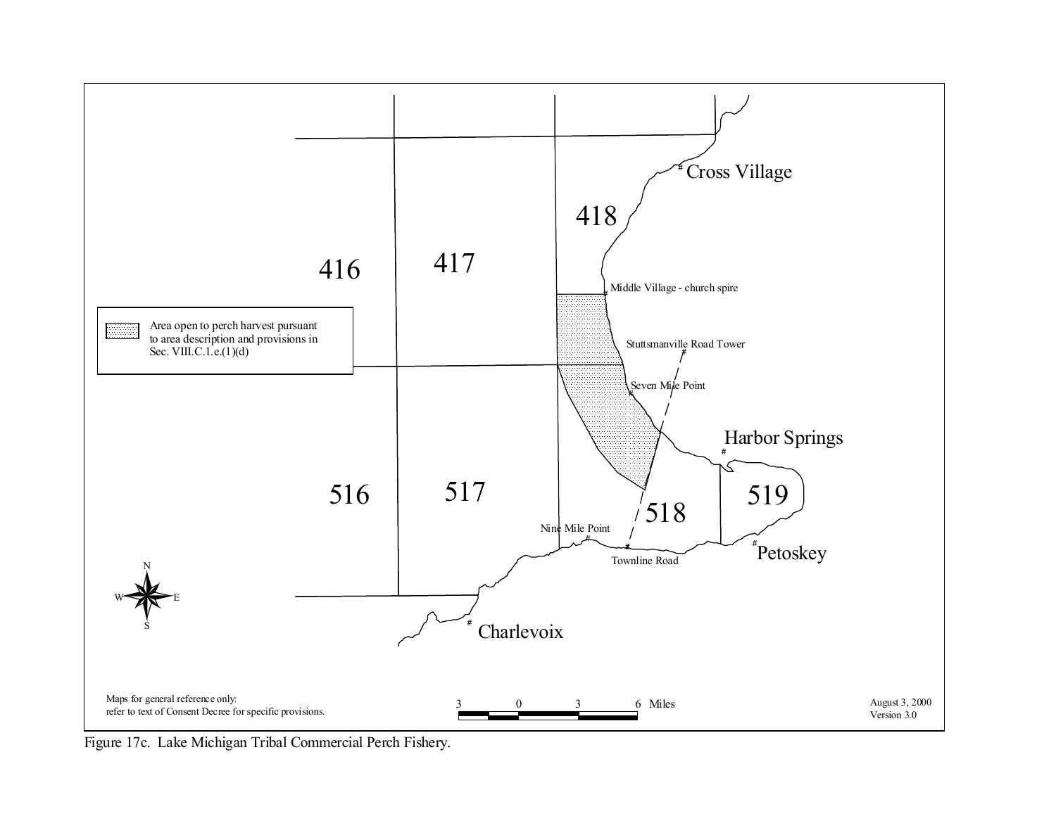416

417

418

516

517

518

519

Cross Village

Middle Village - church spire

Stuttsmanville Road Tower

Seven Mile Point

Harbor Springs

Petoskey

Nine Mile Point

Townline Road

Charlevoix

Area open to perch harvest pursuant to area description and provisions in Sec. VIII.C.1.e.(1)(d)

N

W E

S

3 0 3 6 Miles

Maps for general reference only:
refer to text of Consent Decree for specific provisions.

August 3, 2000
Version 3.0

Figure 17c. Lake Michigan Tribal Commercial Perch Fishery.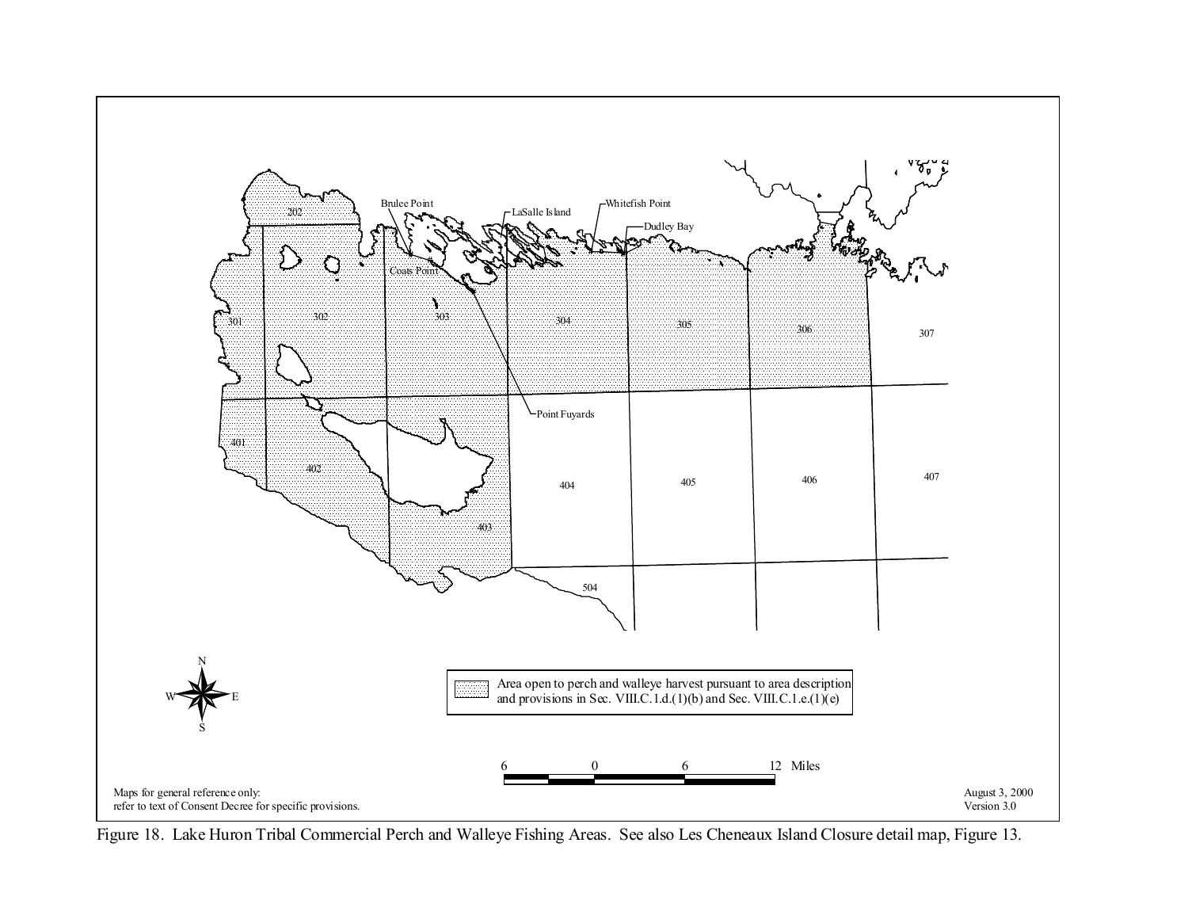202

Brulee Point

LaSalle Island

Whitefish Point

Dudley Bay

Coats Point

301

302

303

304

305

306

307

Point Fuyards

401

402

403

404

405

406

407

504

N

W

E

S

Area open to perch and walleye harvest pursuant to area description and provisions in Sec. VIII.C.1.d.(1)(b) and Sec. VIII.C.1.e.(1)(e)

6 0 6 12 Miles

Maps for general reference only:
refer to text of Consent Decree for specific provisions.

August 3, 2000
Version 3.0

Figure 18. Lake Huron Tribal Commercial Perch and Walleye Fishing Areas. See also Les Cheneaux Island Closure detail map, Figure 13.